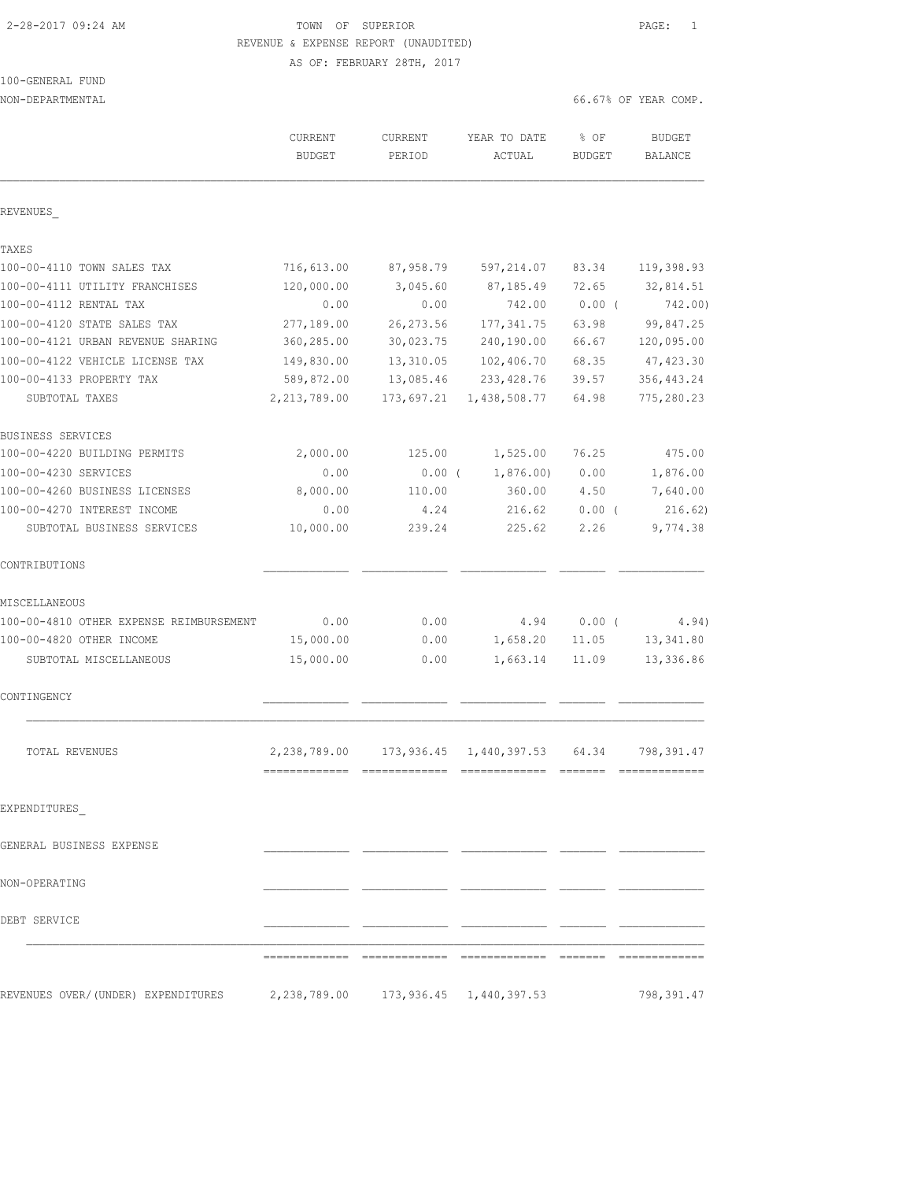2-28-2017 09:24 AM

# TOWN OF SUPERIOR

REVENUE & EXPENSE REPORT (UNAUDITED)

AS OF: FEBRUARY 28TH, 2017

100-GENERAL FUND

NON-DEPARTMENTAL — 66.67% OF YEAR COMP.

| | CURRENT BUDGET | CURRENT PERIOD | YEAR TO DATE ACTUAL | % OF BUDGET | BUDGET BALANCE |
|---|---|---|---|---|---|
| **REVENUES** | | | | | |
| **TAXES** | | | | | |
| 100-00-4110 TOWN SALES TAX | 716,613.00 | 87,958.79 | 597,214.07 | 83.34 | 119,398.93 |
| 100-00-4111 UTILITY FRANCHISES | 120,000.00 | 3,045.60 | 87,185.49 | 72.65 | 32,814.51 |
| 100-00-4112 RENTAL TAX | 0.00 | 0.00 | 742.00 | 0.00 | ( 742.00) |
| 100-00-4120 STATE SALES TAX | 277,189.00 | 26,273.56 | 177,341.75 | 63.98 | 99,847.25 |
| 100-00-4121 URBAN REVENUE SHARING | 360,285.00 | 30,023.75 | 240,190.00 | 66.67 | 120,095.00 |
| 100-00-4122 VEHICLE LICENSE TAX | 149,830.00 | 13,310.05 | 102,406.70 | 68.35 | 47,423.30 |
| 100-00-4133 PROPERTY TAX | 589,872.00 | 13,085.46 | 233,428.76 | 39.57 | 356,443.24 |
| SUBTOTAL TAXES | 2,213,789.00 | 173,697.21 | 1,438,508.77 | 64.98 | 775,280.23 |
| **BUSINESS SERVICES** | | | | | |
| 100-00-4220 BUILDING PERMITS | 2,000.00 | 125.00 | 1,525.00 | 76.25 | 475.00 |
| 100-00-4230 SERVICES | 0.00 | 0.00 | ( 1,876.00) | 0.00 | 1,876.00 |
| 100-00-4260 BUSINESS LICENSES | 8,000.00 | 110.00 | 360.00 | 4.50 | 7,640.00 |
| 100-00-4270 INTEREST INCOME | 0.00 | 4.24 | 216.62 | 0.00 | ( 216.62) |
| SUBTOTAL BUSINESS SERVICES | 10,000.00 | 239.24 | 225.62 | 2.26 | 9,774.38 |
| **CONTRIBUTIONS** | | | | | |
| **MISCELLANEOUS** | | | | | |
| 100-00-4810 OTHER EXPENSE REIMBURSEMENT | 0.00 | 0.00 | 4.94 | 0.00 | ( 4.94) |
| 100-00-4820 OTHER INCOME | 15,000.00 | 0.00 | 1,658.20 | 11.05 | 13,341.80 |
| SUBTOTAL MISCELLANEOUS | 15,000.00 | 0.00 | 1,663.14 | 11.09 | 13,336.86 |
| **CONTINGENCY** | | | | | |
| TOTAL REVENUES | 2,238,789.00 | 173,936.45 | 1,440,397.53 | 64.34 | 798,391.47 |
| **EXPENDITURES** | | | | | |
| GENERAL BUSINESS EXPENSE | | | | | |
| NON-OPERATING | | | | | |
| DEBT SERVICE | | | | | |
| REVENUES OVER/(UNDER) EXPENDITURES | 2,238,789.00 | 173,936.45 | 1,440,397.53 | | 798,391.47 |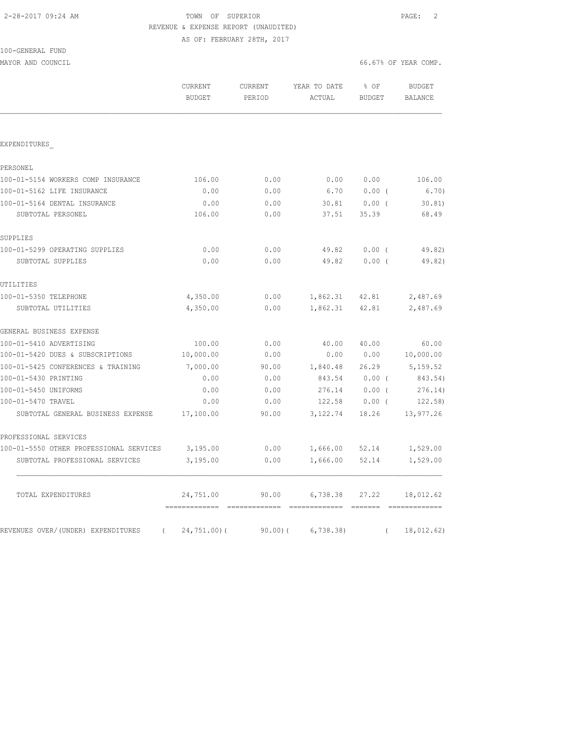TOWN OF SUPERIOR
REVENUE & EXPENSE REPORT (UNAUDITED)
AS OF: FEBRUARY 28TH, 2017

100-GENERAL FUND
MAYOR AND COUNCIL

66.67% OF YEAR COMP.

| | CURRENT BUDGET | CURRENT PERIOD | YEAR TO DATE ACTUAL | % OF BUDGET | BUDGET BALANCE |
|---|---|---|---|---|---|
| EXPENDITURES_ | | | | | |
| PERSONEL | | | | | |
| 100-01-5154 WORKERS COMP INSURANCE | 106.00 | 0.00 | 0.00 | 0.00 | 106.00 |
| 100-01-5162 LIFE INSURANCE | 0.00 | 0.00 | 6.70 | 0.00 ( | 6.70) |
| 100-01-5164 DENTAL INSURANCE | 0.00 | 0.00 | 30.81 | 0.00 ( | 30.81) |
| SUBTOTAL PERSONEL | 106.00 | 0.00 | 37.51 | 35.39 | 68.49 |
| SUPPLIES | | | | | |
| 100-01-5299 OPERATING SUPPLIES | 0.00 | 0.00 | 49.82 | 0.00 ( | 49.82) |
| SUBTOTAL SUPPLIES | 0.00 | 0.00 | 49.82 | 0.00 ( | 49.82) |
| UTILITIES | | | | | |
| 100-01-5350 TELEPHONE | 4,350.00 | 0.00 | 1,862.31 | 42.81 | 2,487.69 |
| SUBTOTAL UTILITIES | 4,350.00 | 0.00 | 1,862.31 | 42.81 | 2,487.69 |
| GENERAL BUSINESS EXPENSE | | | | | |
| 100-01-5410 ADVERTISING | 100.00 | 0.00 | 40.00 | 40.00 | 60.00 |
| 100-01-5420 DUES & SUBSCRIPTIONS | 10,000.00 | 0.00 | 0.00 | 0.00 | 10,000.00 |
| 100-01-5425 CONFERENCES & TRAINING | 7,000.00 | 90.00 | 1,840.48 | 26.29 | 5,159.52 |
| 100-01-5430 PRINTING | 0.00 | 0.00 | 843.54 | 0.00 ( | 843.54) |
| 100-01-5450 UNIFORMS | 0.00 | 0.00 | 276.14 | 0.00 ( | 276.14) |
| 100-01-5470 TRAVEL | 0.00 | 0.00 | 122.58 | 0.00 ( | 122.58) |
| SUBTOTAL GENERAL BUSINESS EXPENSE | 17,100.00 | 90.00 | 3,122.74 | 18.26 | 13,977.26 |
| PROFESSIONAL SERVICES | | | | | |
| 100-01-5550 OTHER PROFESSIONAL SERVICES | 3,195.00 | 0.00 | 1,666.00 | 52.14 | 1,529.00 |
| SUBTOTAL PROFESSIONAL SERVICES | 3,195.00 | 0.00 | 1,666.00 | 52.14 | 1,529.00 |
| TOTAL EXPENDITURES | 24,751.00 | 90.00 | 6,738.38 | 27.22 | 18,012.62 |
| REVENUES OVER/(UNDER) EXPENDITURES | ( 24,751.00)( | 90.00)( | 6,738.38) | ( | 18,012.62) |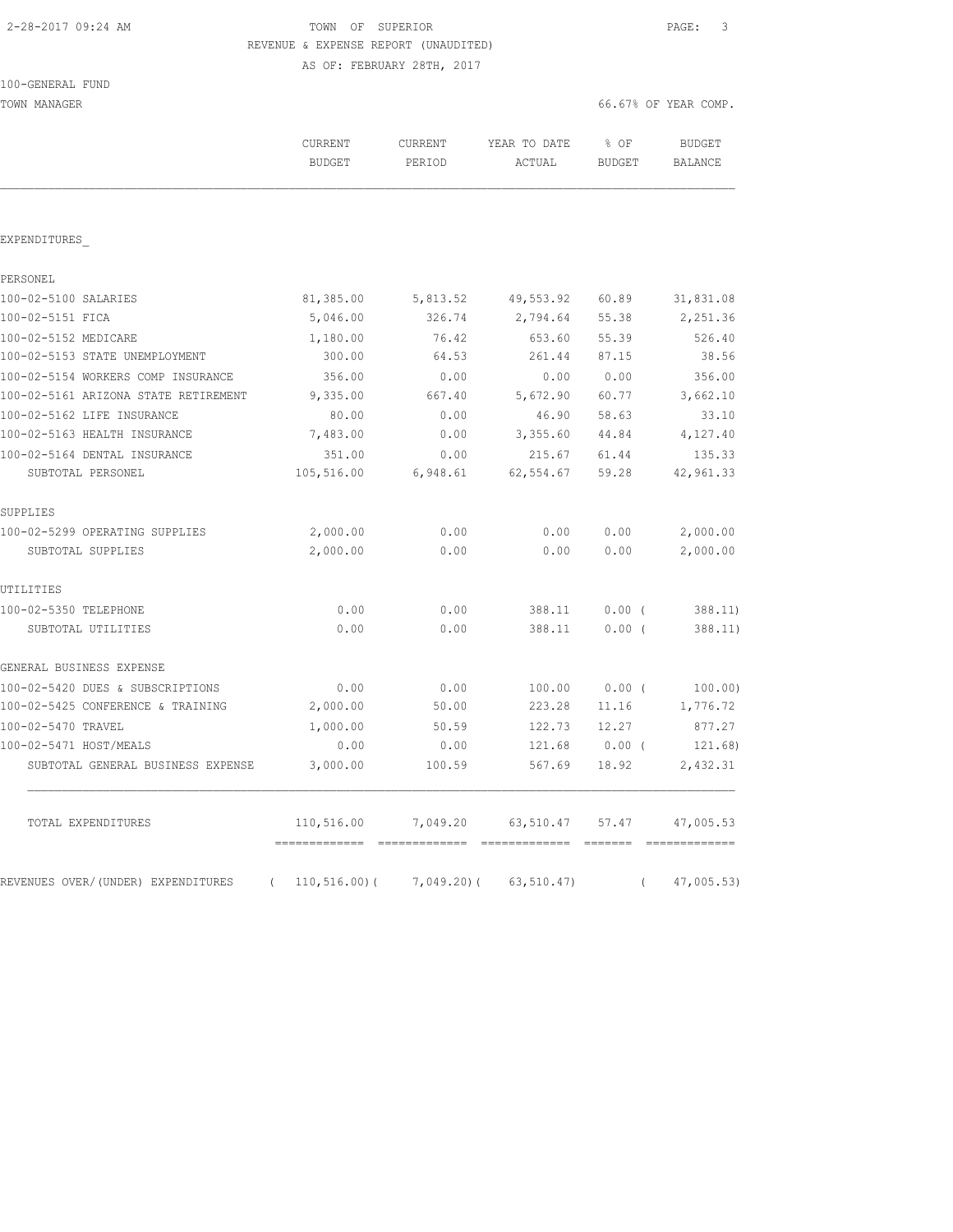2-28-2017 09:24 AM

# TOWN OF SUPERIOR

REVENUE & EXPENSE REPORT (UNAUDITED)

AS OF: FEBRUARY 28TH, 2017

100-GENERAL FUND

TOWN MANAGER — 66.67% OF YEAR COMP.

| | CURRENT BUDGET | CURRENT PERIOD | YEAR TO DATE ACTUAL | % OF BUDGET | BUDGET BALANCE |
|---|---|---|---|---|---|
| **EXPENDITURES** | | | | | |
| **PERSONEL** | | | | | |
| 100-02-5100 SALARIES | 81,385.00 | 5,813.52 | 49,553.92 | 60.89 | 31,831.08 |
| 100-02-5151 FICA | 5,046.00 | 326.74 | 2,794.64 | 55.38 | 2,251.36 |
| 100-02-5152 MEDICARE | 1,180.00 | 76.42 | 653.60 | 55.39 | 526.40 |
| 100-02-5153 STATE UNEMPLOYMENT | 300.00 | 64.53 | 261.44 | 87.15 | 38.56 |
| 100-02-5154 WORKERS COMP INSURANCE | 356.00 | 0.00 | 0.00 | 0.00 | 356.00 |
| 100-02-5161 ARIZONA STATE RETIREMENT | 9,335.00 | 667.40 | 5,672.90 | 60.77 | 3,662.10 |
| 100-02-5162 LIFE INSURANCE | 80.00 | 0.00 | 46.90 | 58.63 | 33.10 |
| 100-02-5163 HEALTH INSURANCE | 7,483.00 | 0.00 | 3,355.60 | 44.84 | 4,127.40 |
| 100-02-5164 DENTAL INSURANCE | 351.00 | 0.00 | 215.67 | 61.44 | 135.33 |
| SUBTOTAL PERSONEL | 105,516.00 | 6,948.61 | 62,554.67 | 59.28 | 42,961.33 |
| **SUPPLIES** | | | | | |
| 100-02-5299 OPERATING SUPPLIES | 2,000.00 | 0.00 | 0.00 | 0.00 | 2,000.00 |
| SUBTOTAL SUPPLIES | 2,000.00 | 0.00 | 0.00 | 0.00 | 2,000.00 |
| **UTILITIES** | | | | | |
| 100-02-5350 TELEPHONE | 0.00 | 0.00 | 388.11 | 0.00 | ( 388.11) |
| SUBTOTAL UTILITIES | 0.00 | 0.00 | 388.11 | 0.00 | ( 388.11) |
| **GENERAL BUSINESS EXPENSE** | | | | | |
| 100-02-5420 DUES & SUBSCRIPTIONS | 0.00 | 0.00 | 100.00 | 0.00 | ( 100.00) |
| 100-02-5425 CONFERENCE & TRAINING | 2,000.00 | 50.00 | 223.28 | 11.16 | 1,776.72 |
| 100-02-5470 TRAVEL | 1,000.00 | 50.59 | 122.73 | 12.27 | 877.27 |
| 100-02-5471 HOST/MEALS | 0.00 | 0.00 | 121.68 | 0.00 | ( 121.68) |
| SUBTOTAL GENERAL BUSINESS EXPENSE | 3,000.00 | 100.59 | 567.69 | 18.92 | 2,432.31 |
| TOTAL EXPENDITURES | 110,516.00 | 7,049.20 | 63,510.47 | 57.47 | 47,005.53 |
| REVENUES OVER/(UNDER) EXPENDITURES | ( 110,516.00) | ( 7,049.20) | ( 63,510.47) | | ( 47,005.53) |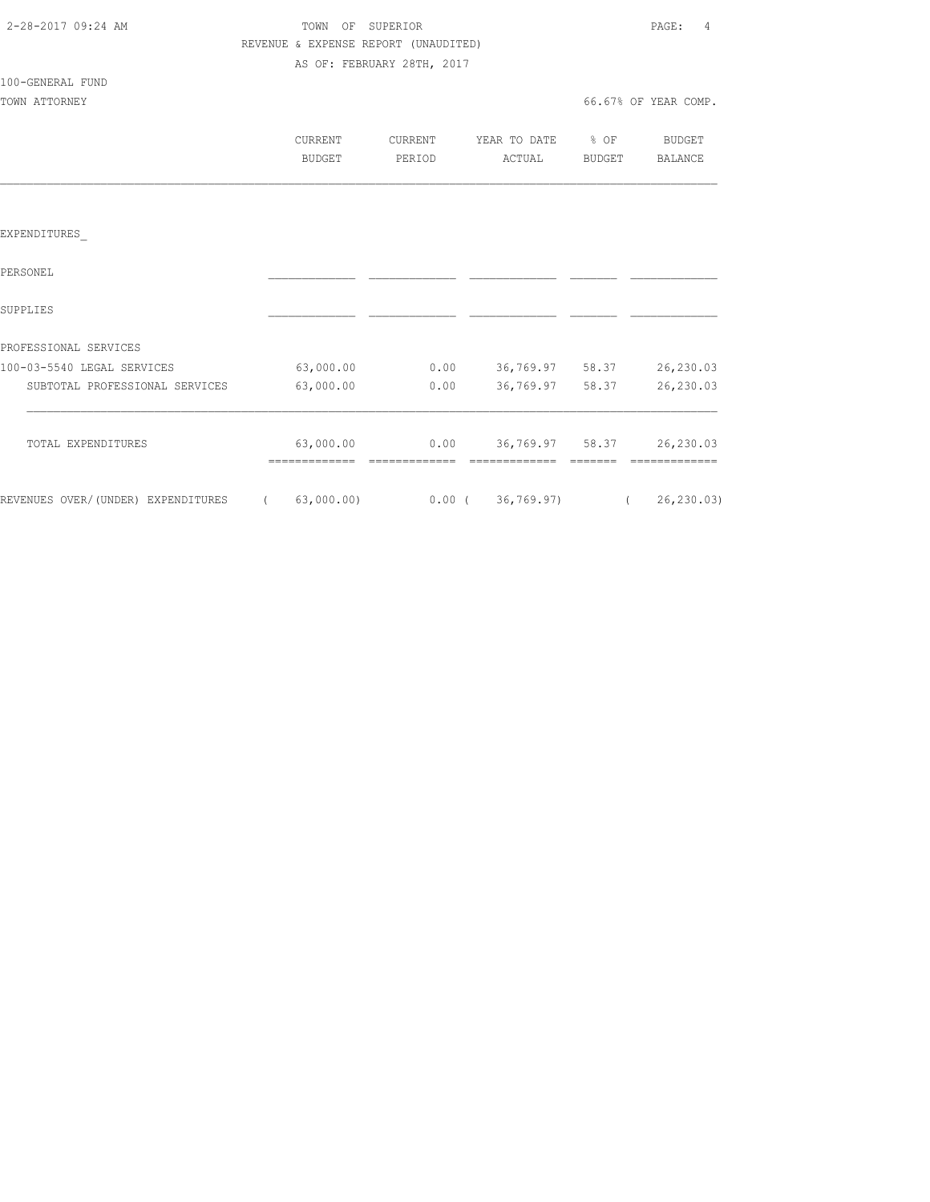TOWN OF SUPERIOR
REVENUE & EXPENSE REPORT (UNAUDITED)
AS OF: FEBRUARY 28TH, 2017

100-GENERAL FUND
TOWN ATTORNEY — 66.67% OF YEAR COMP.

| | CURRENT BUDGET | CURRENT PERIOD | YEAR TO DATE ACTUAL | % OF BUDGET | BUDGET BALANCE |
|---|---|---|---|---|---|
| EXPENDITURES_ | | | | | |
| PERSONEL | | | | | |
| SUPPLIES | | | | | |
| PROFESSIONAL SERVICES | | | | | |
| 100-03-5540 LEGAL SERVICES | 63,000.00 | 0.00 | 36,769.97 | 58.37 | 26,230.03 |
| SUBTOTAL PROFESSIONAL SERVICES | 63,000.00 | 0.00 | 36,769.97 | 58.37 | 26,230.03 |
| TOTAL EXPENDITURES | 63,000.00 | 0.00 | 36,769.97 | 58.37 | 26,230.03 |
| REVENUES OVER/(UNDER) EXPENDITURES | ( 63,000.00) | 0.00 | ( 36,769.97) | | ( 26,230.03) |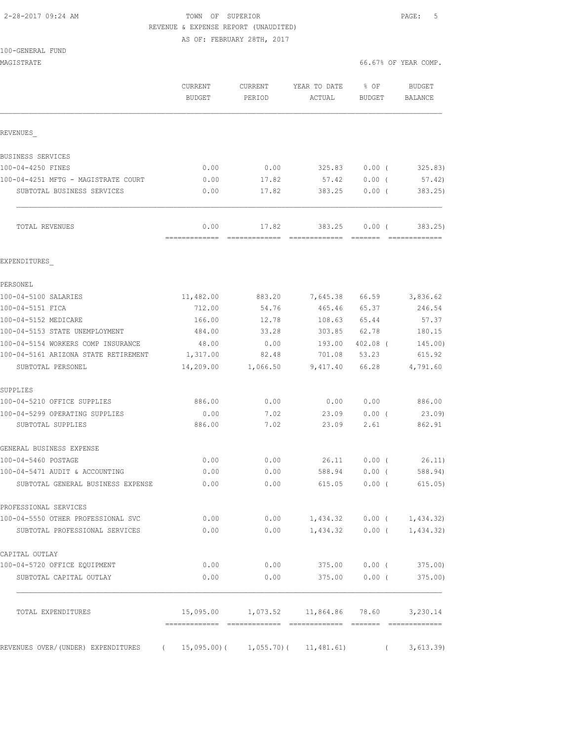TOWN OF SUPERIOR
REVENUE & EXPENSE REPORT (UNAUDITED)
AS OF: FEBRUARY 28TH, 2017

100-GENERAL FUND
MAGISTRATE — 66.67% OF YEAR COMP.

| | CURRENT BUDGET | CURRENT PERIOD | YEAR TO DATE ACTUAL | % OF BUDGET | BUDGET BALANCE |
|---|---|---|---|---|---|
| **REVENUES** | | | | | |
| BUSINESS SERVICES | | | | | |
| 100-04-4250 FINES | 0.00 | 0.00 | 325.83 | 0.00 | ( 325.83) |
| 100-04-4251 MFTG - MAGISTRATE COURT | 0.00 | 17.82 | 57.42 | 0.00 | ( 57.42) |
| SUBTOTAL BUSINESS SERVICES | 0.00 | 17.82 | 383.25 | 0.00 | ( 383.25) |
| TOTAL REVENUES | 0.00 | 17.82 | 383.25 | 0.00 | ( 383.25) |
| **EXPENDITURES** | | | | | |
| PERSONEL | | | | | |
| 100-04-5100 SALARIES | 11,482.00 | 883.20 | 7,645.38 | 66.59 | 3,836.62 |
| 100-04-5151 FICA | 712.00 | 54.76 | 465.46 | 65.37 | 246.54 |
| 100-04-5152 MEDICARE | 166.00 | 12.78 | 108.63 | 65.44 | 57.37 |
| 100-04-5153 STATE UNEMPLOYMENT | 484.00 | 33.28 | 303.85 | 62.78 | 180.15 |
| 100-04-5154 WORKERS COMP INSURANCE | 48.00 | 0.00 | 193.00 | 402.08 | ( 145.00) |
| 100-04-5161 ARIZONA STATE RETIREMENT | 1,317.00 | 82.48 | 701.08 | 53.23 | 615.92 |
| SUBTOTAL PERSONEL | 14,209.00 | 1,066.50 | 9,417.40 | 66.28 | 4,791.60 |
| SUPPLIES | | | | | |
| 100-04-5210 OFFICE SUPPLIES | 886.00 | 0.00 | 0.00 | 0.00 | 886.00 |
| 100-04-5299 OPERATING SUPPLIES | 0.00 | 7.02 | 23.09 | 0.00 | ( 23.09) |
| SUBTOTAL SUPPLIES | 886.00 | 7.02 | 23.09 | 2.61 | 862.91 |
| GENERAL BUSINESS EXPENSE | | | | | |
| 100-04-5460 POSTAGE | 0.00 | 0.00 | 26.11 | 0.00 | ( 26.11) |
| 100-04-5471 AUDIT & ACCOUNTING | 0.00 | 0.00 | 588.94 | 0.00 | ( 588.94) |
| SUBTOTAL GENERAL BUSINESS EXPENSE | 0.00 | 0.00 | 615.05 | 0.00 | ( 615.05) |
| PROFESSIONAL SERVICES | | | | | |
| 100-04-5550 OTHER PROFESSIONAL SVC | 0.00 | 0.00 | 1,434.32 | 0.00 | ( 1,434.32) |
| SUBTOTAL PROFESSIONAL SERVICES | 0.00 | 0.00 | 1,434.32 | 0.00 | ( 1,434.32) |
| CAPITAL OUTLAY | | | | | |
| 100-04-5720 OFFICE EQUIPMENT | 0.00 | 0.00 | 375.00 | 0.00 | ( 375.00) |
| SUBTOTAL CAPITAL OUTLAY | 0.00 | 0.00 | 375.00 | 0.00 | ( 375.00) |
| TOTAL EXPENDITURES | 15,095.00 | 1,073.52 | 11,864.86 | 78.60 | 3,230.14 |
| REVENUES OVER/(UNDER) EXPENDITURES | ( 15,095.00) | ( 1,055.70) | ( 11,481.61) | | ( 3,613.39) |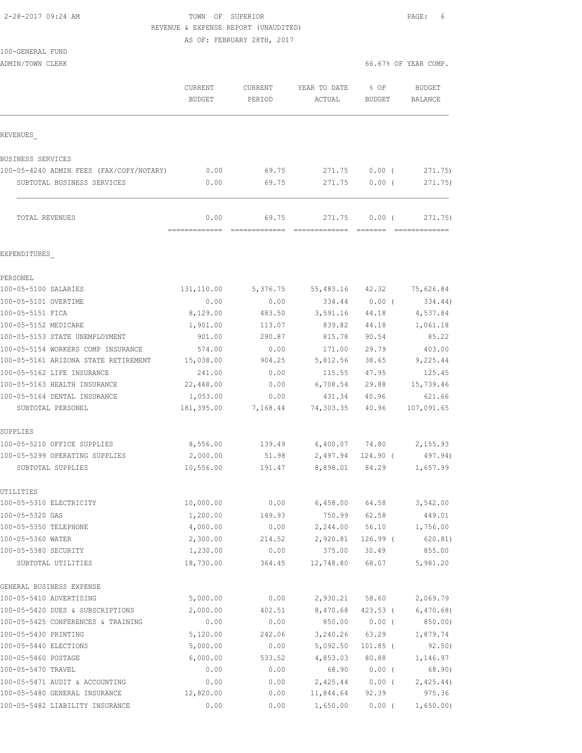TOWN OF SUPERIOR

REVENUE & EXPENSE REPORT (UNAUDITED)

AS OF: FEBRUARY 28TH, 2017

100-GENERAL FUND

ADMIN/TOWN CLERK

66.67% OF YEAR COMP.

| | CURRENT BUDGET | CURRENT PERIOD | YEAR TO DATE ACTUAL | % OF BUDGET | BUDGET BALANCE |
|---|---|---|---|---|---|
| **REVENUES** | | | | | |
| BUSINESS SERVICES | | | | | |
| 100-05-4240 ADMIN FEES (FAX/COPY/NOTARY) | 0.00 | 69.75 | 271.75 | 0.00 ( | 271.75) |
| SUBTOTAL BUSINESS SERVICES | 0.00 | 69.75 | 271.75 | 0.00 ( | 271.75) |
| TOTAL REVENUES | 0.00 | 69.75 | 271.75 | 0.00 ( | 271.75) |
| **EXPENDITURES** | | | | | |
| PERSONEL | | | | | |
| 100-05-5100 SALARIES | 131,110.00 | 5,376.75 | 55,483.16 | 42.32 | 75,626.84 |
| 100-05-5101 OVERTIME | 0.00 | 0.00 | 334.44 | 0.00 ( | 334.44) |
| 100-05-5151 FICA | 8,129.00 | 483.50 | 3,591.16 | 44.18 | 4,537.84 |
| 100-05-5152 MEDICARE | 1,901.00 | 113.07 | 839.82 | 44.18 | 1,061.18 |
| 100-05-5153 STATE UNEMPLOYMENT | 901.00 | 290.87 | 815.78 | 90.54 | 85.22 |
| 100-05-5154 WORKERS COMP INSURANCE | 574.00 | 0.00 | 171.00 | 29.79 | 403.00 |
| 100-05-5161 ARIZONA STATE RETIREMENT | 15,038.00 | 904.25 | 5,812.56 | 38.65 | 9,225.44 |
| 100-05-5162 LIFE INSURANCE | 241.00 | 0.00 | 115.55 | 47.95 | 125.45 |
| 100-05-5163 HEALTH INSURANCE | 22,448.00 | 0.00 | 6,708.54 | 29.88 | 15,739.46 |
| 100-05-5164 DENTAL INSURANCE | 1,053.00 | 0.00 | 431.34 | 40.96 | 621.66 |
| SUBTOTAL PERSONEL | 181,395.00 | 7,168.44 | 74,303.35 | 40.96 | 107,091.65 |
| SUPPLIES | | | | | |
| 100-05-5210 OFFICE SUPPLIES | 8,556.00 | 139.49 | 6,400.07 | 74.80 | 2,155.93 |
| 100-05-5299 OPERATING SUPPLIES | 2,000.00 | 51.98 | 2,497.94 | 124.90 ( | 497.94) |
| SUBTOTAL SUPPLIES | 10,556.00 | 191.47 | 8,898.01 | 84.29 | 1,657.99 |
| UTILITIES | | | | | |
| 100-05-5310 ELECTRICITY | 10,000.00 | 0.00 | 6,458.00 | 64.58 | 3,542.00 |
| 100-05-5320 GAS | 1,200.00 | 149.93 | 750.99 | 62.58 | 449.01 |
| 100-05-5350 TELEPHONE | 4,000.00 | 0.00 | 2,244.00 | 56.10 | 1,756.00 |
| 100-05-5360 WATER | 2,300.00 | 214.52 | 2,920.81 | 126.99 ( | 620.81) |
| 100-05-5380 SECURITY | 1,230.00 | 0.00 | 375.00 | 30.49 | 855.00 |
| SUBTOTAL UTILITIES | 18,730.00 | 364.45 | 12,748.80 | 68.07 | 5,981.20 |
| GENERAL BUSINESS EXPENSE | | | | | |
| 100-05-5410 ADVERTISING | 5,000.00 | 0.00 | 2,930.21 | 58.60 | 2,069.79 |
| 100-05-5420 DUES & SUBSCRIPTIONS | 2,000.00 | 402.51 | 8,470.68 | 423.53 ( | 6,470.68) |
| 100-05-5425 CONFERENCES & TRAINING | 0.00 | 0.00 | 850.00 | 0.00 ( | 850.00) |
| 100-05-5430 PRINTING | 5,120.00 | 242.06 | 3,240.26 | 63.29 | 1,879.74 |
| 100-05-5440 ELECTIONS | 5,000.00 | 0.00 | 5,092.50 | 101.85 ( | 92.50) |
| 100-05-5460 POSTAGE | 6,000.00 | 533.52 | 4,853.03 | 80.88 | 1,146.97 |
| 100-05-5470 TRAVEL | 0.00 | 0.00 | 68.90 | 0.00 ( | 68.90) |
| 100-05-5471 AUDIT & ACCOUNTING | 0.00 | 0.00 | 2,425.44 | 0.00 ( | 2,425.44) |
| 100-05-5480 GENERAL INSURANCE | 12,820.00 | 0.00 | 11,844.64 | 92.39 | 975.36 |
| 100-05-5482 LIABILITY INSURANCE | 0.00 | 0.00 | 1,650.00 | 0.00 ( | 1,650.00) |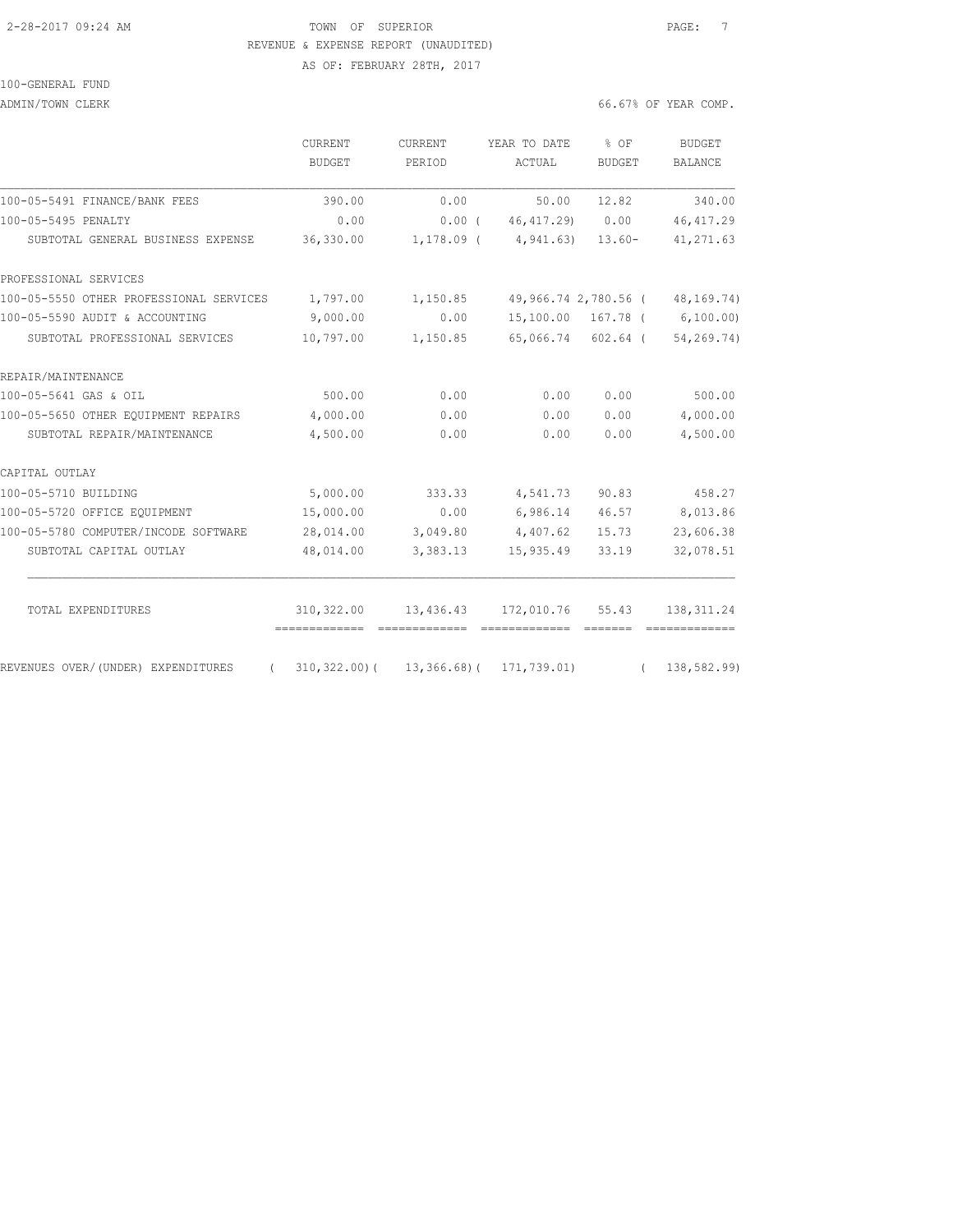TOWN OF SUPERIOR
REVENUE & EXPENSE REPORT (UNAUDITED)
AS OF: FEBRUARY 28TH, 2017

100-GENERAL FUND

ADMIN/TOWN CLERK — 66.67% OF YEAR COMP.

| | CURRENT BUDGET | CURRENT PERIOD | YEAR TO DATE ACTUAL | % OF BUDGET | BUDGET BALANCE |
|---|---|---|---|---|---|
| 100-05-5491 FINANCE/BANK FEES | 390.00 | 0.00 | 50.00 | 12.82 | 340.00 |
| 100-05-5495 PENALTY | 0.00 | 0.00 | ( 46,417.29) | 0.00 | 46,417.29 |
| SUBTOTAL GENERAL BUSINESS EXPENSE | 36,330.00 | 1,178.09 | ( 4,941.63) | 13.60- | 41,271.63 |
| PROFESSIONAL SERVICES | | | | | |
| 100-05-5550 OTHER PROFESSIONAL SERVICES | 1,797.00 | 1,150.85 | 49,966.74 | 2,780.56 | ( 48,169.74) |
| 100-05-5590 AUDIT & ACCOUNTING | 9,000.00 | 0.00 | 15,100.00 | 167.78 | ( 6,100.00) |
| SUBTOTAL PROFESSIONAL SERVICES | 10,797.00 | 1,150.85 | 65,066.74 | 602.64 | ( 54,269.74) |
| REPAIR/MAINTENANCE | | | | | |
| 100-05-5641 GAS & OIL | 500.00 | 0.00 | 0.00 | 0.00 | 500.00 |
| 100-05-5650 OTHER EQUIPMENT REPAIRS | 4,000.00 | 0.00 | 0.00 | 0.00 | 4,000.00 |
| SUBTOTAL REPAIR/MAINTENANCE | 4,500.00 | 0.00 | 0.00 | 0.00 | 4,500.00 |
| CAPITAL OUTLAY | | | | | |
| 100-05-5710 BUILDING | 5,000.00 | 333.33 | 4,541.73 | 90.83 | 458.27 |
| 100-05-5720 OFFICE EQUIPMENT | 15,000.00 | 0.00 | 6,986.14 | 46.57 | 8,013.86 |
| 100-05-5780 COMPUTER/INCODE SOFTWARE | 28,014.00 | 3,049.80 | 4,407.62 | 15.73 | 23,606.38 |
| SUBTOTAL CAPITAL OUTLAY | 48,014.00 | 3,383.13 | 15,935.49 | 33.19 | 32,078.51 |
| TOTAL EXPENDITURES | 310,322.00 | 13,436.43 | 172,010.76 | 55.43 | 138,311.24 |
| REVENUES OVER/(UNDER) EXPENDITURES | ( 310,322.00) | ( 13,366.68) | ( 171,739.01) | | ( 138,582.99) |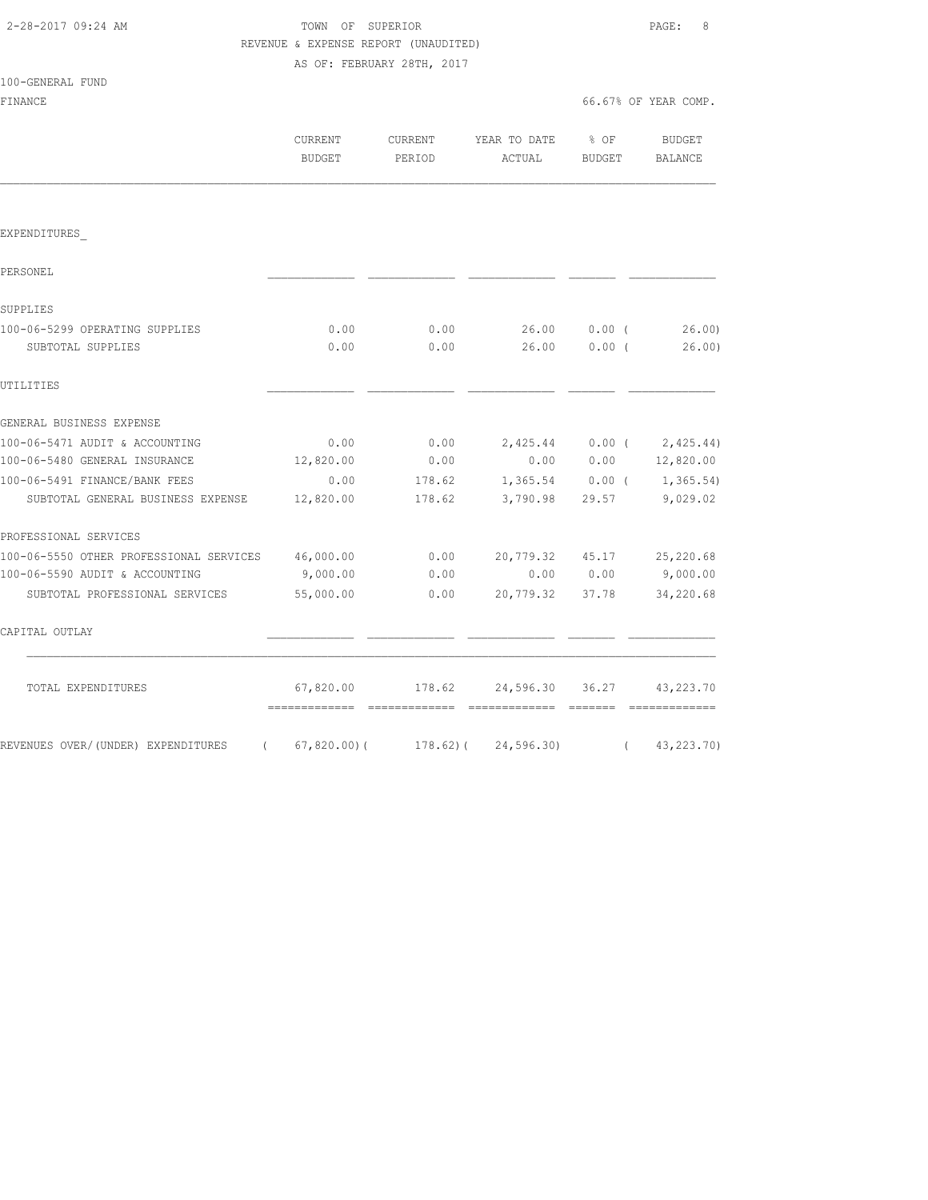2-28-2017 09:24 AM

TOWN OF SUPERIOR

REVENUE & EXPENSE REPORT (UNAUDITED)

AS OF: FEBRUARY 28TH, 2017

100-GENERAL FUND

FINANCE

66.67% OF YEAR COMP.

| | CURRENT BUDGET | CURRENT PERIOD | YEAR TO DATE ACTUAL | % OF BUDGET | BUDGET BALANCE |
|---|---|---|---|---|---|
| EXPENDITURES_ | | | | | |
| PERSONEL | | | | | |
| SUPPLIES | | | | | |
| 100-06-5299 OPERATING SUPPLIES | 0.00 | 0.00 | 26.00 | 0.00 | ( 26.00) |
| SUBTOTAL SUPPLIES | 0.00 | 0.00 | 26.00 | 0.00 | ( 26.00) |
| UTILITIES | | | | | |
| GENERAL BUSINESS EXPENSE | | | | | |
| 100-06-5471 AUDIT & ACCOUNTING | 0.00 | 0.00 | 2,425.44 | 0.00 | ( 2,425.44) |
| 100-06-5480 GENERAL INSURANCE | 12,820.00 | 0.00 | 0.00 | 0.00 | 12,820.00 |
| 100-06-5491 FINANCE/BANK FEES | 0.00 | 178.62 | 1,365.54 | 0.00 | ( 1,365.54) |
| SUBTOTAL GENERAL BUSINESS EXPENSE | 12,820.00 | 178.62 | 3,790.98 | 29.57 | 9,029.02 |
| PROFESSIONAL SERVICES | | | | | |
| 100-06-5550 OTHER PROFESSIONAL SERVICES | 46,000.00 | 0.00 | 20,779.32 | 45.17 | 25,220.68 |
| 100-06-5590 AUDIT & ACCOUNTING | 9,000.00 | 0.00 | 0.00 | 0.00 | 9,000.00 |
| SUBTOTAL PROFESSIONAL SERVICES | 55,000.00 | 0.00 | 20,779.32 | 37.78 | 34,220.68 |
| CAPITAL OUTLAY | | | | | |
| TOTAL EXPENDITURES | 67,820.00 | 178.62 | 24,596.30 | 36.27 | 43,223.70 |
| REVENUES OVER/(UNDER) EXPENDITURES | ( 67,820.00) | ( 178.62) | ( 24,596.30) | | ( 43,223.70) |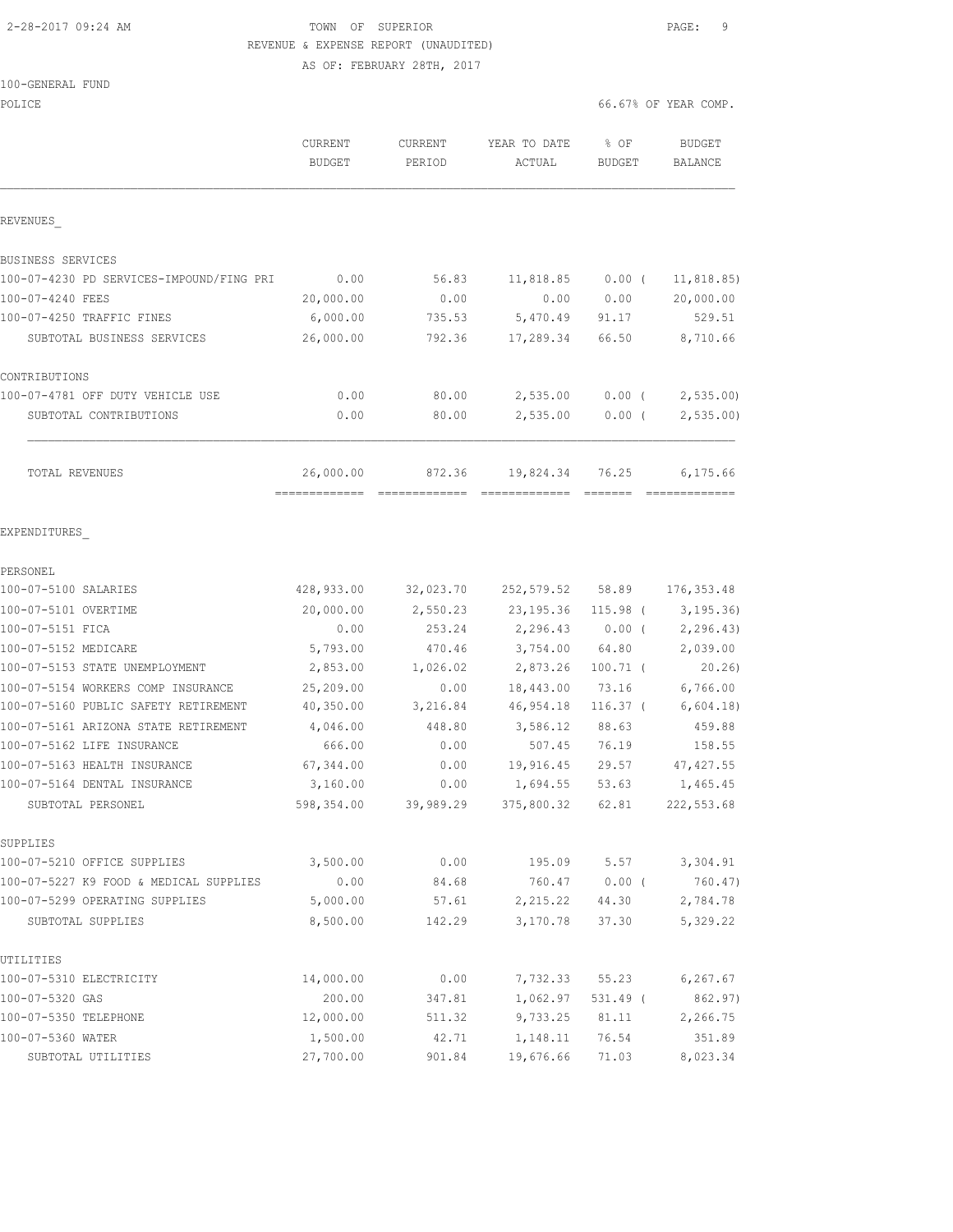2-28-2017 09:24 AM TOWN OF SUPERIOR

REVENUE & EXPENSE REPORT (UNAUDITED)

AS OF: FEBRUARY 28TH, 2017

100-GENERAL FUND

POLICE 66.67% OF YEAR COMP.

| | CURRENT BUDGET | CURRENT PERIOD | YEAR TO DATE ACTUAL | % OF BUDGET | BUDGET BALANCE |
|---|---|---|---|---|---|
| REVENUES_ | | | | | |
| BUSINESS SERVICES | | | | | |
| 100-07-4230 PD SERVICES-IMPOUND/FING PRI | 0.00 | 56.83 | 11,818.85 | 0.00 ( | 11,818.85) |
| 100-07-4240 FEES | 20,000.00 | 0.00 | 0.00 | 0.00 | 20,000.00 |
| 100-07-4250 TRAFFIC FINES | 6,000.00 | 735.53 | 5,470.49 | 91.17 | 529.51 |
| SUBTOTAL BUSINESS SERVICES | 26,000.00 | 792.36 | 17,289.34 | 66.50 | 8,710.66 |
| CONTRIBUTIONS | | | | | |
| 100-07-4781 OFF DUTY VEHICLE USE | 0.00 | 80.00 | 2,535.00 | 0.00 ( | 2,535.00) |
| SUBTOTAL CONTRIBUTIONS | 0.00 | 80.00 | 2,535.00 | 0.00 ( | 2,535.00) |
| TOTAL REVENUES | 26,000.00 | 872.36 | 19,824.34 | 76.25 | 6,175.66 |
| EXPENDITURES_ | | | | | |
| PERSONEL | | | | | |
| 100-07-5100 SALARIES | 428,933.00 | 32,023.70 | 252,579.52 | 58.89 | 176,353.48 |
| 100-07-5101 OVERTIME | 20,000.00 | 2,550.23 | 23,195.36 | 115.98 ( | 3,195.36) |
| 100-07-5151 FICA | 0.00 | 253.24 | 2,296.43 | 0.00 ( | 2,296.43) |
| 100-07-5152 MEDICARE | 5,793.00 | 470.46 | 3,754.00 | 64.80 | 2,039.00 |
| 100-07-5153 STATE UNEMPLOYMENT | 2,853.00 | 1,026.02 | 2,873.26 | 100.71 ( | 20.26) |
| 100-07-5154 WORKERS COMP INSURANCE | 25,209.00 | 0.00 | 18,443.00 | 73.16 | 6,766.00 |
| 100-07-5160 PUBLIC SAFETY RETIREMENT | 40,350.00 | 3,216.84 | 46,954.18 | 116.37 ( | 6,604.18) |
| 100-07-5161 ARIZONA STATE RETIREMENT | 4,046.00 | 448.80 | 3,586.12 | 88.63 | 459.88 |
| 100-07-5162 LIFE INSURANCE | 666.00 | 0.00 | 507.45 | 76.19 | 158.55 |
| 100-07-5163 HEALTH INSURANCE | 67,344.00 | 0.00 | 19,916.45 | 29.57 | 47,427.55 |
| 100-07-5164 DENTAL INSURANCE | 3,160.00 | 0.00 | 1,694.55 | 53.63 | 1,465.45 |
| SUBTOTAL PERSONEL | 598,354.00 | 39,989.29 | 375,800.32 | 62.81 | 222,553.68 |
| SUPPLIES | | | | | |
| 100-07-5210 OFFICE SUPPLIES | 3,500.00 | 0.00 | 195.09 | 5.57 | 3,304.91 |
| 100-07-5227 K9 FOOD & MEDICAL SUPPLIES | 0.00 | 84.68 | 760.47 | 0.00 ( | 760.47) |
| 100-07-5299 OPERATING SUPPLIES | 5,000.00 | 57.61 | 2,215.22 | 44.30 | 2,784.78 |
| SUBTOTAL SUPPLIES | 8,500.00 | 142.29 | 3,170.78 | 37.30 | 5,329.22 |
| UTILITIES | | | | | |
| 100-07-5310 ELECTRICITY | 14,000.00 | 0.00 | 7,732.33 | 55.23 | 6,267.67 |
| 100-07-5320 GAS | 200.00 | 347.81 | 1,062.97 | 531.49 ( | 862.97) |
| 100-07-5350 TELEPHONE | 12,000.00 | 511.32 | 9,733.25 | 81.11 | 2,266.75 |
| 100-07-5360 WATER | 1,500.00 | 42.71 | 1,148.11 | 76.54 | 351.89 |
| SUBTOTAL UTILITIES | 27,700.00 | 901.84 | 19,676.66 | 71.03 | 8,023.34 |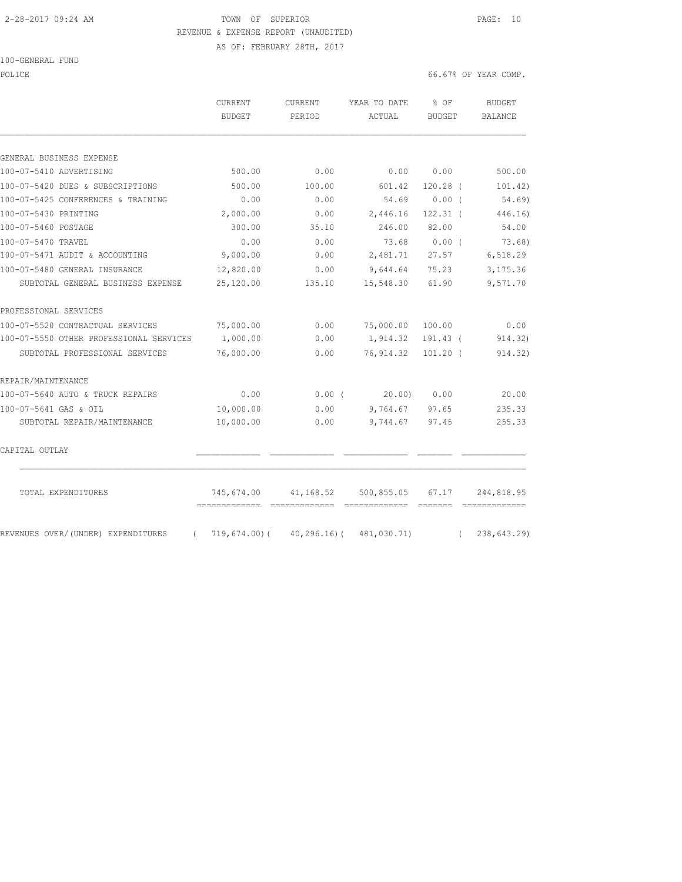TOWN OF SUPERIOR
REVENUE & EXPENSE REPORT (UNAUDITED)
AS OF: FEBRUARY 28TH, 2017

100-GENERAL FUND

POLICE — 66.67% OF YEAR COMP.

| | CURRENT BUDGET | CURRENT PERIOD | YEAR TO DATE ACTUAL | % OF BUDGET | BUDGET BALANCE |
|---|---|---|---|---|---|
| GENERAL BUSINESS EXPENSE | | | | | |
| 100-07-5410 ADVERTISING | 500.00 | 0.00 | 0.00 | 0.00 | 500.00 |
| 100-07-5420 DUES & SUBSCRIPTIONS | 500.00 | 100.00 | 601.42 | 120.28 | ( 101.42) |
| 100-07-5425 CONFERENCES & TRAINING | 0.00 | 0.00 | 54.69 | 0.00 | ( 54.69) |
| 100-07-5430 PRINTING | 2,000.00 | 0.00 | 2,446.16 | 122.31 | ( 446.16) |
| 100-07-5460 POSTAGE | 300.00 | 35.10 | 246.00 | 82.00 | 54.00 |
| 100-07-5470 TRAVEL | 0.00 | 0.00 | 73.68 | 0.00 | ( 73.68) |
| 100-07-5471 AUDIT & ACCOUNTING | 9,000.00 | 0.00 | 2,481.71 | 27.57 | 6,518.29 |
| 100-07-5480 GENERAL INSURANCE | 12,820.00 | 0.00 | 9,644.64 | 75.23 | 3,175.36 |
| SUBTOTAL GENERAL BUSINESS EXPENSE | 25,120.00 | 135.10 | 15,548.30 | 61.90 | 9,571.70 |
| PROFESSIONAL SERVICES | | | | | |
| 100-07-5520 CONTRACTUAL SERVICES | 75,000.00 | 0.00 | 75,000.00 | 100.00 | 0.00 |
| 100-07-5550 OTHER PROFESSIONAL SERVICES | 1,000.00 | 0.00 | 1,914.32 | 191.43 | ( 914.32) |
| SUBTOTAL PROFESSIONAL SERVICES | 76,000.00 | 0.00 | 76,914.32 | 101.20 | ( 914.32) |
| REPAIR/MAINTENANCE | | | | | |
| 100-07-5640 AUTO & TRUCK REPAIRS | 0.00 | 0.00 | ( 20.00) | 0.00 | 20.00 |
| 100-07-5641 GAS & OIL | 10,000.00 | 0.00 | 9,764.67 | 97.65 | 235.33 |
| SUBTOTAL REPAIR/MAINTENANCE | 10,000.00 | 0.00 | 9,744.67 | 97.45 | 255.33 |
| CAPITAL OUTLAY | | | | | |
| TOTAL EXPENDITURES | 745,674.00 | 41,168.52 | 500,855.05 | 67.17 | 244,818.95 |
| REVENUES OVER/(UNDER) EXPENDITURES | ( 719,674.00) | ( 40,296.16) | ( 481,030.71) | | ( 238,643.29) |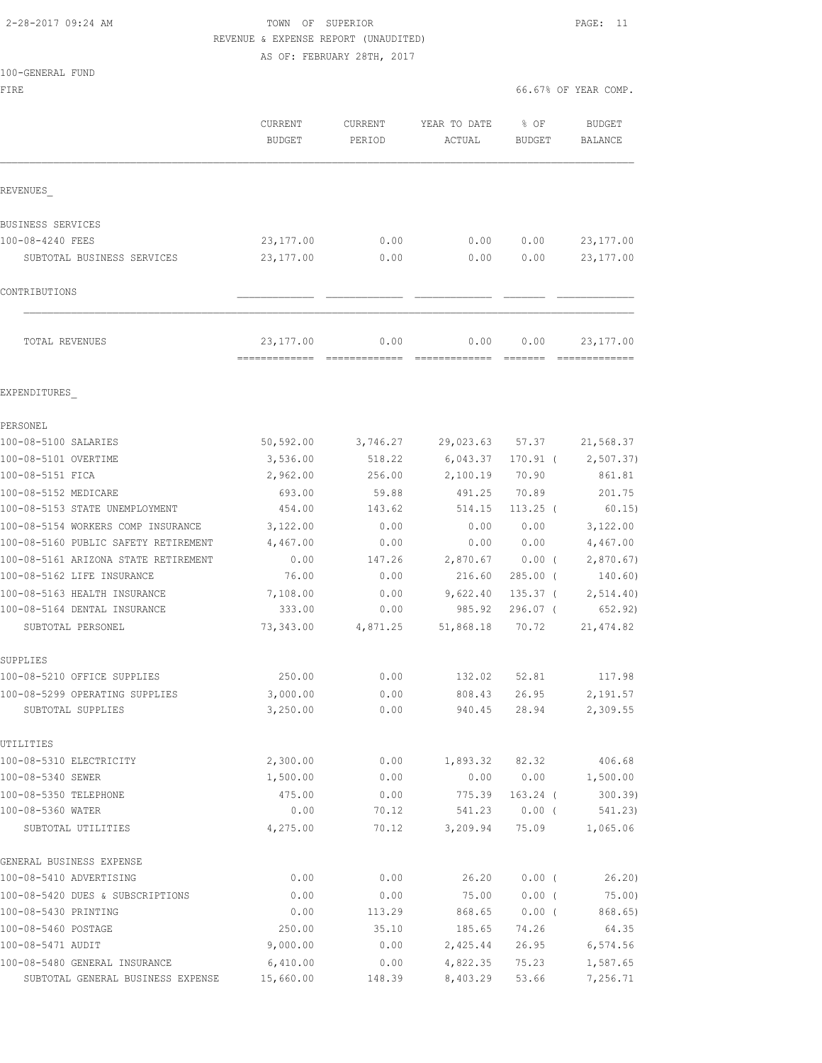2-28-2017 09:24 AM

TOWN OF SUPERIOR
REVENUE & EXPENSE REPORT (UNAUDITED)
AS OF: FEBRUARY 28TH, 2017

100-GENERAL FUND
FIRE

66.67% OF YEAR COMP.

| | CURRENT BUDGET | CURRENT PERIOD | YEAR TO DATE ACTUAL | % OF BUDGET | BUDGET BALANCE |
|---|---|---|---|---|---|
| REVENUES_ | | | | | |
| BUSINESS SERVICES | | | | | |
| 100-08-4240 FEES | 23,177.00 | 0.00 | 0.00 | 0.00 | 23,177.00 |
| SUBTOTAL BUSINESS SERVICES | 23,177.00 | 0.00 | 0.00 | 0.00 | 23,177.00 |
| CONTRIBUTIONS | | | | | |
| TOTAL REVENUES | 23,177.00 | 0.00 | 0.00 | 0.00 | 23,177.00 |
| EXPENDITURES_ | | | | | |
| PERSONEL | | | | | |
| 100-08-5100 SALARIES | 50,592.00 | 3,746.27 | 29,023.63 | 57.37 | 21,568.37 |
| 100-08-5101 OVERTIME | 3,536.00 | 518.22 | 6,043.37 | 170.91 ( | 2,507.37) |
| 100-08-5151 FICA | 2,962.00 | 256.00 | 2,100.19 | 70.90 | 861.81 |
| 100-08-5152 MEDICARE | 693.00 | 59.88 | 491.25 | 70.89 | 201.75 |
| 100-08-5153 STATE UNEMPLOYMENT | 454.00 | 143.62 | 514.15 | 113.25 ( | 60.15) |
| 100-08-5154 WORKERS COMP INSURANCE | 3,122.00 | 0.00 | 0.00 | 0.00 | 3,122.00 |
| 100-08-5160 PUBLIC SAFETY RETIREMENT | 4,467.00 | 0.00 | 0.00 | 0.00 | 4,467.00 |
| 100-08-5161 ARIZONA STATE RETIREMENT | 0.00 | 147.26 | 2,870.67 | 0.00 ( | 2,870.67) |
| 100-08-5162 LIFE INSURANCE | 76.00 | 0.00 | 216.60 | 285.00 ( | 140.60) |
| 100-08-5163 HEALTH INSURANCE | 7,108.00 | 0.00 | 9,622.40 | 135.37 ( | 2,514.40) |
| 100-08-5164 DENTAL INSURANCE | 333.00 | 0.00 | 985.92 | 296.07 ( | 652.92) |
| SUBTOTAL PERSONEL | 73,343.00 | 4,871.25 | 51,868.18 | 70.72 | 21,474.82 |
| SUPPLIES | | | | | |
| 100-08-5210 OFFICE SUPPLIES | 250.00 | 0.00 | 132.02 | 52.81 | 117.98 |
| 100-08-5299 OPERATING SUPPLIES | 3,000.00 | 0.00 | 808.43 | 26.95 | 2,191.57 |
| SUBTOTAL SUPPLIES | 3,250.00 | 0.00 | 940.45 | 28.94 | 2,309.55 |
| UTILITIES | | | | | |
| 100-08-5310 ELECTRICITY | 2,300.00 | 0.00 | 1,893.32 | 82.32 | 406.68 |
| 100-08-5340 SEWER | 1,500.00 | 0.00 | 0.00 | 0.00 | 1,500.00 |
| 100-08-5350 TELEPHONE | 475.00 | 0.00 | 775.39 | 163.24 ( | 300.39) |
| 100-08-5360 WATER | 0.00 | 70.12 | 541.23 | 0.00 ( | 541.23) |
| SUBTOTAL UTILITIES | 4,275.00 | 70.12 | 3,209.94 | 75.09 | 1,065.06 |
| GENERAL BUSINESS EXPENSE | | | | | |
| 100-08-5410 ADVERTISING | 0.00 | 0.00 | 26.20 | 0.00 ( | 26.20) |
| 100-08-5420 DUES & SUBSCRIPTIONS | 0.00 | 0.00 | 75.00 | 0.00 ( | 75.00) |
| 100-08-5430 PRINTING | 0.00 | 113.29 | 868.65 | 0.00 ( | 868.65) |
| 100-08-5460 POSTAGE | 250.00 | 35.10 | 185.65 | 74.26 | 64.35 |
| 100-08-5471 AUDIT | 9,000.00 | 0.00 | 2,425.44 | 26.95 | 6,574.56 |
| 100-08-5480 GENERAL INSURANCE | 6,410.00 | 0.00 | 4,822.35 | 75.23 | 1,587.65 |
| SUBTOTAL GENERAL BUSINESS EXPENSE | 15,660.00 | 148.39 | 8,403.29 | 53.66 | 7,256.71 |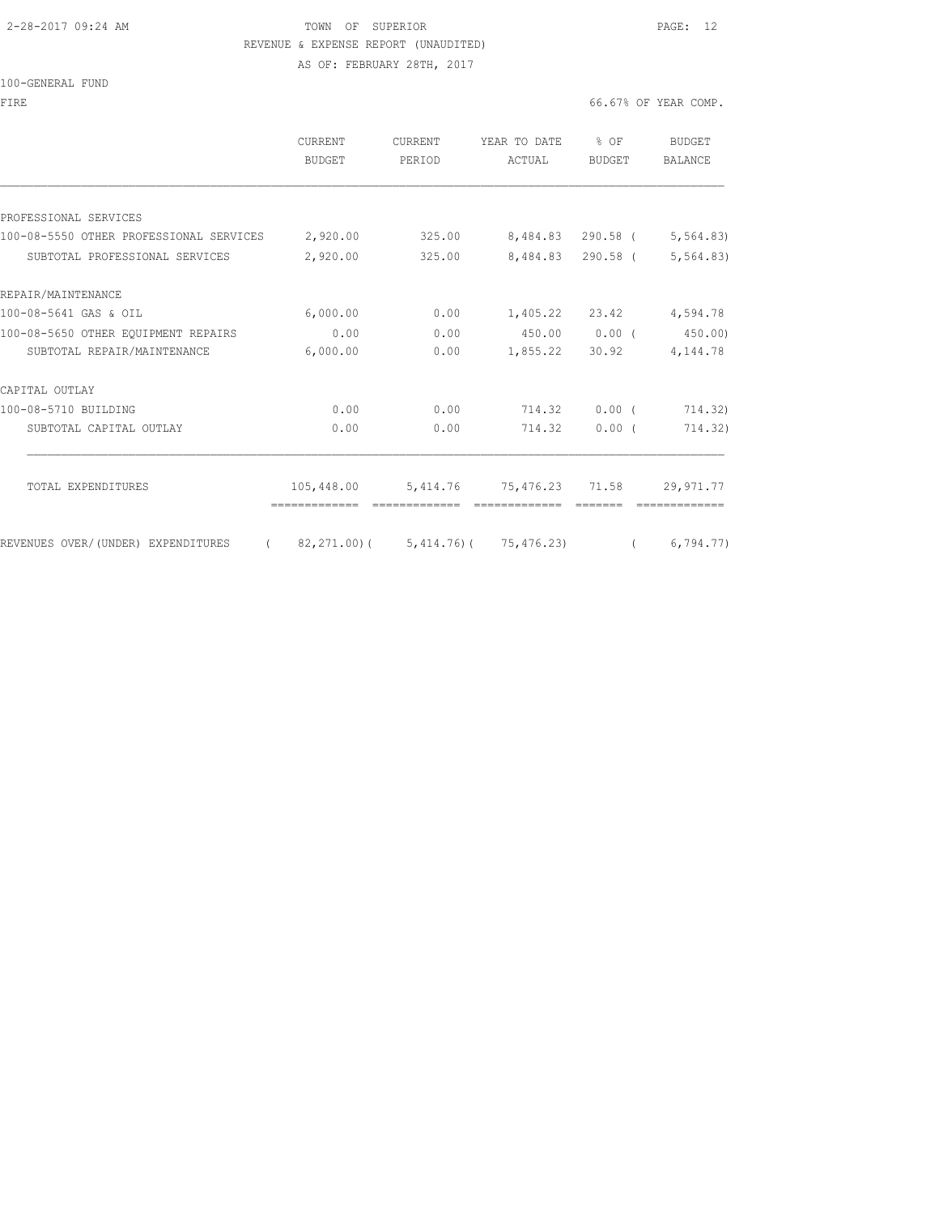2-28-2017 09:24 AM

TOWN OF SUPERIOR

REVENUE & EXPENSE REPORT (UNAUDITED)

AS OF: FEBRUARY 28TH, 2017

100-GENERAL FUND

FIRE

66.67% OF YEAR COMP.

| | CURRENT BUDGET | CURRENT PERIOD | YEAR TO DATE ACTUAL | % OF BUDGET | BUDGET BALANCE |
|---|---|---|---|---|---|
| PROFESSIONAL SERVICES | | | | | |
| 100-08-5550 OTHER PROFESSIONAL SERVICES | 2,920.00 | 325.00 | 8,484.83 | 290.58 ( | 5,564.83) |
| SUBTOTAL PROFESSIONAL SERVICES | 2,920.00 | 325.00 | 8,484.83 | 290.58 ( | 5,564.83) |
| REPAIR/MAINTENANCE | | | | | |
| 100-08-5641 GAS & OIL | 6,000.00 | 0.00 | 1,405.22 | 23.42 | 4,594.78 |
| 100-08-5650 OTHER EQUIPMENT REPAIRS | 0.00 | 0.00 | 450.00 | 0.00 ( | 450.00) |
| SUBTOTAL REPAIR/MAINTENANCE | 6,000.00 | 0.00 | 1,855.22 | 30.92 | 4,144.78 |
| CAPITAL OUTLAY | | | | | |
| 100-08-5710 BUILDING | 0.00 | 0.00 | 714.32 | 0.00 ( | 714.32) |
| SUBTOTAL CAPITAL OUTLAY | 0.00 | 0.00 | 714.32 | 0.00 ( | 714.32) |
| TOTAL EXPENDITURES | 105,448.00 | 5,414.76 | 75,476.23 | 71.58 | 29,971.77 |
| REVENUES OVER/(UNDER) EXPENDITURES | ( 82,271.00)( | 5,414.76)( | 75,476.23) | ( | 6,794.77) |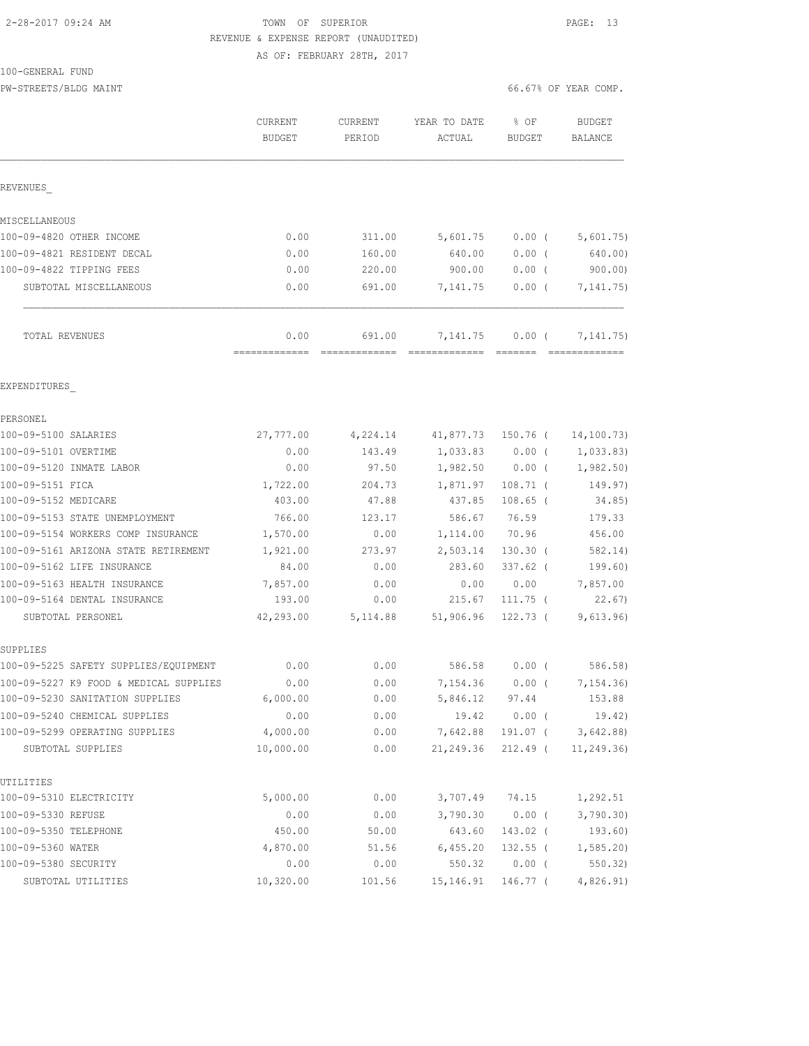2-28-2017 09:24 AM

TOWN OF SUPERIOR

REVENUE & EXPENSE REPORT (UNAUDITED)

AS OF: FEBRUARY 28TH, 2017

100-GENERAL FUND

PW-STREETS/BLDG MAINT

66.67% OF YEAR COMP.

| | CURRENT BUDGET | CURRENT PERIOD | YEAR TO DATE ACTUAL | % OF BUDGET | BUDGET BALANCE |
|---|---|---|---|---|---|
| REVENUES_ | | | | | |
| MISCELLANEOUS | | | | | |
| 100-09-4820 OTHER INCOME | 0.00 | 311.00 | 5,601.75 | 0.00 ( | 5,601.75) |
| 100-09-4821 RESIDENT DECAL | 0.00 | 160.00 | 640.00 | 0.00 ( | 640.00) |
| 100-09-4822 TIPPING FEES | 0.00 | 220.00 | 900.00 | 0.00 ( | 900.00) |
| SUBTOTAL MISCELLANEOUS | 0.00 | 691.00 | 7,141.75 | 0.00 ( | 7,141.75) |
| TOTAL REVENUES | 0.00 | 691.00 | 7,141.75 | 0.00 ( | 7,141.75) |
| EXPENDITURES_ | | | | | |
| PERSONEL | | | | | |
| 100-09-5100 SALARIES | 27,777.00 | 4,224.14 | 41,877.73 | 150.76 ( | 14,100.73) |
| 100-09-5101 OVERTIME | 0.00 | 143.49 | 1,033.83 | 0.00 ( | 1,033.83) |
| 100-09-5120 INMATE LABOR | 0.00 | 97.50 | 1,982.50 | 0.00 ( | 1,982.50) |
| 100-09-5151 FICA | 1,722.00 | 204.73 | 1,871.97 | 108.71 ( | 149.97) |
| 100-09-5152 MEDICARE | 403.00 | 47.88 | 437.85 | 108.65 ( | 34.85) |
| 100-09-5153 STATE UNEMPLOYMENT | 766.00 | 123.17 | 586.67 | 76.59 | 179.33 |
| 100-09-5154 WORKERS COMP INSURANCE | 1,570.00 | 0.00 | 1,114.00 | 70.96 | 456.00 |
| 100-09-5161 ARIZONA STATE RETIREMENT | 1,921.00 | 273.97 | 2,503.14 | 130.30 ( | 582.14) |
| 100-09-5162 LIFE INSURANCE | 84.00 | 0.00 | 283.60 | 337.62 ( | 199.60) |
| 100-09-5163 HEALTH INSURANCE | 7,857.00 | 0.00 | 0.00 | 0.00 | 7,857.00 |
| 100-09-5164 DENTAL INSURANCE | 193.00 | 0.00 | 215.67 | 111.75 ( | 22.67) |
| SUBTOTAL PERSONEL | 42,293.00 | 5,114.88 | 51,906.96 | 122.73 ( | 9,613.96) |
| SUPPLIES | | | | | |
| 100-09-5225 SAFETY SUPPLIES/EQUIPMENT | 0.00 | 0.00 | 586.58 | 0.00 ( | 586.58) |
| 100-09-5227 K9 FOOD & MEDICAL SUPPLIES | 0.00 | 0.00 | 7,154.36 | 0.00 ( | 7,154.36) |
| 100-09-5230 SANITATION SUPPLIES | 6,000.00 | 0.00 | 5,846.12 | 97.44 | 153.88 |
| 100-09-5240 CHEMICAL SUPPLIES | 0.00 | 0.00 | 19.42 | 0.00 ( | 19.42) |
| 100-09-5299 OPERATING SUPPLIES | 4,000.00 | 0.00 | 7,642.88 | 191.07 ( | 3,642.88) |
| SUBTOTAL SUPPLIES | 10,000.00 | 0.00 | 21,249.36 | 212.49 ( | 11,249.36) |
| UTILITIES | | | | | |
| 100-09-5310 ELECTRICITY | 5,000.00 | 0.00 | 3,707.49 | 74.15 | 1,292.51 |
| 100-09-5330 REFUSE | 0.00 | 0.00 | 3,790.30 | 0.00 ( | 3,790.30) |
| 100-09-5350 TELEPHONE | 450.00 | 50.00 | 643.60 | 143.02 ( | 193.60) |
| 100-09-5360 WATER | 4,870.00 | 51.56 | 6,455.20 | 132.55 ( | 1,585.20) |
| 100-09-5380 SECURITY | 0.00 | 0.00 | 550.32 | 0.00 ( | 550.32) |
| SUBTOTAL UTILITIES | 10,320.00 | 101.56 | 15,146.91 | 146.77 ( | 4,826.91) |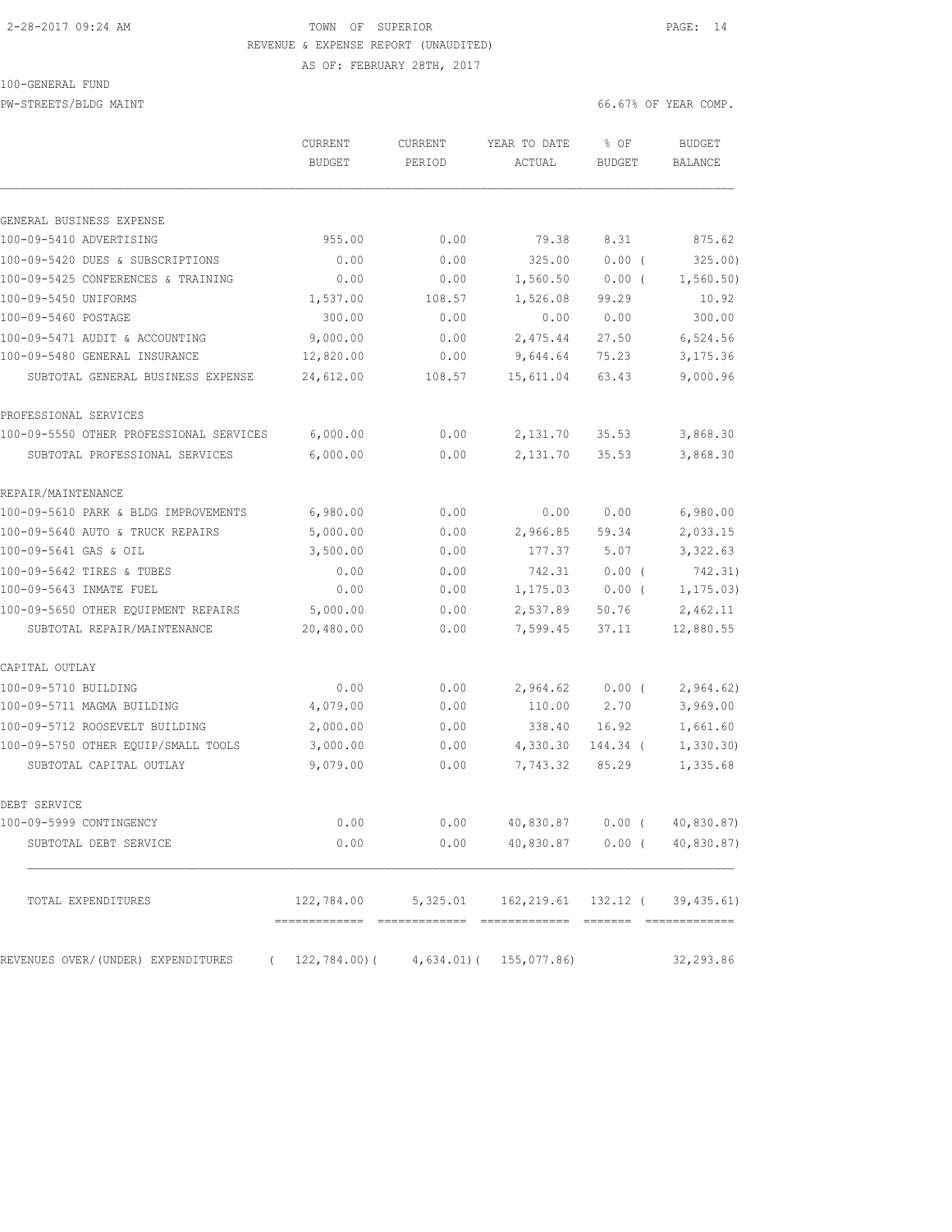TOWN OF SUPERIOR

REVENUE & EXPENSE REPORT (UNAUDITED)

AS OF: FEBRUARY 28TH, 2017

100-GENERAL FUND

PW-STREETS/BLDG MAINT

66.67% OF YEAR COMP.

| | CURRENT BUDGET | CURRENT PERIOD | YEAR TO DATE ACTUAL | % OF BUDGET | BUDGET BALANCE |
|---|---|---|---|---|---|
| GENERAL BUSINESS EXPENSE | | | | | |
| 100-09-5410 ADVERTISING | 955.00 | 0.00 | 79.38 | 8.31 | 875.62 |
| 100-09-5420 DUES & SUBSCRIPTIONS | 0.00 | 0.00 | 325.00 | 0.00 ( | 325.00) |
| 100-09-5425 CONFERENCES & TRAINING | 0.00 | 0.00 | 1,560.50 | 0.00 ( | 1,560.50) |
| 100-09-5450 UNIFORMS | 1,537.00 | 108.57 | 1,526.08 | 99.29 | 10.92 |
| 100-09-5460 POSTAGE | 300.00 | 0.00 | 0.00 | 0.00 | 300.00 |
| 100-09-5471 AUDIT & ACCOUNTING | 9,000.00 | 0.00 | 2,475.44 | 27.50 | 6,524.56 |
| 100-09-5480 GENERAL INSURANCE | 12,820.00 | 0.00 | 9,644.64 | 75.23 | 3,175.36 |
| SUBTOTAL GENERAL BUSINESS EXPENSE | 24,612.00 | 108.57 | 15,611.04 | 63.43 | 9,000.96 |
| PROFESSIONAL SERVICES | | | | | |
| 100-09-5550 OTHER PROFESSIONAL SERVICES | 6,000.00 | 0.00 | 2,131.70 | 35.53 | 3,868.30 |
| SUBTOTAL PROFESSIONAL SERVICES | 6,000.00 | 0.00 | 2,131.70 | 35.53 | 3,868.30 |
| REPAIR/MAINTENANCE | | | | | |
| 100-09-5610 PARK & BLDG IMPROVEMENTS | 6,980.00 | 0.00 | 0.00 | 0.00 | 6,980.00 |
| 100-09-5640 AUTO & TRUCK REPAIRS | 5,000.00 | 0.00 | 2,966.85 | 59.34 | 2,033.15 |
| 100-09-5641 GAS & OIL | 3,500.00 | 0.00 | 177.37 | 5.07 | 3,322.63 |
| 100-09-5642 TIRES & TUBES | 0.00 | 0.00 | 742.31 | 0.00 ( | 742.31) |
| 100-09-5643 INMATE FUEL | 0.00 | 0.00 | 1,175.03 | 0.00 ( | 1,175.03) |
| 100-09-5650 OTHER EQUIPMENT REPAIRS | 5,000.00 | 0.00 | 2,537.89 | 50.76 | 2,462.11 |
| SUBTOTAL REPAIR/MAINTENANCE | 20,480.00 | 0.00 | 7,599.45 | 37.11 | 12,880.55 |
| CAPITAL OUTLAY | | | | | |
| 100-09-5710 BUILDING | 0.00 | 0.00 | 2,964.62 | 0.00 ( | 2,964.62) |
| 100-09-5711 MAGMA BUILDING | 4,079.00 | 0.00 | 110.00 | 2.70 | 3,969.00 |
| 100-09-5712 ROOSEVELT BUILDING | 2,000.00 | 0.00 | 338.40 | 16.92 | 1,661.60 |
| 100-09-5750 OTHER EQUIP/SMALL TOOLS | 3,000.00 | 0.00 | 4,330.30 | 144.34 ( | 1,330.30) |
| SUBTOTAL CAPITAL OUTLAY | 9,079.00 | 0.00 | 7,743.32 | 85.29 | 1,335.68 |
| DEBT SERVICE | | | | | |
| 100-09-5999 CONTINGENCY | 0.00 | 0.00 | 40,830.87 | 0.00 ( | 40,830.87) |
| SUBTOTAL DEBT SERVICE | 0.00 | 0.00 | 40,830.87 | 0.00 ( | 40,830.87) |
| TOTAL EXPENDITURES | 122,784.00 | 5,325.01 | 162,219.61 | 132.12 ( | 39,435.61) |
| REVENUES OVER/(UNDER) EXPENDITURES | ( 122,784.00)( | 4,634.01)( | 155,077.86) | | 32,293.86 |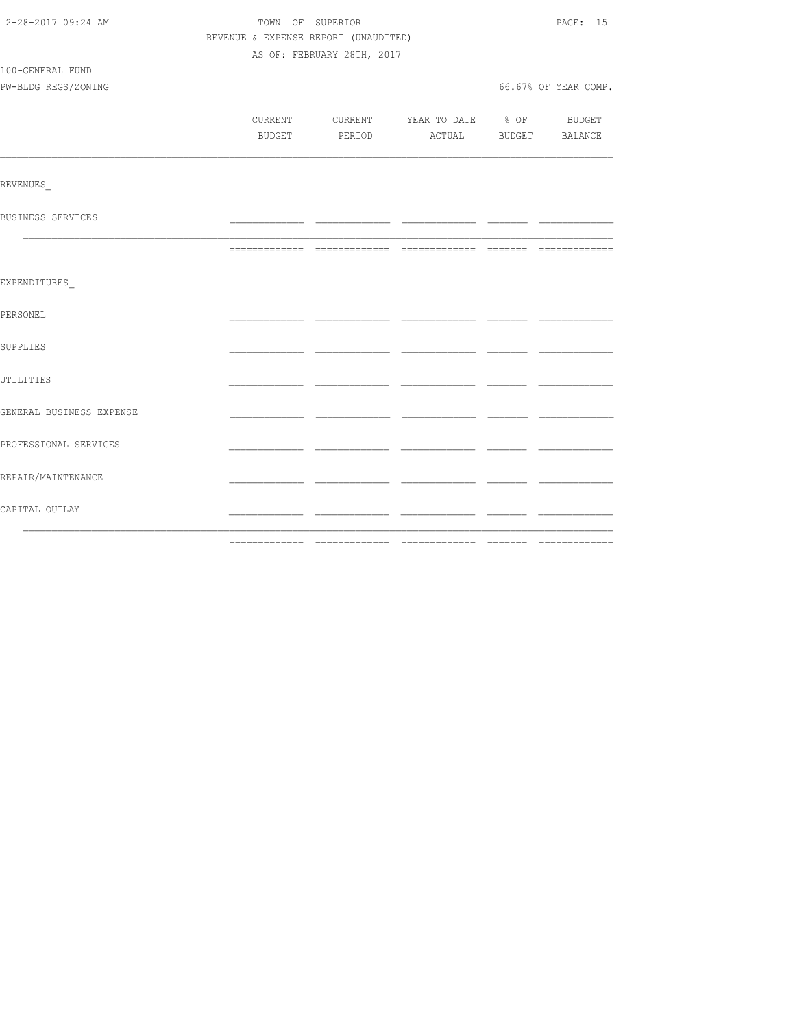TOWN OF SUPERIOR
REVENUE & EXPENSE REPORT (UNAUDITED)
AS OF: FEBRUARY 28TH, 2017

100-GENERAL FUND
PW-BLDG REGS/ZONING

66.67% OF YEAR COMP.

| | CURRENT BUDGET | CURRENT PERIOD | YEAR TO DATE ACTUAL | % OF BUDGET | BUDGET BALANCE |
|---|---|---|---|---|---|
| REVENUES_ | | | | | |
| BUSINESS SERVICES | | | | | |
| | | | | | |
| EXPENDITURES_ | | | | | |
| PERSONEL | | | | | |
| SUPPLIES | | | | | |
| UTILITIES | | | | | |
| GENERAL BUSINESS EXPENSE | | | | | |
| PROFESSIONAL SERVICES | | | | | |
| REPAIR/MAINTENANCE | | | | | |
| CAPITAL OUTLAY | | | | | |
| | | | | | |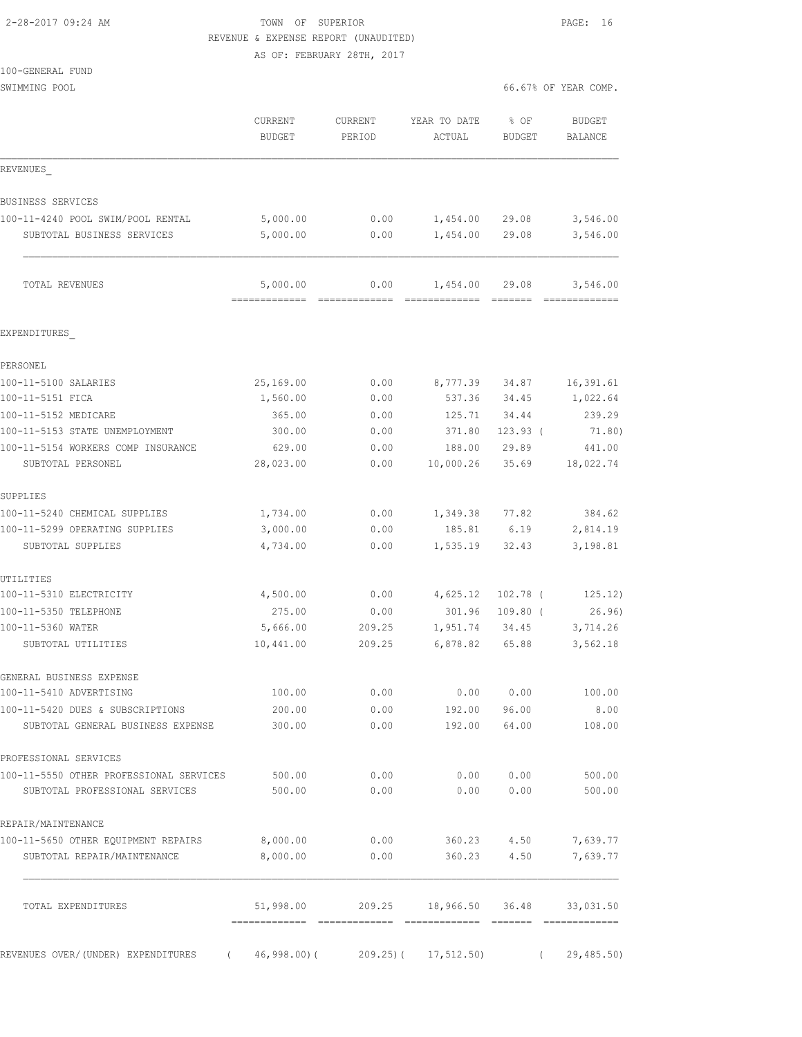2-28-2017 09:24 AM

TOWN OF SUPERIOR

REVENUE & EXPENSE REPORT (UNAUDITED)

AS OF: FEBRUARY 28TH, 2017

100-GENERAL FUND

SWIMMING POOL

66.67% OF YEAR COMP.

| | CURRENT BUDGET | CURRENT PERIOD | YEAR TO DATE ACTUAL | % OF BUDGET | BUDGET BALANCE |
|---|---|---|---|---|---|
| **REVENUES** | | | | | |
| BUSINESS SERVICES | | | | | |
| 100-11-4240 POOL SWIM/POOL RENTAL | 5,000.00 | 0.00 | 1,454.00 | 29.08 | 3,546.00 |
| SUBTOTAL BUSINESS SERVICES | 5,000.00 | 0.00 | 1,454.00 | 29.08 | 3,546.00 |
| TOTAL REVENUES | 5,000.00 | 0.00 | 1,454.00 | 29.08 | 3,546.00 |
| **EXPENDITURES** | | | | | |
| PERSONEL | | | | | |
| 100-11-5100 SALARIES | 25,169.00 | 0.00 | 8,777.39 | 34.87 | 16,391.61 |
| 100-11-5151 FICA | 1,560.00 | 0.00 | 537.36 | 34.45 | 1,022.64 |
| 100-11-5152 MEDICARE | 365.00 | 0.00 | 125.71 | 34.44 | 239.29 |
| 100-11-5153 STATE UNEMPLOYMENT | 300.00 | 0.00 | 371.80 | 123.93 | ( 71.80) |
| 100-11-5154 WORKERS COMP INSURANCE | 629.00 | 0.00 | 188.00 | 29.89 | 441.00 |
| SUBTOTAL PERSONEL | 28,023.00 | 0.00 | 10,000.26 | 35.69 | 18,022.74 |
| SUPPLIES | | | | | |
| 100-11-5240 CHEMICAL SUPPLIES | 1,734.00 | 0.00 | 1,349.38 | 77.82 | 384.62 |
| 100-11-5299 OPERATING SUPPLIES | 3,000.00 | 0.00 | 185.81 | 6.19 | 2,814.19 |
| SUBTOTAL SUPPLIES | 4,734.00 | 0.00 | 1,535.19 | 32.43 | 3,198.81 |
| UTILITIES | | | | | |
| 100-11-5310 ELECTRICITY | 4,500.00 | 0.00 | 4,625.12 | 102.78 | ( 125.12) |
| 100-11-5350 TELEPHONE | 275.00 | 0.00 | 301.96 | 109.80 | ( 26.96) |
| 100-11-5360 WATER | 5,666.00 | 209.25 | 1,951.74 | 34.45 | 3,714.26 |
| SUBTOTAL UTILITIES | 10,441.00 | 209.25 | 6,878.82 | 65.88 | 3,562.18 |
| GENERAL BUSINESS EXPENSE | | | | | |
| 100-11-5410 ADVERTISING | 100.00 | 0.00 | 0.00 | 0.00 | 100.00 |
| 100-11-5420 DUES & SUBSCRIPTIONS | 200.00 | 0.00 | 192.00 | 96.00 | 8.00 |
| SUBTOTAL GENERAL BUSINESS EXPENSE | 300.00 | 0.00 | 192.00 | 64.00 | 108.00 |
| PROFESSIONAL SERVICES | | | | | |
| 100-11-5550 OTHER PROFESSIONAL SERVICES | 500.00 | 0.00 | 0.00 | 0.00 | 500.00 |
| SUBTOTAL PROFESSIONAL SERVICES | 500.00 | 0.00 | 0.00 | 0.00 | 500.00 |
| REPAIR/MAINTENANCE | | | | | |
| 100-11-5650 OTHER EQUIPMENT REPAIRS | 8,000.00 | 0.00 | 360.23 | 4.50 | 7,639.77 |
| SUBTOTAL REPAIR/MAINTENANCE | 8,000.00 | 0.00 | 360.23 | 4.50 | 7,639.77 |
| TOTAL EXPENDITURES | 51,998.00 | 209.25 | 18,966.50 | 36.48 | 33,031.50 |
| REVENUES OVER/(UNDER) EXPENDITURES | ( 46,998.00) | ( 209.25) | ( 17,512.50) | | ( 29,485.50) |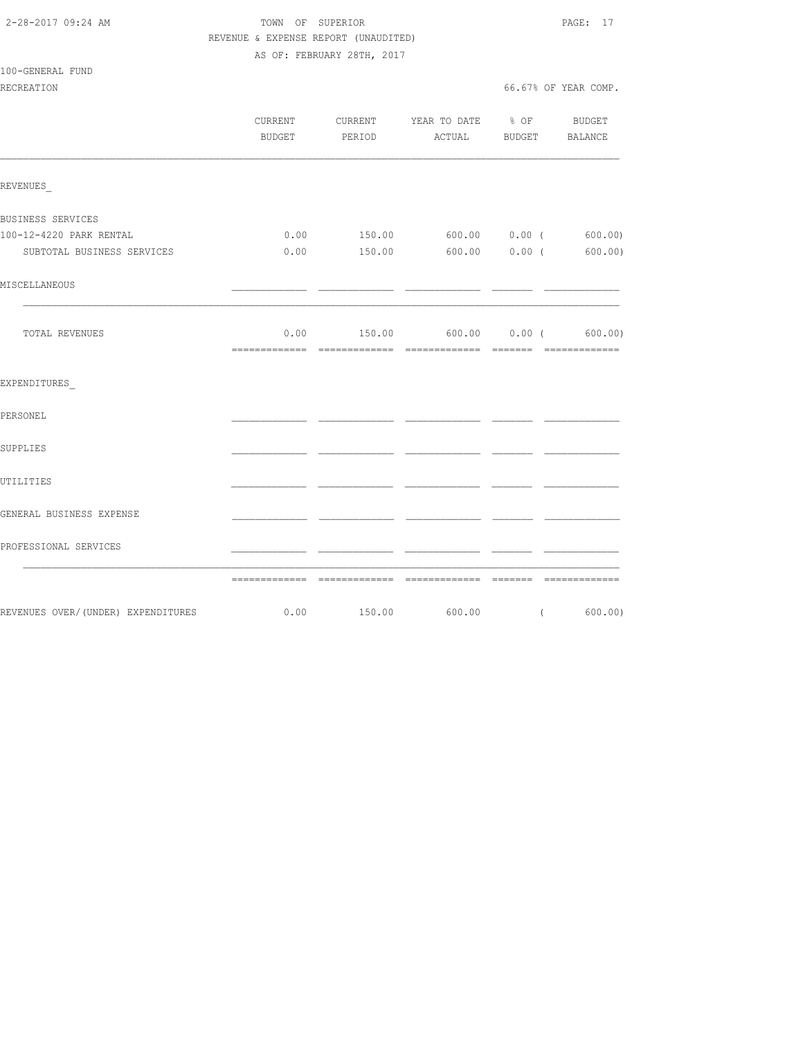2-28-2017 09:24 AM

# TOWN OF SUPERIOR

REVENUE & EXPENSE REPORT (UNAUDITED)

AS OF: FEBRUARY 28TH, 2017

100-GENERAL FUND

RECREATION

66.67% OF YEAR COMP.

| | CURRENT BUDGET | CURRENT PERIOD | YEAR TO DATE ACTUAL | % OF BUDGET | BUDGET BALANCE |
|---|---|---|---|---|---|
| **REVENUES** | | | | | |
| BUSINESS SERVICES | | | | | |
| 100-12-4220 PARK RENTAL | 0.00 | 150.00 | 600.00 | 0.00 | ( 600.00) |
| SUBTOTAL BUSINESS SERVICES | 0.00 | 150.00 | 600.00 | 0.00 | ( 600.00) |
| MISCELLANEOUS | | | | | |
| TOTAL REVENUES | 0.00 | 150.00 | 600.00 | 0.00 | ( 600.00) |
| **EXPENDITURES** | | | | | |
| PERSONEL | | | | | |
| SUPPLIES | | | | | |
| UTILITIES | | | | | |
| GENERAL BUSINESS EXPENSE | | | | | |
| PROFESSIONAL SERVICES | | | | | |
| REVENUES OVER/(UNDER) EXPENDITURES | 0.00 | 150.00 | 600.00 | | ( 600.00) |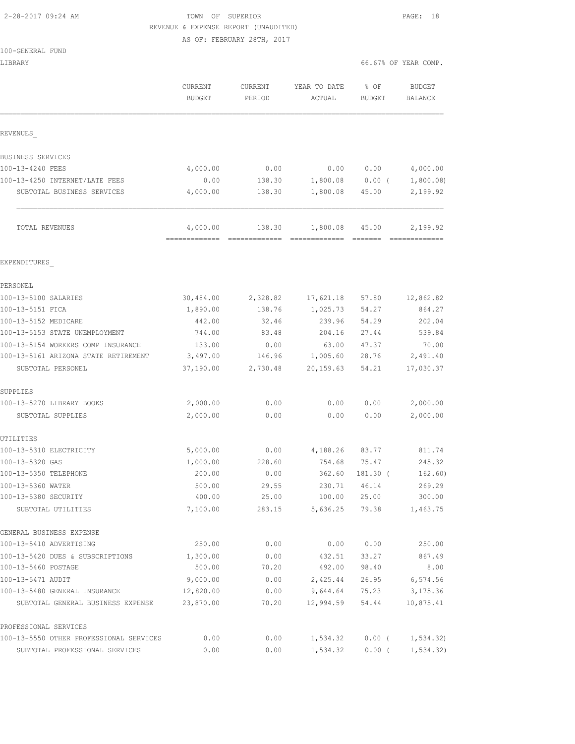2-28-2017 09:24 AM

# TOWN OF SUPERIOR

REVENUE & EXPENSE REPORT (UNAUDITED)

AS OF: FEBRUARY 28TH, 2017

100-GENERAL FUND

LIBRARY

66.67% OF YEAR COMP.

| | CURRENT BUDGET | CURRENT PERIOD | YEAR TO DATE ACTUAL | % OF BUDGET | BUDGET BALANCE |
|---|---|---|---|---|---|
| **REVENUES** | | | | | |
| BUSINESS SERVICES | | | | | |
| 100-13-4240 FEES | 4,000.00 | 0.00 | 0.00 | 0.00 | 4,000.00 |
| 100-13-4250 INTERNET/LATE FEES | 0.00 | 138.30 | 1,800.08 | 0.00 ( | 1,800.08) |
| SUBTOTAL BUSINESS SERVICES | 4,000.00 | 138.30 | 1,800.08 | 45.00 | 2,199.92 |
| TOTAL REVENUES | 4,000.00 | 138.30 | 1,800.08 | 45.00 | 2,199.92 |
| **EXPENDITURES** | | | | | |
| PERSONEL | | | | | |
| 100-13-5100 SALARIES | 30,484.00 | 2,328.82 | 17,621.18 | 57.80 | 12,862.82 |
| 100-13-5151 FICA | 1,890.00 | 138.76 | 1,025.73 | 54.27 | 864.27 |
| 100-13-5152 MEDICARE | 442.00 | 32.46 | 239.96 | 54.29 | 202.04 |
| 100-13-5153 STATE UNEMPLOYMENT | 744.00 | 83.48 | 204.16 | 27.44 | 539.84 |
| 100-13-5154 WORKERS COMP INSURANCE | 133.00 | 0.00 | 63.00 | 47.37 | 70.00 |
| 100-13-5161 ARIZONA STATE RETIREMENT | 3,497.00 | 146.96 | 1,005.60 | 28.76 | 2,491.40 |
| SUBTOTAL PERSONEL | 37,190.00 | 2,730.48 | 20,159.63 | 54.21 | 17,030.37 |
| SUPPLIES | | | | | |
| 100-13-5270 LIBRARY BOOKS | 2,000.00 | 0.00 | 0.00 | 0.00 | 2,000.00 |
| SUBTOTAL SUPPLIES | 2,000.00 | 0.00 | 0.00 | 0.00 | 2,000.00 |
| UTILITIES | | | | | |
| 100-13-5310 ELECTRICITY | 5,000.00 | 0.00 | 4,188.26 | 83.77 | 811.74 |
| 100-13-5320 GAS | 1,000.00 | 228.60 | 754.68 | 75.47 | 245.32 |
| 100-13-5350 TELEPHONE | 200.00 | 0.00 | 362.60 | 181.30 ( | 162.60) |
| 100-13-5360 WATER | 500.00 | 29.55 | 230.71 | 46.14 | 269.29 |
| 100-13-5380 SECURITY | 400.00 | 25.00 | 100.00 | 25.00 | 300.00 |
| SUBTOTAL UTILITIES | 7,100.00 | 283.15 | 5,636.25 | 79.38 | 1,463.75 |
| GENERAL BUSINESS EXPENSE | | | | | |
| 100-13-5410 ADVERTISING | 250.00 | 0.00 | 0.00 | 0.00 | 250.00 |
| 100-13-5420 DUES & SUBSCRIPTIONS | 1,300.00 | 0.00 | 432.51 | 33.27 | 867.49 |
| 100-13-5460 POSTAGE | 500.00 | 70.20 | 492.00 | 98.40 | 8.00 |
| 100-13-5471 AUDIT | 9,000.00 | 0.00 | 2,425.44 | 26.95 | 6,574.56 |
| 100-13-5480 GENERAL INSURANCE | 12,820.00 | 0.00 | 9,644.64 | 75.23 | 3,175.36 |
| SUBTOTAL GENERAL BUSINESS EXPENSE | 23,870.00 | 70.20 | 12,994.59 | 54.44 | 10,875.41 |
| PROFESSIONAL SERVICES | | | | | |
| 100-13-5550 OTHER PROFESSIONAL SERVICES | 0.00 | 0.00 | 1,534.32 | 0.00 ( | 1,534.32) |
| SUBTOTAL PROFESSIONAL SERVICES | 0.00 | 0.00 | 1,534.32 | 0.00 ( | 1,534.32) |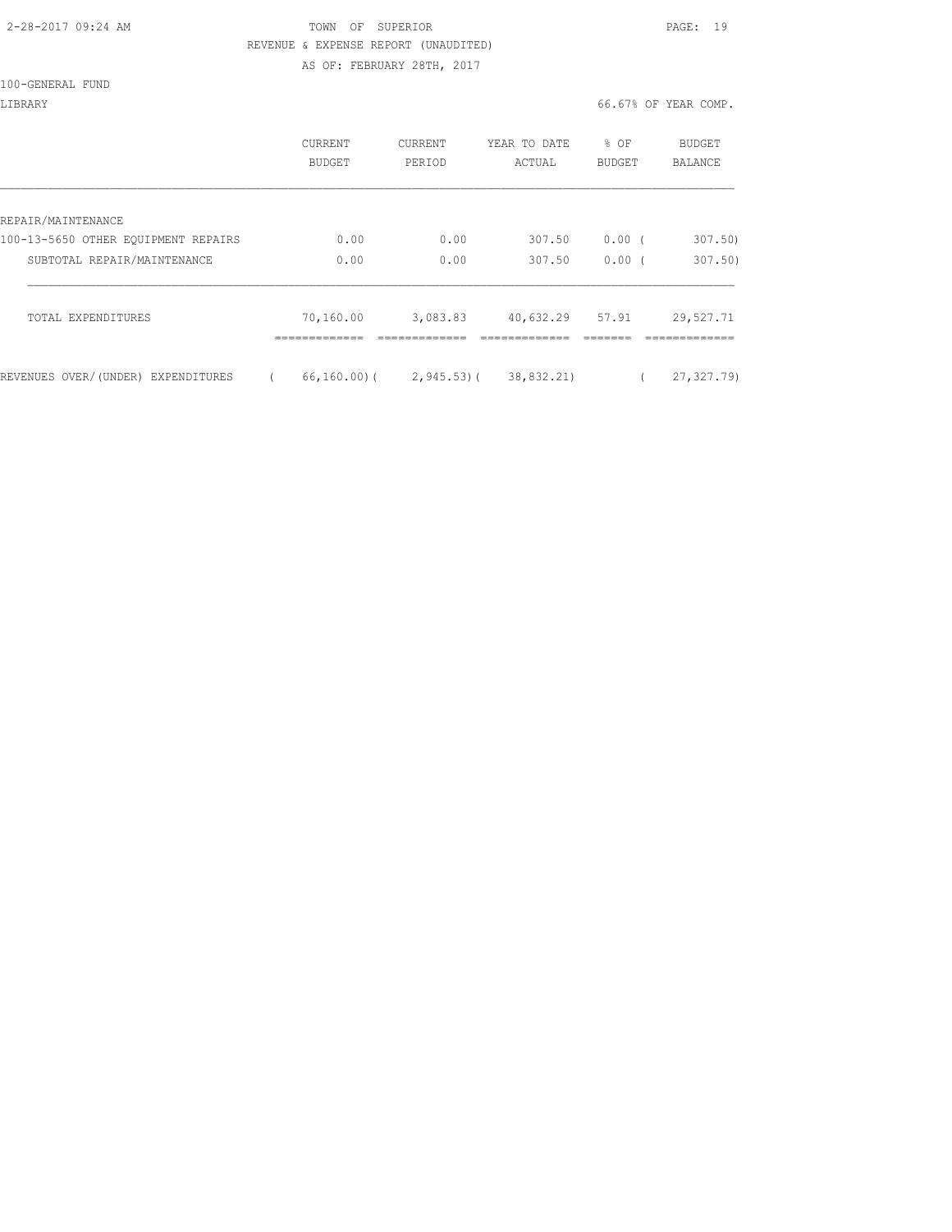TOWN OF SUPERIOR
REVENUE & EXPENSE REPORT (UNAUDITED)
AS OF: FEBRUARY 28TH, 2017

100-GENERAL FUND

LIBRARY — 66.67% OF YEAR COMP.

| | CURRENT BUDGET | CURRENT PERIOD | YEAR TO DATE ACTUAL | % OF BUDGET | BUDGET BALANCE |
|---|---|---|---|---|---|
| REPAIR/MAINTENANCE | | | | | |
| 100-13-5650 OTHER EQUIPMENT REPAIRS | 0.00 | 0.00 | 307.50 | 0.00 | ( 307.50) |
| SUBTOTAL REPAIR/MAINTENANCE | 0.00 | 0.00 | 307.50 | 0.00 | ( 307.50) |
| TOTAL EXPENDITURES | 70,160.00 | 3,083.83 | 40,632.29 | 57.91 | 29,527.71 |
| REVENUES OVER/(UNDER) EXPENDITURES | ( 66,160.00) | ( 2,945.53) | ( 38,832.21) | | ( 27,327.79) |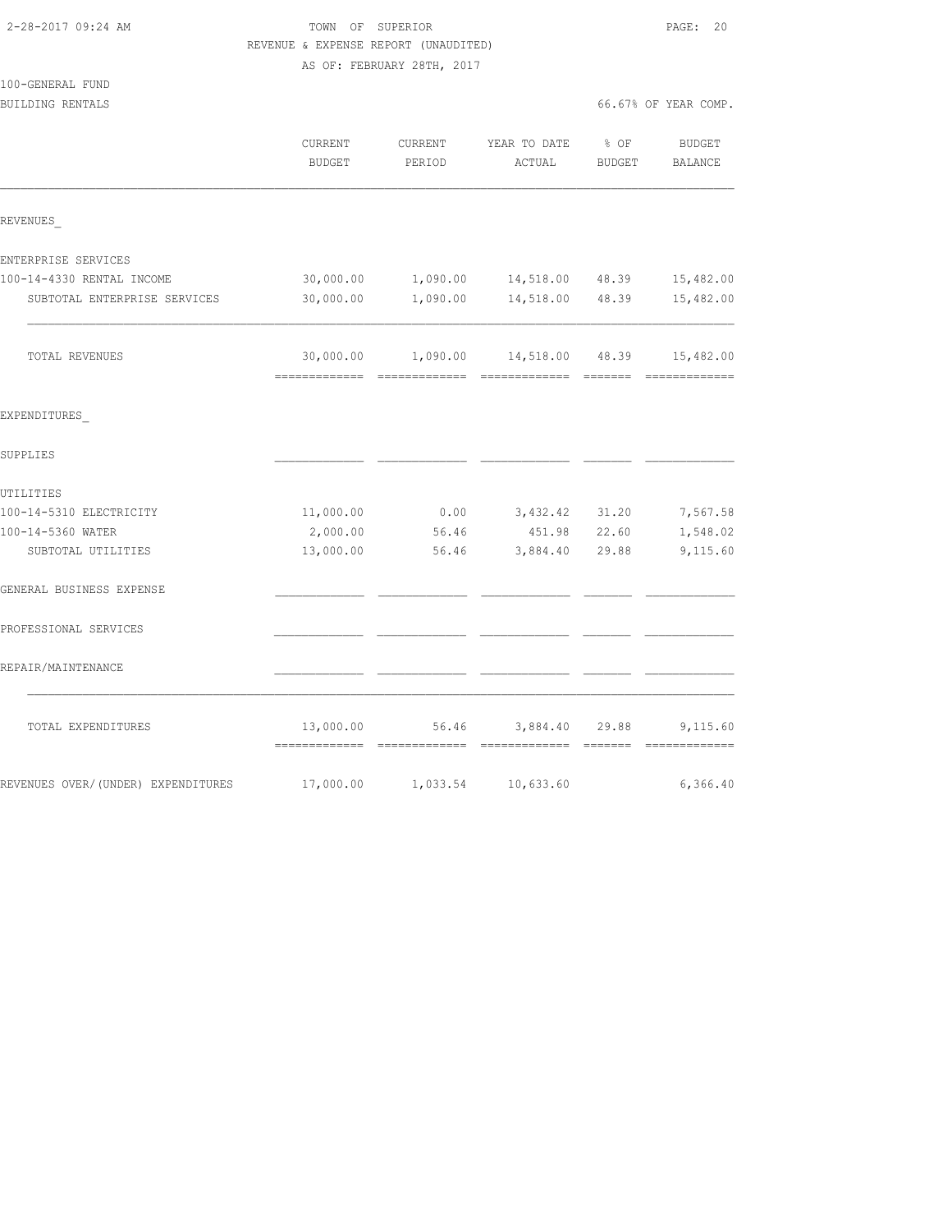TOWN OF SUPERIOR
REVENUE & EXPENSE REPORT (UNAUDITED)
AS OF: FEBRUARY 28TH, 2017

100-GENERAL FUND
BUILDING RENTALS

66.67% OF YEAR COMP.

| | CURRENT BUDGET | CURRENT PERIOD | YEAR TO DATE ACTUAL | % OF BUDGET | BUDGET BALANCE |
|---|---|---|---|---|---|
| REVENUES_ | | | | | |
| ENTERPRISE SERVICES | | | | | |
| 100-14-4330 RENTAL INCOME | 30,000.00 | 1,090.00 | 14,518.00 | 48.39 | 15,482.00 |
| SUBTOTAL ENTERPRISE SERVICES | 30,000.00 | 1,090.00 | 14,518.00 | 48.39 | 15,482.00 |
| TOTAL REVENUES | 30,000.00 | 1,090.00 | 14,518.00 | 48.39 | 15,482.00 |
| EXPENDITURES_ | | | | | |
| SUPPLIES | | | | | |
| UTILITIES | | | | | |
| 100-14-5310 ELECTRICITY | 11,000.00 | 0.00 | 3,432.42 | 31.20 | 7,567.58 |
| 100-14-5360 WATER | 2,000.00 | 56.46 | 451.98 | 22.60 | 1,548.02 |
| SUBTOTAL UTILITIES | 13,000.00 | 56.46 | 3,884.40 | 29.88 | 9,115.60 |
| GENERAL BUSINESS EXPENSE | | | | | |
| PROFESSIONAL SERVICES | | | | | |
| REPAIR/MAINTENANCE | | | | | |
| TOTAL EXPENDITURES | 13,000.00 | 56.46 | 3,884.40 | 29.88 | 9,115.60 |
| REVENUES OVER/(UNDER) EXPENDITURES | 17,000.00 | 1,033.54 | 10,633.60 | | 6,366.40 |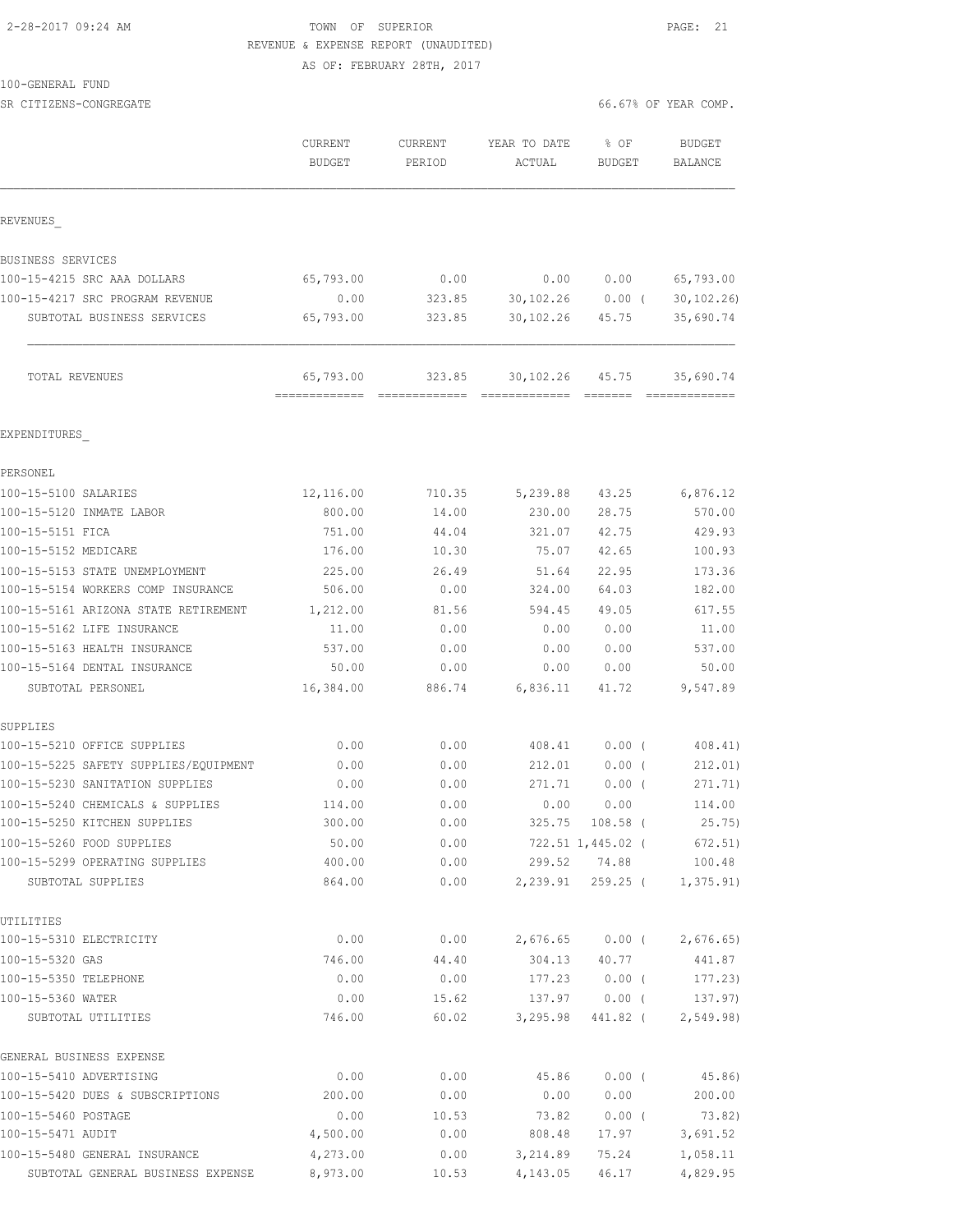2-28-2017 09:24 AM

TOWN OF SUPERIOR
REVENUE & EXPENSE REPORT (UNAUDITED)
AS OF: FEBRUARY 28TH, 2017

100-GENERAL FUND
SR CITIZENS-CONGREGATE

66.67% OF YEAR COMP.

| | CURRENT BUDGET | CURRENT PERIOD | YEAR TO DATE ACTUAL | % OF BUDGET | BUDGET BALANCE |
|---|---|---|---|---|---|
| **REVENUES** | | | | | |
| BUSINESS SERVICES | | | | | |
| 100-15-4215 SRC AAA DOLLARS | 65,793.00 | 0.00 | 0.00 | 0.00 | 65,793.00 |
| 100-15-4217 SRC PROGRAM REVENUE | 0.00 | 323.85 | 30,102.26 | 0.00 ( | 30,102.26) |
| SUBTOTAL BUSINESS SERVICES | 65,793.00 | 323.85 | 30,102.26 | 45.75 | 35,690.74 |
| TOTAL REVENUES | 65,793.00 | 323.85 | 30,102.26 | 45.75 | 35,690.74 |
| **EXPENDITURES** | | | | | |
| PERSONEL | | | | | |
| 100-15-5100 SALARIES | 12,116.00 | 710.35 | 5,239.88 | 43.25 | 6,876.12 |
| 100-15-5120 INMATE LABOR | 800.00 | 14.00 | 230.00 | 28.75 | 570.00 |
| 100-15-5151 FICA | 751.00 | 44.04 | 321.07 | 42.75 | 429.93 |
| 100-15-5152 MEDICARE | 176.00 | 10.30 | 75.07 | 42.65 | 100.93 |
| 100-15-5153 STATE UNEMPLOYMENT | 225.00 | 26.49 | 51.64 | 22.95 | 173.36 |
| 100-15-5154 WORKERS COMP INSURANCE | 506.00 | 0.00 | 324.00 | 64.03 | 182.00 |
| 100-15-5161 ARIZONA STATE RETIREMENT | 1,212.00 | 81.56 | 594.45 | 49.05 | 617.55 |
| 100-15-5162 LIFE INSURANCE | 11.00 | 0.00 | 0.00 | 0.00 | 11.00 |
| 100-15-5163 HEALTH INSURANCE | 537.00 | 0.00 | 0.00 | 0.00 | 537.00 |
| 100-15-5164 DENTAL INSURANCE | 50.00 | 0.00 | 0.00 | 0.00 | 50.00 |
| SUBTOTAL PERSONEL | 16,384.00 | 886.74 | 6,836.11 | 41.72 | 9,547.89 |
| SUPPLIES | | | | | |
| 100-15-5210 OFFICE SUPPLIES | 0.00 | 0.00 | 408.41 | 0.00 ( | 408.41) |
| 100-15-5225 SAFETY SUPPLIES/EQUIPMENT | 0.00 | 0.00 | 212.01 | 0.00 ( | 212.01) |
| 100-15-5230 SANITATION SUPPLIES | 0.00 | 0.00 | 271.71 | 0.00 ( | 271.71) |
| 100-15-5240 CHEMICALS & SUPPLIES | 114.00 | 0.00 | 0.00 | 0.00 | 114.00 |
| 100-15-5250 KITCHEN SUPPLIES | 300.00 | 0.00 | 325.75 | 108.58 ( | 25.75) |
| 100-15-5260 FOOD SUPPLIES | 50.00 | 0.00 | 722.51 | 1,445.02 ( | 672.51) |
| 100-15-5299 OPERATING SUPPLIES | 400.00 | 0.00 | 299.52 | 74.88 | 100.48 |
| SUBTOTAL SUPPLIES | 864.00 | 0.00 | 2,239.91 | 259.25 ( | 1,375.91) |
| UTILITIES | | | | | |
| 100-15-5310 ELECTRICITY | 0.00 | 0.00 | 2,676.65 | 0.00 ( | 2,676.65) |
| 100-15-5320 GAS | 746.00 | 44.40 | 304.13 | 40.77 | 441.87 |
| 100-15-5350 TELEPHONE | 0.00 | 0.00 | 177.23 | 0.00 ( | 177.23) |
| 100-15-5360 WATER | 0.00 | 15.62 | 137.97 | 0.00 ( | 137.97) |
| SUBTOTAL UTILITIES | 746.00 | 60.02 | 3,295.98 | 441.82 ( | 2,549.98) |
| GENERAL BUSINESS EXPENSE | | | | | |
| 100-15-5410 ADVERTISING | 0.00 | 0.00 | 45.86 | 0.00 ( | 45.86) |
| 100-15-5420 DUES & SUBSCRIPTIONS | 200.00 | 0.00 | 0.00 | 0.00 | 200.00 |
| 100-15-5460 POSTAGE | 0.00 | 10.53 | 73.82 | 0.00 ( | 73.82) |
| 100-15-5471 AUDIT | 4,500.00 | 0.00 | 808.48 | 17.97 | 3,691.52 |
| 100-15-5480 GENERAL INSURANCE | 4,273.00 | 0.00 | 3,214.89 | 75.24 | 1,058.11 |
| SUBTOTAL GENERAL BUSINESS EXPENSE | 8,973.00 | 10.53 | 4,143.05 | 46.17 | 4,829.95 |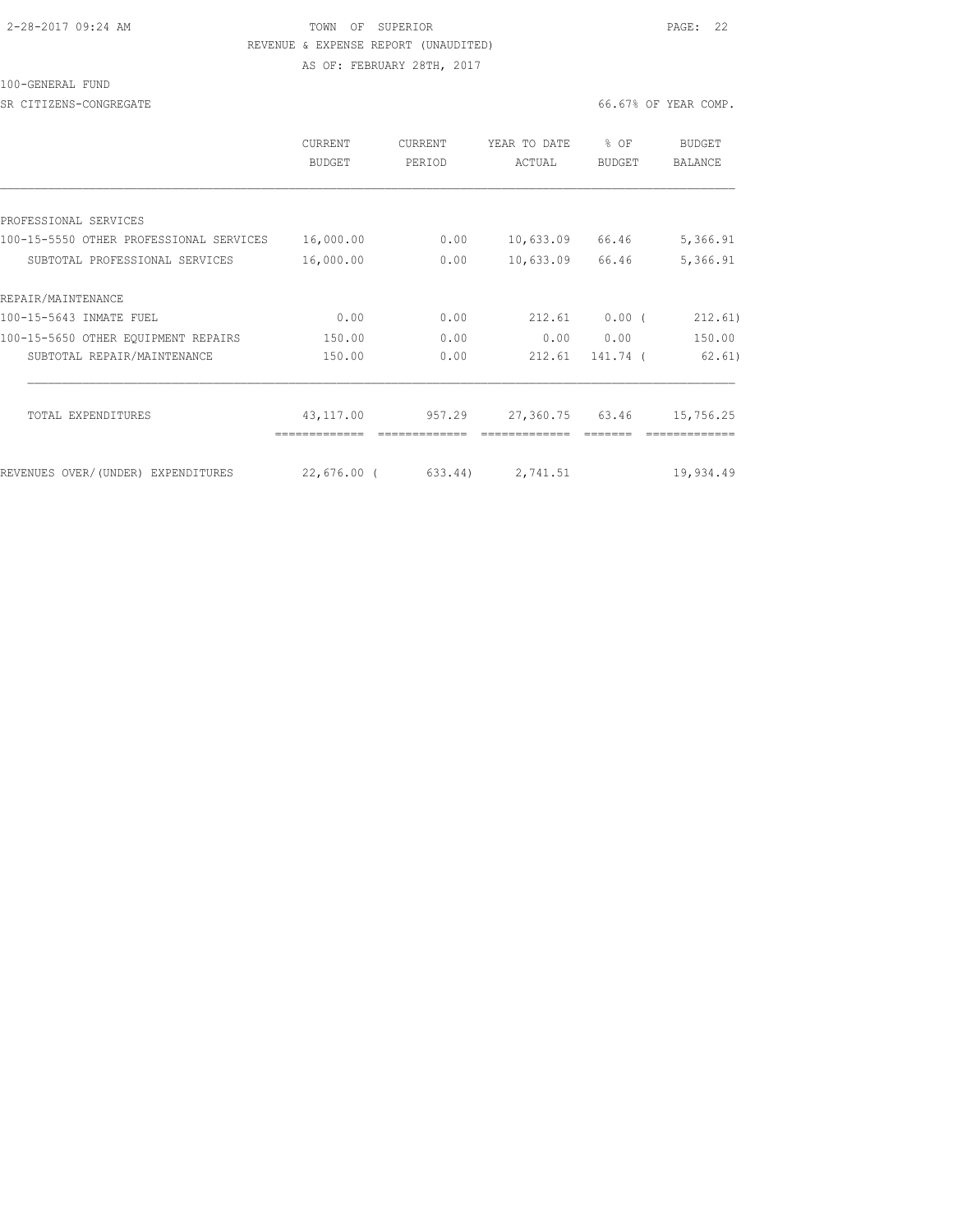TOWN OF SUPERIOR

REVENUE & EXPENSE REPORT (UNAUDITED)

AS OF: FEBRUARY 28TH, 2017

100-GENERAL FUND

SR CITIZENS-CONGREGATE

66.67% OF YEAR COMP.

| | CURRENT BUDGET | CURRENT PERIOD | YEAR TO DATE ACTUAL | % OF BUDGET | BUDGET BALANCE |
|---|---|---|---|---|---|
| PROFESSIONAL SERVICES | | | | | |
| 100-15-5550 OTHER PROFESSIONAL SERVICES | 16,000.00 | 0.00 | 10,633.09 | 66.46 | 5,366.91 |
| SUBTOTAL PROFESSIONAL SERVICES | 16,000.00 | 0.00 | 10,633.09 | 66.46 | 5,366.91 |
| REPAIR/MAINTENANCE | | | | | |
| 100-15-5643 INMATE FUEL | 0.00 | 0.00 | 212.61 | 0.00 | ( 212.61) |
| 100-15-5650 OTHER EQUIPMENT REPAIRS | 150.00 | 0.00 | 0.00 | 0.00 | 150.00 |
| SUBTOTAL REPAIR/MAINTENANCE | 150.00 | 0.00 | 212.61 | 141.74 | ( 62.61) |
| TOTAL EXPENDITURES | 43,117.00 | 957.29 | 27,360.75 | 63.46 | 15,756.25 |
| REVENUES OVER/(UNDER) EXPENDITURES | 22,676.00 | ( 633.44) | 2,741.51 | | 19,934.49 |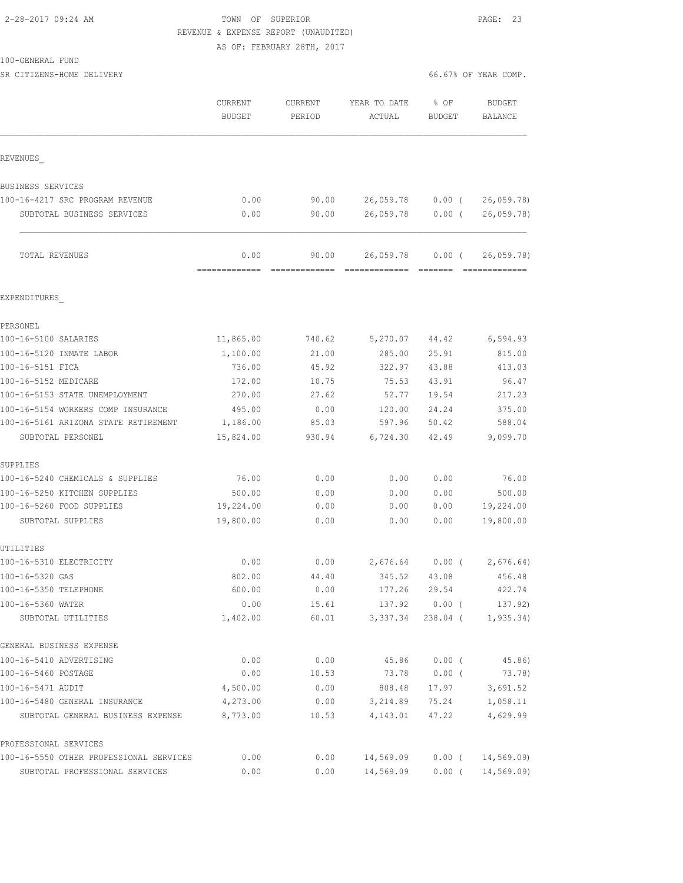2-28-2017 09:24 AM

TOWN OF SUPERIOR

REVENUE & EXPENSE REPORT (UNAUDITED)

AS OF: FEBRUARY 28TH, 2017

100-GENERAL FUND

SR CITIZENS-HOME DELIVERY

66.67% OF YEAR COMP.

| | CURRENT BUDGET | CURRENT PERIOD | YEAR TO DATE ACTUAL | % OF BUDGET | BUDGET BALANCE |
|---|---|---|---|---|---|
| REVENUES_ | | | | | |
| BUSINESS SERVICES | | | | | |
| 100-16-4217 SRC PROGRAM REVENUE | 0.00 | 90.00 | 26,059.78 | 0.00 ( | 26,059.78) |
| SUBTOTAL BUSINESS SERVICES | 0.00 | 90.00 | 26,059.78 | 0.00 ( | 26,059.78) |
| TOTAL REVENUES | 0.00 | 90.00 | 26,059.78 | 0.00 ( | 26,059.78) |
| EXPENDITURES_ | | | | | |
| PERSONEL | | | | | |
| 100-16-5100 SALARIES | 11,865.00 | 740.62 | 5,270.07 | 44.42 | 6,594.93 |
| 100-16-5120 INMATE LABOR | 1,100.00 | 21.00 | 285.00 | 25.91 | 815.00 |
| 100-16-5151 FICA | 736.00 | 45.92 | 322.97 | 43.88 | 413.03 |
| 100-16-5152 MEDICARE | 172.00 | 10.75 | 75.53 | 43.91 | 96.47 |
| 100-16-5153 STATE UNEMPLOYMENT | 270.00 | 27.62 | 52.77 | 19.54 | 217.23 |
| 100-16-5154 WORKERS COMP INSURANCE | 495.00 | 0.00 | 120.00 | 24.24 | 375.00 |
| 100-16-5161 ARIZONA STATE RETIREMENT | 1,186.00 | 85.03 | 597.96 | 50.42 | 588.04 |
| SUBTOTAL PERSONEL | 15,824.00 | 930.94 | 6,724.30 | 42.49 | 9,099.70 |
| SUPPLIES | | | | | |
| 100-16-5240 CHEMICALS & SUPPLIES | 76.00 | 0.00 | 0.00 | 0.00 | 76.00 |
| 100-16-5250 KITCHEN SUPPLIES | 500.00 | 0.00 | 0.00 | 0.00 | 500.00 |
| 100-16-5260 FOOD SUPPLIES | 19,224.00 | 0.00 | 0.00 | 0.00 | 19,224.00 |
| SUBTOTAL SUPPLIES | 19,800.00 | 0.00 | 0.00 | 0.00 | 19,800.00 |
| UTILITIES | | | | | |
| 100-16-5310 ELECTRICITY | 0.00 | 0.00 | 2,676.64 | 0.00 ( | 2,676.64) |
| 100-16-5320 GAS | 802.00 | 44.40 | 345.52 | 43.08 | 456.48 |
| 100-16-5350 TELEPHONE | 600.00 | 0.00 | 177.26 | 29.54 | 422.74 |
| 100-16-5360 WATER | 0.00 | 15.61 | 137.92 | 0.00 ( | 137.92) |
| SUBTOTAL UTILITIES | 1,402.00 | 60.01 | 3,337.34 | 238.04 ( | 1,935.34) |
| GENERAL BUSINESS EXPENSE | | | | | |
| 100-16-5410 ADVERTISING | 0.00 | 0.00 | 45.86 | 0.00 ( | 45.86) |
| 100-16-5460 POSTAGE | 0.00 | 10.53 | 73.78 | 0.00 ( | 73.78) |
| 100-16-5471 AUDIT | 4,500.00 | 0.00 | 808.48 | 17.97 | 3,691.52 |
| 100-16-5480 GENERAL INSURANCE | 4,273.00 | 0.00 | 3,214.89 | 75.24 | 1,058.11 |
| SUBTOTAL GENERAL BUSINESS EXPENSE | 8,773.00 | 10.53 | 4,143.01 | 47.22 | 4,629.99 |
| PROFESSIONAL SERVICES | | | | | |
| 100-16-5550 OTHER PROFESSIONAL SERVICES | 0.00 | 0.00 | 14,569.09 | 0.00 ( | 14,569.09) |
| SUBTOTAL PROFESSIONAL SERVICES | 0.00 | 0.00 | 14,569.09 | 0.00 ( | 14,569.09) |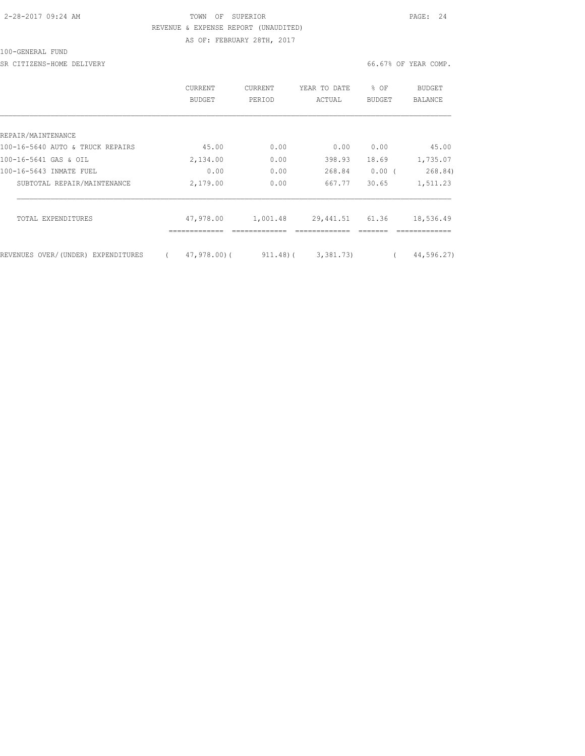100-GENERAL FUND

SR CITIZENS-HOME DELIVERY

66.67% OF YEAR COMP.

| | CURRENT BUDGET | CURRENT PERIOD | YEAR TO DATE ACTUAL | % OF BUDGET | BUDGET BALANCE |
|---|---|---|---|---|---|
| REPAIR/MAINTENANCE | | | | | |
| 100-16-5640 AUTO & TRUCK REPAIRS | 45.00 | 0.00 | 0.00 | 0.00 | 45.00 |
| 100-16-5641 GAS & OIL | 2,134.00 | 0.00 | 398.93 | 18.69 | 1,735.07 |
| 100-16-5643 INMATE FUEL | 0.00 | 0.00 | 268.84 | 0.00 | ( 268.84) |
| SUBTOTAL REPAIR/MAINTENANCE | 2,179.00 | 0.00 | 667.77 | 30.65 | 1,511.23 |
| TOTAL EXPENDITURES | 47,978.00 | 1,001.48 | 29,441.51 | 61.36 | 18,536.49 |
| REVENUES OVER/(UNDER) EXPENDITURES | ( 47,978.00) | ( 911.48) | ( 3,381.73) | | ( 44,596.27) |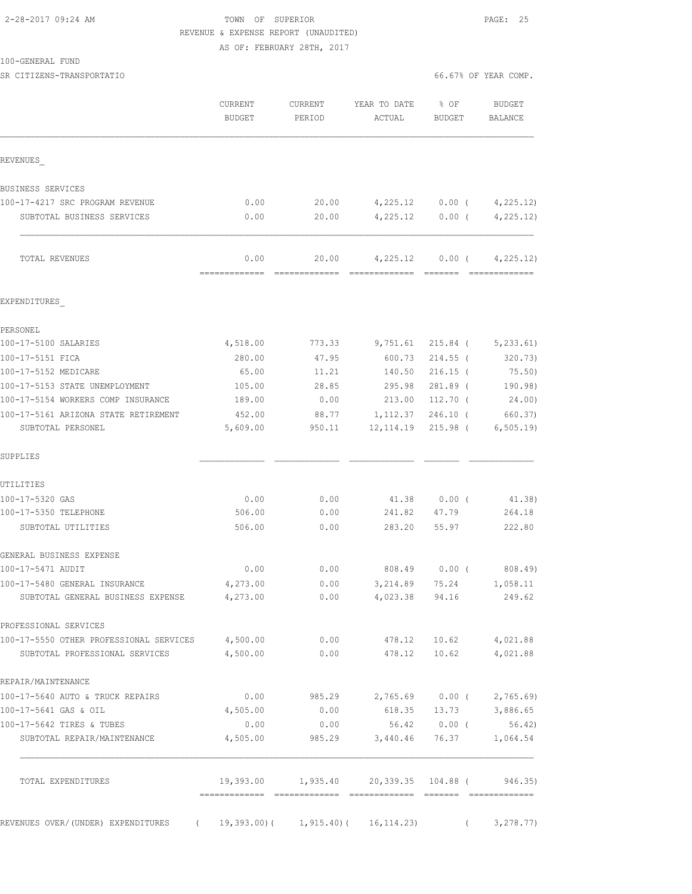2-28-2017 09:24 AM

TOWN OF SUPERIOR

REVENUE & EXPENSE REPORT (UNAUDITED)

AS OF: FEBRUARY 28TH, 2017

100-GENERAL FUND

SR CITIZENS-TRANSPORTATIO

66.67% OF YEAR COMP.

| | CURRENT BUDGET | CURRENT PERIOD | YEAR TO DATE ACTUAL | % OF BUDGET | BUDGET BALANCE |
|---|---|---|---|---|---|
| REVENUES_ | | | | | |
| BUSINESS SERVICES | | | | | |
| 100-17-4217 SRC PROGRAM REVENUE | 0.00 | 20.00 | 4,225.12 | 0.00 ( | 4,225.12) |
| SUBTOTAL BUSINESS SERVICES | 0.00 | 20.00 | 4,225.12 | 0.00 ( | 4,225.12) |
| TOTAL REVENUES | 0.00 | 20.00 | 4,225.12 | 0.00 ( | 4,225.12) |
| EXPENDITURES_ | | | | | |
| PERSONEL | | | | | |
| 100-17-5100 SALARIES | 4,518.00 | 773.33 | 9,751.61 | 215.84 ( | 5,233.61) |
| 100-17-5151 FICA | 280.00 | 47.95 | 600.73 | 214.55 ( | 320.73) |
| 100-17-5152 MEDICARE | 65.00 | 11.21 | 140.50 | 216.15 ( | 75.50) |
| 100-17-5153 STATE UNEMPLOYMENT | 105.00 | 28.85 | 295.98 | 281.89 ( | 190.98) |
| 100-17-5154 WORKERS COMP INSURANCE | 189.00 | 0.00 | 213.00 | 112.70 ( | 24.00) |
| 100-17-5161 ARIZONA STATE RETIREMENT | 452.00 | 88.77 | 1,112.37 | 246.10 ( | 660.37) |
| SUBTOTAL PERSONEL | 5,609.00 | 950.11 | 12,114.19 | 215.98 ( | 6,505.19) |
| SUPPLIES | | | | | |
| UTILITIES | | | | | |
| 100-17-5320 GAS | 0.00 | 0.00 | 41.38 | 0.00 ( | 41.38) |
| 100-17-5350 TELEPHONE | 506.00 | 0.00 | 241.82 | 47.79 | 264.18 |
| SUBTOTAL UTILITIES | 506.00 | 0.00 | 283.20 | 55.97 | 222.80 |
| GENERAL BUSINESS EXPENSE | | | | | |
| 100-17-5471 AUDIT | 0.00 | 0.00 | 808.49 | 0.00 ( | 808.49) |
| 100-17-5480 GENERAL INSURANCE | 4,273.00 | 0.00 | 3,214.89 | 75.24 | 1,058.11 |
| SUBTOTAL GENERAL BUSINESS EXPENSE | 4,273.00 | 0.00 | 4,023.38 | 94.16 | 249.62 |
| PROFESSIONAL SERVICES | | | | | |
| 100-17-5550 OTHER PROFESSIONAL SERVICES | 4,500.00 | 0.00 | 478.12 | 10.62 | 4,021.88 |
| SUBTOTAL PROFESSIONAL SERVICES | 4,500.00 | 0.00 | 478.12 | 10.62 | 4,021.88 |
| REPAIR/MAINTENANCE | | | | | |
| 100-17-5640 AUTO & TRUCK REPAIRS | 0.00 | 985.29 | 2,765.69 | 0.00 ( | 2,765.69) |
| 100-17-5641 GAS & OIL | 4,505.00 | 0.00 | 618.35 | 13.73 | 3,886.65 |
| 100-17-5642 TIRES & TUBES | 0.00 | 0.00 | 56.42 | 0.00 ( | 56.42) |
| SUBTOTAL REPAIR/MAINTENANCE | 4,505.00 | 985.29 | 3,440.46 | 76.37 | 1,064.54 |
| TOTAL EXPENDITURES | 19,393.00 | 1,935.40 | 20,339.35 | 104.88 ( | 946.35) |
| REVENUES OVER/(UNDER) EXPENDITURES | ( 19,393.00)( | 1,915.40)( | 16,114.23) | ( | 3,278.77) |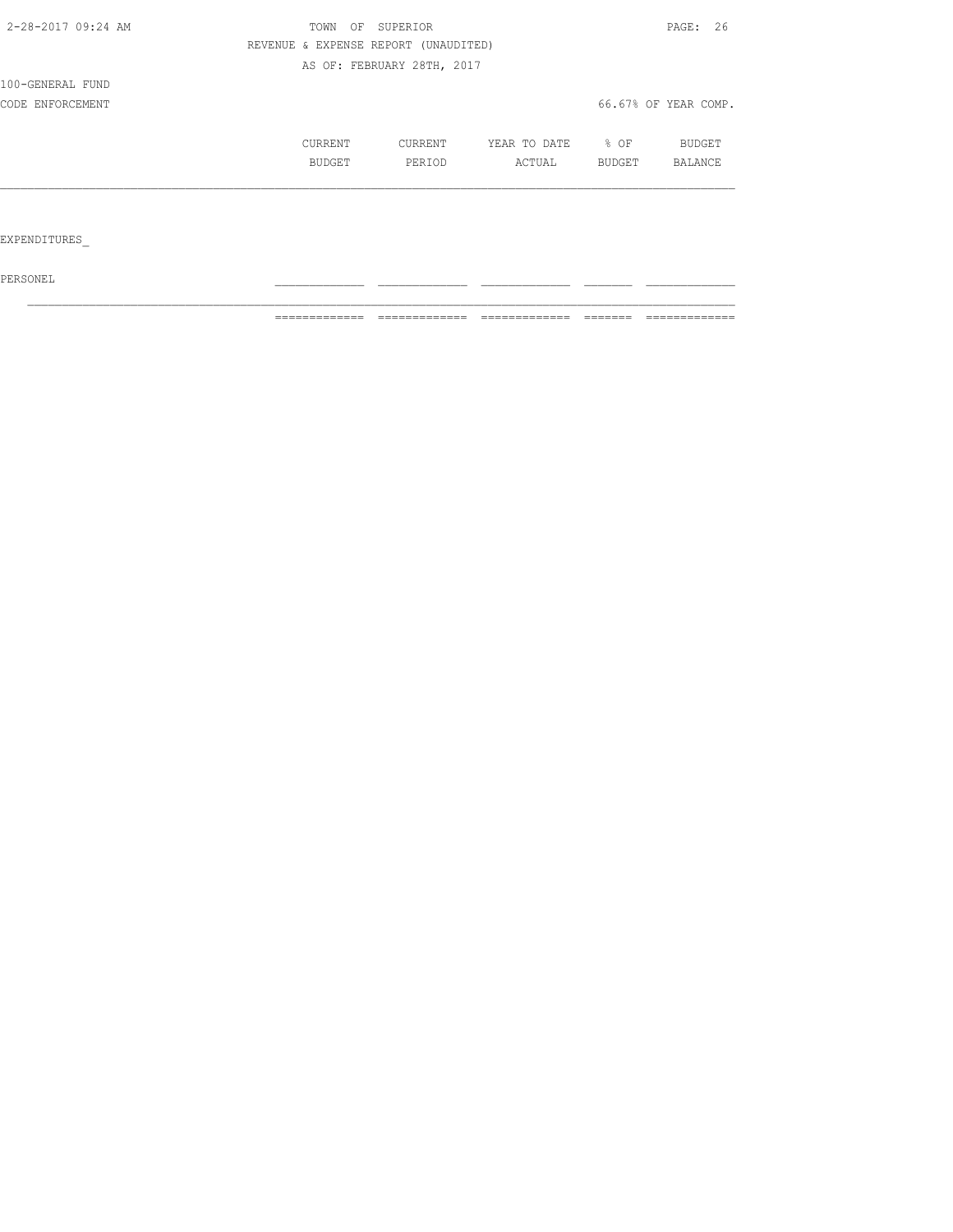TOWN OF SUPERIOR

REVENUE & EXPENSE REPORT (UNAUDITED)

AS OF: FEBRUARY 28TH, 2017

100-GENERAL FUND

CODE ENFORCEMENT — 66.67% OF YEAR COMP.

| | CURRENT BUDGET | CURRENT PERIOD | YEAR TO DATE ACTUAL | % OF BUDGET | BUDGET BALANCE |
|---|---|---|---|---|---|
| EXPENDITURES_ | | | | | |
| PERSONEL | | | | | |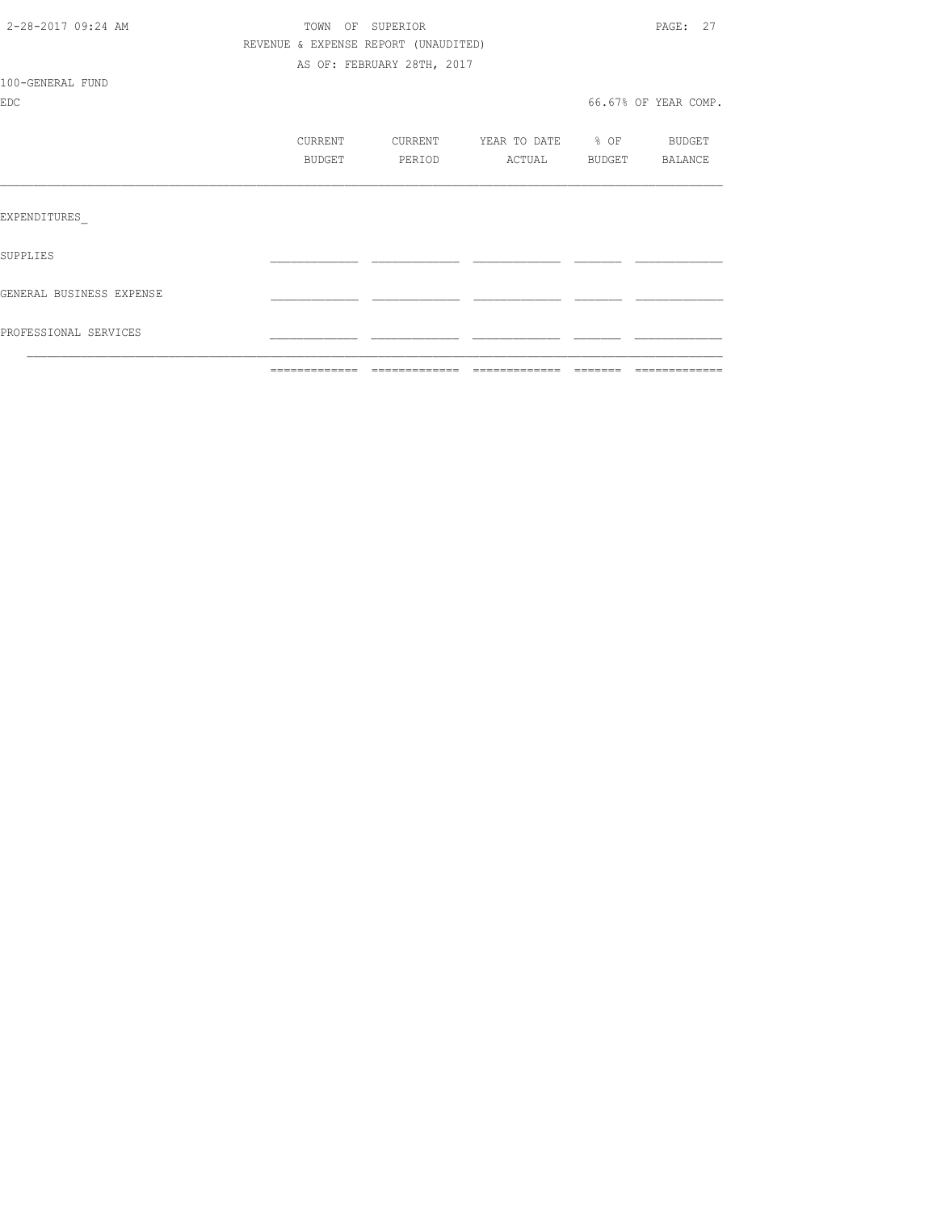TOWN OF SUPERIOR

REVENUE & EXPENSE REPORT (UNAUDITED)

AS OF: FEBRUARY 28TH, 2017

100-GENERAL FUND

EDC

66.67% OF YEAR COMP.

| | CURRENT BUDGET | CURRENT PERIOD | YEAR TO DATE ACTUAL | % OF BUDGET | BUDGET BALANCE |
|---|---|---|---|---|---|
| EXPENDITURES_ | | | | | |
| SUPPLIES | | | | | |
| GENERAL BUSINESS EXPENSE | | | | | |
| PROFESSIONAL SERVICES | | | | | |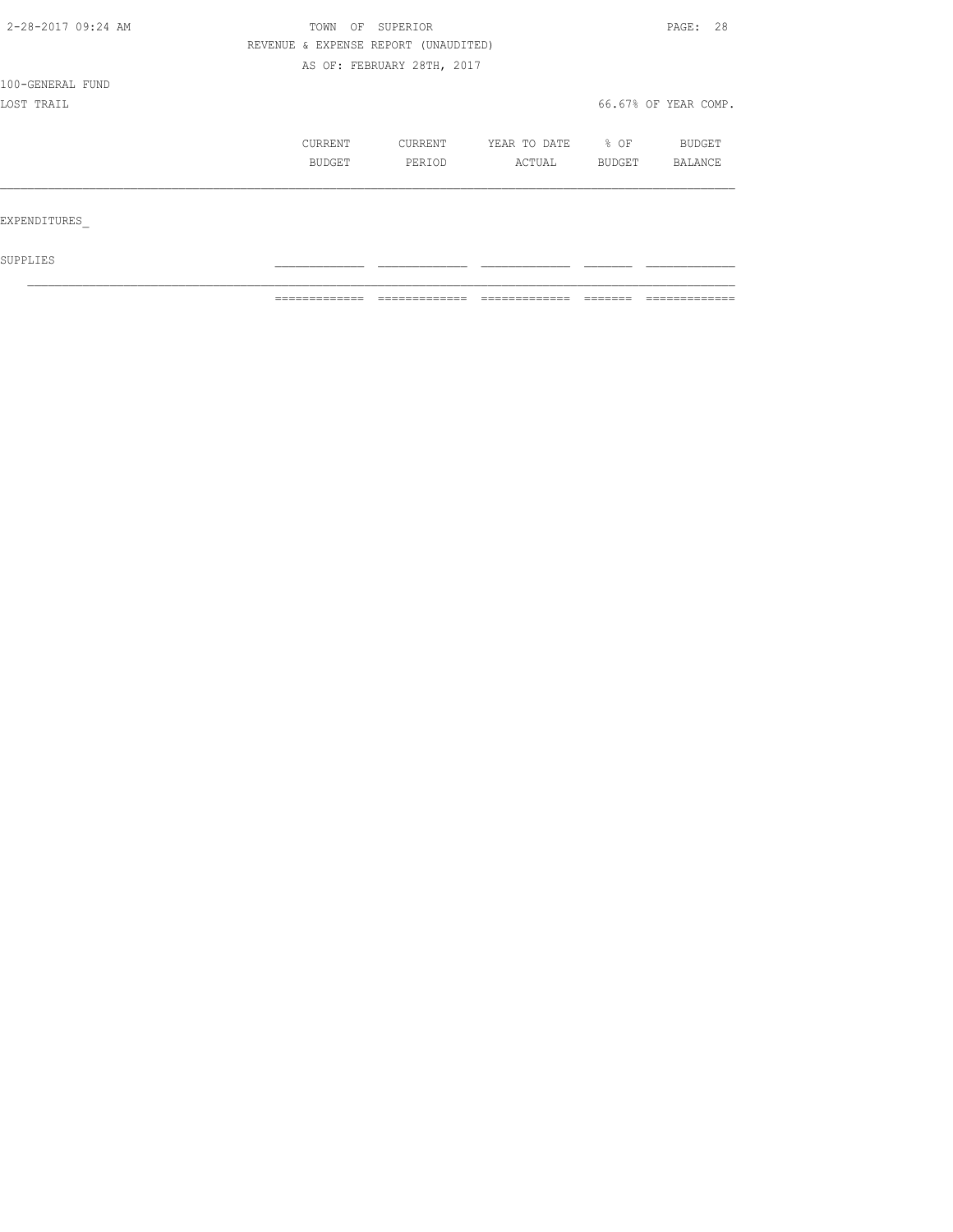TOWN OF SUPERIOR

REVENUE & EXPENSE REPORT (UNAUDITED)

AS OF: FEBRUARY 28TH, 2017

100-GENERAL FUND

LOST TRAIL

66.67% OF YEAR COMP.

| | CURRENT BUDGET | CURRENT PERIOD | YEAR TO DATE ACTUAL | % OF BUDGET | BUDGET BALANCE |
|---|---|---|---|---|---|
| EXPENDITURES_ | | | | | |
| SUPPLIES | | | | | |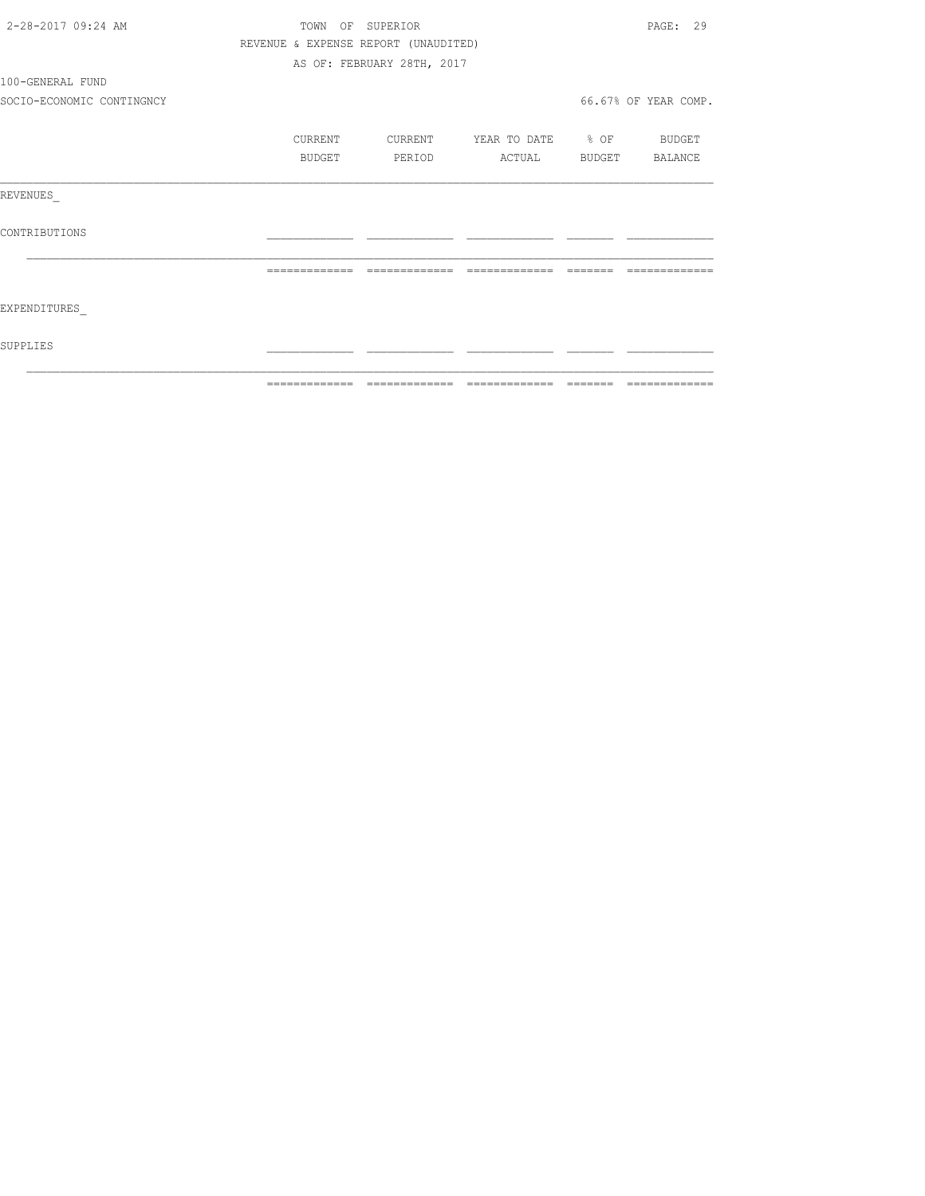TOWN OF SUPERIOR

REVENUE & EXPENSE REPORT (UNAUDITED)

AS OF: FEBRUARY 28TH, 2017

100-GENERAL FUND

SOCIO-ECONOMIC CONTINGNCY

66.67% OF YEAR COMP.

| | CURRENT BUDGET | CURRENT PERIOD | YEAR TO DATE ACTUAL | % OF BUDGET | BUDGET BALANCE |
|---|---|---|---|---|---|
| REVENUES_ | | | | | |
| CONTRIBUTIONS | | | | | |
| | | | | | |
| EXPENDITURES_ | | | | | |
| SUPPLIES | | | | | |
| | | | | | |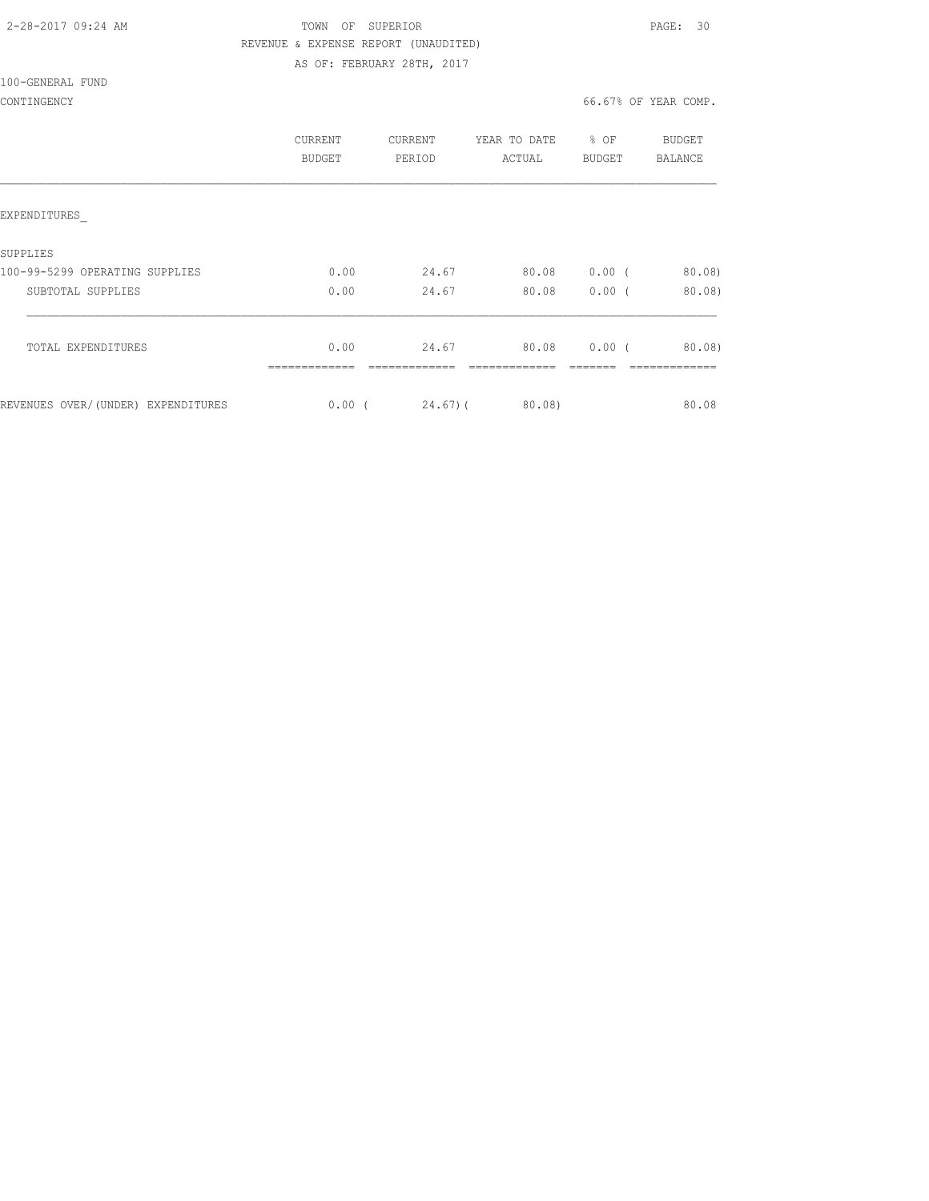TOWN OF SUPERIOR

REVENUE & EXPENSE REPORT (UNAUDITED)

AS OF: FEBRUARY 28TH, 2017

100-GENERAL FUND

CONTINGENCY

66.67% OF YEAR COMP.

| | CURRENT BUDGET | CURRENT PERIOD | YEAR TO DATE ACTUAL | % OF BUDGET | BUDGET BALANCE |
|---|---|---|---|---|---|
| EXPENDITURES_ | | | | | |
| SUPPLIES | | | | | |
| 100-99-5299 OPERATING SUPPLIES | 0.00 | 24.67 | 80.08 | 0.00 | ( 80.08) |
| SUBTOTAL SUPPLIES | 0.00 | 24.67 | 80.08 | 0.00 | ( 80.08) |
| TOTAL EXPENDITURES | 0.00 | 24.67 | 80.08 | 0.00 | ( 80.08) |
| REVENUES OVER/(UNDER) EXPENDITURES | 0.00 | ( 24.67) | ( 80.08) | | 80.08 |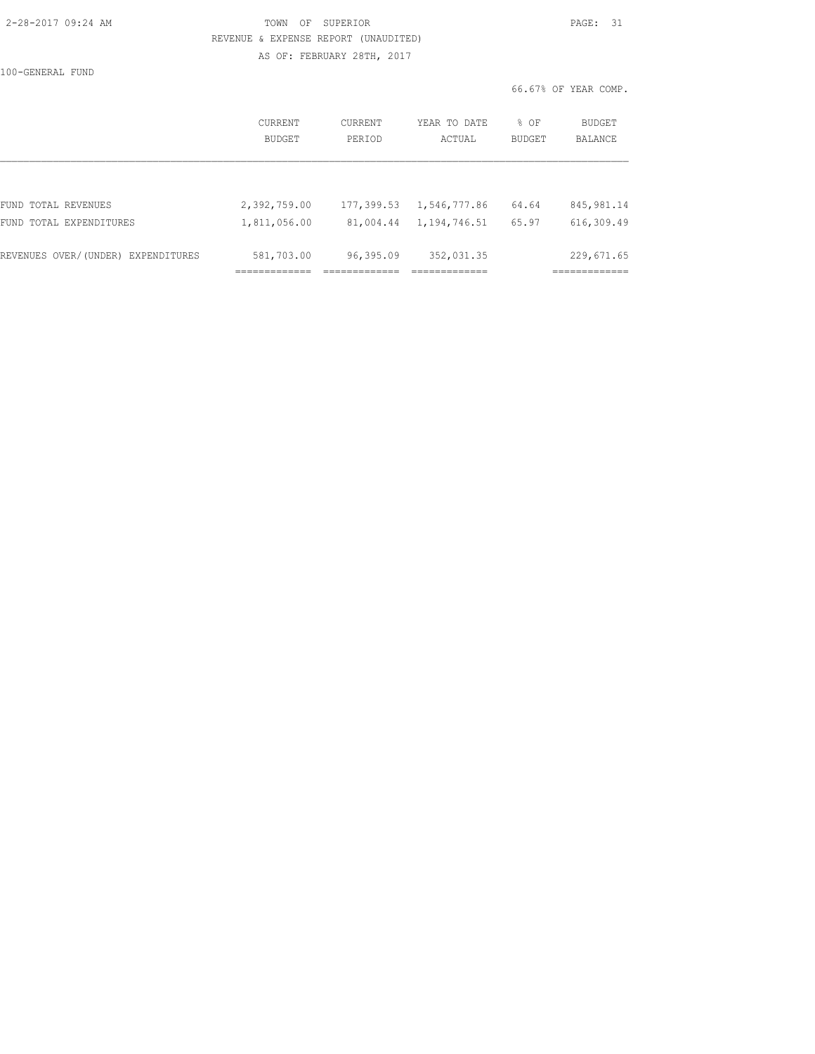TOWN OF SUPERIOR

REVENUE & EXPENSE REPORT (UNAUDITED)

AS OF: FEBRUARY 28TH, 2017

100-GENERAL FUND

66.67% OF YEAR COMP.

| | CURRENT BUDGET | CURRENT PERIOD | YEAR TO DATE ACTUAL | % OF BUDGET | BUDGET BALANCE |
|---|---|---|---|---|---|
| FUND TOTAL REVENUES | 2,392,759.00 | 177,399.53 | 1,546,777.86 | 64.64 | 845,981.14 |
| FUND TOTAL EXPENDITURES | 1,811,056.00 | 81,004.44 | 1,194,746.51 | 65.97 | 616,309.49 |
| REVENUES OVER/(UNDER) EXPENDITURES | 581,703.00 | 96,395.09 | 352,031.35 | | 229,671.65 |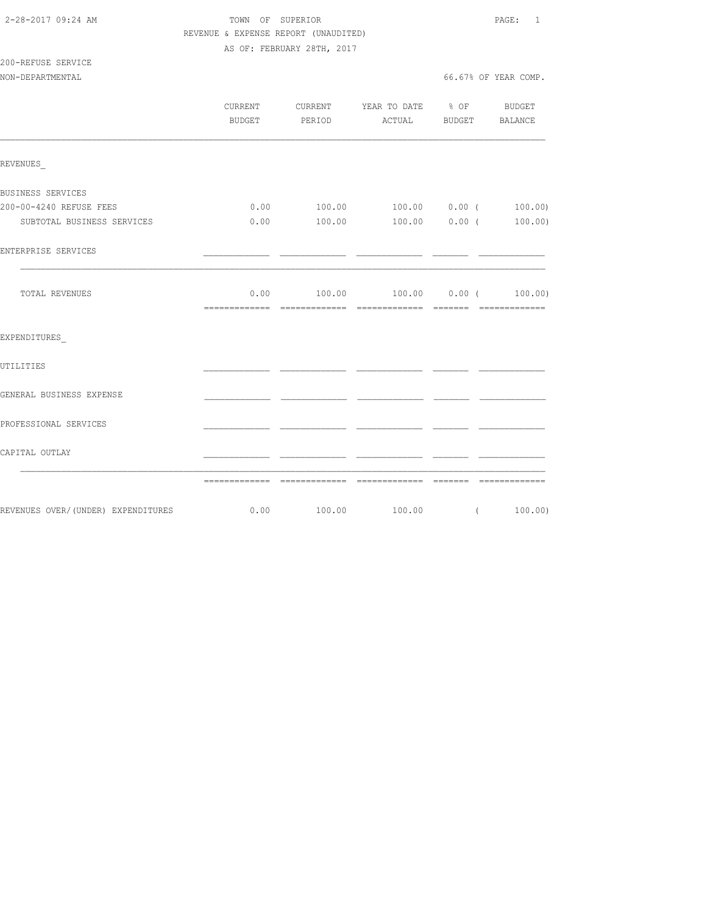2-28-2017 09:24 AM

TOWN OF SUPERIOR

REVENUE & EXPENSE REPORT (UNAUDITED)

AS OF: FEBRUARY 28TH, 2017

200-REFUSE SERVICE

NON-DEPARTMENTAL

66.67% OF YEAR COMP.

| | CURRENT BUDGET | CURRENT PERIOD | YEAR TO DATE ACTUAL | % OF BUDGET | BUDGET BALANCE |
|---|---|---|---|---|---|
| REVENUES_ | | | | | |
| BUSINESS SERVICES | | | | | |
| 200-00-4240 REFUSE FEES | 0.00 | 100.00 | 100.00 | 0.00 | ( 100.00) |
| SUBTOTAL BUSINESS SERVICES | 0.00 | 100.00 | 100.00 | 0.00 | ( 100.00) |
| ENTERPRISE SERVICES | | | | | |
| TOTAL REVENUES | 0.00 | 100.00 | 100.00 | 0.00 | ( 100.00) |
| EXPENDITURES_ | | | | | |
| UTILITIES | | | | | |
| GENERAL BUSINESS EXPENSE | | | | | |
| PROFESSIONAL SERVICES | | | | | |
| CAPITAL OUTLAY | | | | | |
| REVENUES OVER/(UNDER) EXPENDITURES | 0.00 | 100.00 | 100.00 | | ( 100.00) |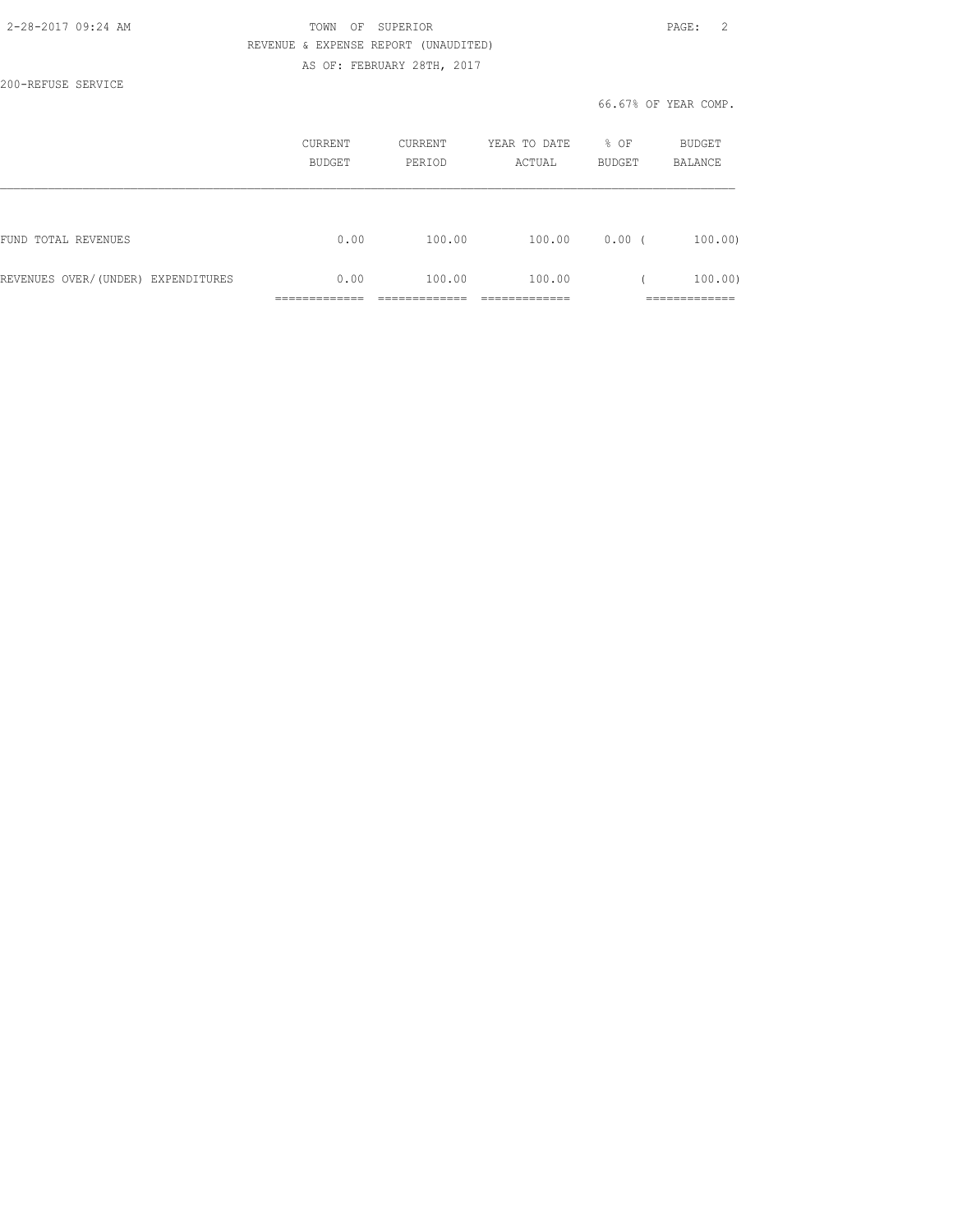TOWN OF SUPERIOR

REVENUE & EXPENSE REPORT (UNAUDITED)

AS OF: FEBRUARY 28TH, 2017

200-REFUSE SERVICE

66.67% OF YEAR COMP.

| | CURRENT BUDGET | CURRENT PERIOD | YEAR TO DATE ACTUAL | % OF BUDGET | BUDGET BALANCE |
|---|---|---|---|---|---|
| FUND TOTAL REVENUES | 0.00 | 100.00 | 100.00 | 0.00 | ( 100.00) |
| REVENUES OVER/(UNDER) EXPENDITURES | 0.00 | 100.00 | 100.00 | | ( 100.00) |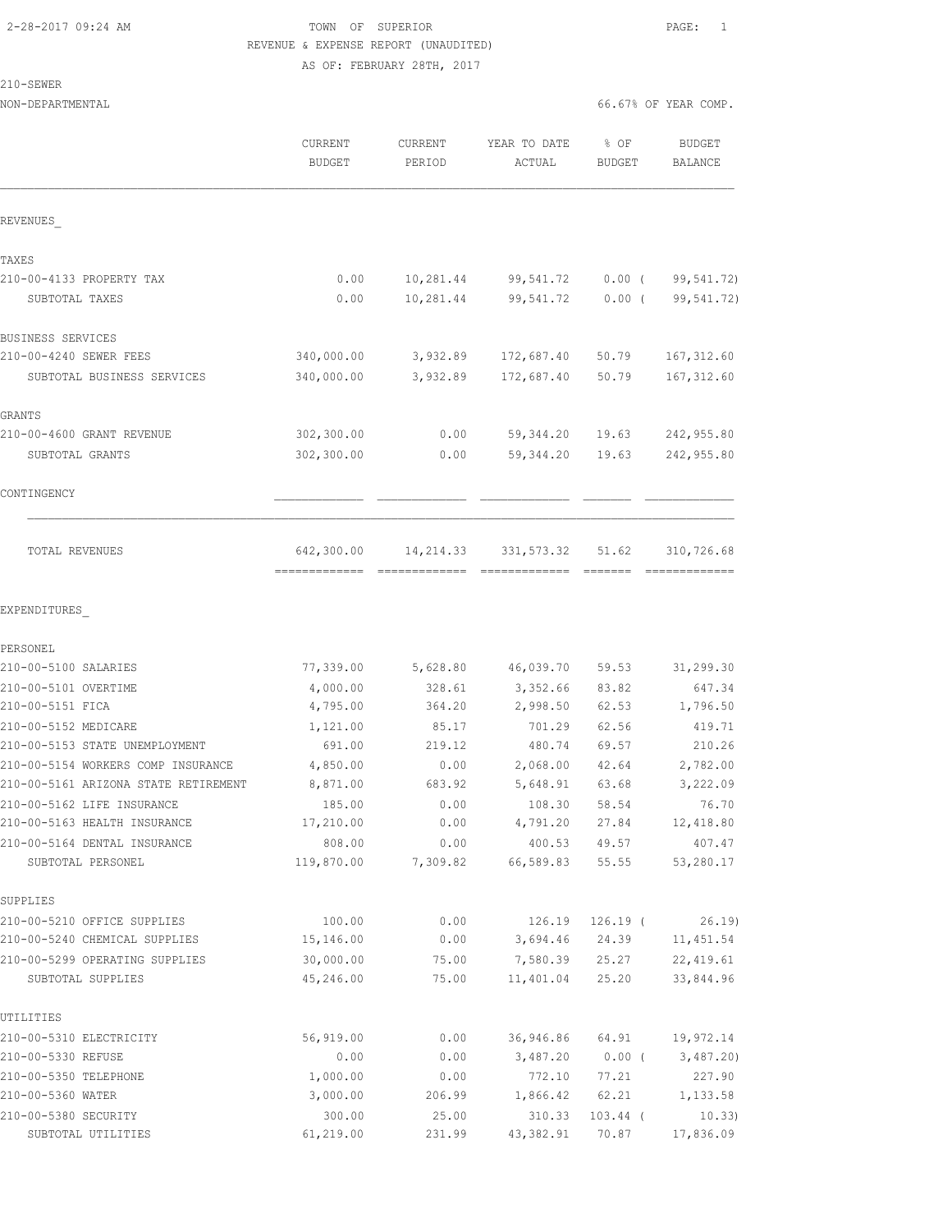TOWN OF SUPERIOR
REVENUE & EXPENSE REPORT (UNAUDITED)
AS OF: FEBRUARY 28TH, 2017

210-SEWER
NON-DEPARTMENTAL

66.67% OF YEAR COMP.

| | CURRENT BUDGET | CURRENT PERIOD | YEAR TO DATE ACTUAL | % OF BUDGET | BUDGET BALANCE |
|---|---|---|---|---|---|
| **REVENUES** | | | | | |
| TAXES | | | | | |
| 210-00-4133 PROPERTY TAX | 0.00 | 10,281.44 | 99,541.72 | 0.00 ( | 99,541.72) |
| SUBTOTAL TAXES | 0.00 | 10,281.44 | 99,541.72 | 0.00 ( | 99,541.72) |
| BUSINESS SERVICES | | | | | |
| 210-00-4240 SEWER FEES | 340,000.00 | 3,932.89 | 172,687.40 | 50.79 | 167,312.60 |
| SUBTOTAL BUSINESS SERVICES | 340,000.00 | 3,932.89 | 172,687.40 | 50.79 | 167,312.60 |
| GRANTS | | | | | |
| 210-00-4600 GRANT REVENUE | 302,300.00 | 0.00 | 59,344.20 | 19.63 | 242,955.80 |
| SUBTOTAL GRANTS | 302,300.00 | 0.00 | 59,344.20 | 19.63 | 242,955.80 |
| CONTINGENCY | | | | | |
| TOTAL REVENUES | 642,300.00 | 14,214.33 | 331,573.32 | 51.62 | 310,726.68 |
| **EXPENDITURES** | | | | | |
| PERSONEL | | | | | |
| 210-00-5100 SALARIES | 77,339.00 | 5,628.80 | 46,039.70 | 59.53 | 31,299.30 |
| 210-00-5101 OVERTIME | 4,000.00 | 328.61 | 3,352.66 | 83.82 | 647.34 |
| 210-00-5151 FICA | 4,795.00 | 364.20 | 2,998.50 | 62.53 | 1,796.50 |
| 210-00-5152 MEDICARE | 1,121.00 | 85.17 | 701.29 | 62.56 | 419.71 |
| 210-00-5153 STATE UNEMPLOYMENT | 691.00 | 219.12 | 480.74 | 69.57 | 210.26 |
| 210-00-5154 WORKERS COMP INSURANCE | 4,850.00 | 0.00 | 2,068.00 | 42.64 | 2,782.00 |
| 210-00-5161 ARIZONA STATE RETIREMENT | 8,871.00 | 683.92 | 5,648.91 | 63.68 | 3,222.09 |
| 210-00-5162 LIFE INSURANCE | 185.00 | 0.00 | 108.30 | 58.54 | 76.70 |
| 210-00-5163 HEALTH INSURANCE | 17,210.00 | 0.00 | 4,791.20 | 27.84 | 12,418.80 |
| 210-00-5164 DENTAL INSURANCE | 808.00 | 0.00 | 400.53 | 49.57 | 407.47 |
| SUBTOTAL PERSONEL | 119,870.00 | 7,309.82 | 66,589.83 | 55.55 | 53,280.17 |
| SUPPLIES | | | | | |
| 210-00-5210 OFFICE SUPPLIES | 100.00 | 0.00 | 126.19 | 126.19 ( | 26.19) |
| 210-00-5240 CHEMICAL SUPPLIES | 15,146.00 | 0.00 | 3,694.46 | 24.39 | 11,451.54 |
| 210-00-5299 OPERATING SUPPLIES | 30,000.00 | 75.00 | 7,580.39 | 25.27 | 22,419.61 |
| SUBTOTAL SUPPLIES | 45,246.00 | 75.00 | 11,401.04 | 25.20 | 33,844.96 |
| UTILITIES | | | | | |
| 210-00-5310 ELECTRICITY | 56,919.00 | 0.00 | 36,946.86 | 64.91 | 19,972.14 |
| 210-00-5330 REFUSE | 0.00 | 0.00 | 3,487.20 | 0.00 ( | 3,487.20) |
| 210-00-5350 TELEPHONE | 1,000.00 | 0.00 | 772.10 | 77.21 | 227.90 |
| 210-00-5360 WATER | 3,000.00 | 206.99 | 1,866.42 | 62.21 | 1,133.58 |
| 210-00-5380 SECURITY | 300.00 | 25.00 | 310.33 | 103.44 ( | 10.33) |
| SUBTOTAL UTILITIES | 61,219.00 | 231.99 | 43,382.91 | 70.87 | 17,836.09 |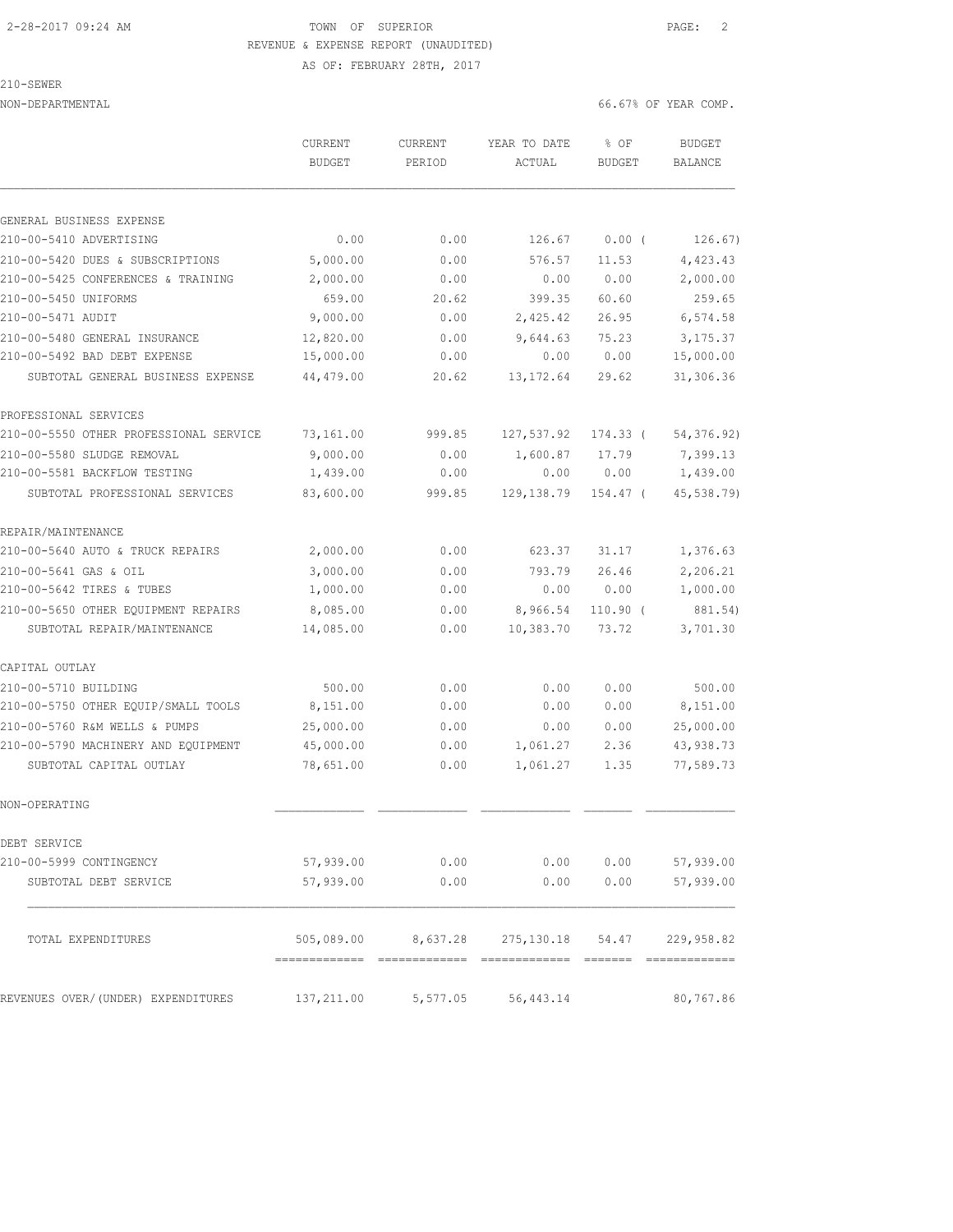2-28-2017 09:24 AM TOWN OF SUPERIOR

REVENUE & EXPENSE REPORT (UNAUDITED)

AS OF: FEBRUARY 28TH, 2017

210-SEWER

NON-DEPARTMENTAL 66.67% OF YEAR COMP.

| | CURRENT BUDGET | CURRENT PERIOD | YEAR TO DATE ACTUAL | % OF BUDGET | BUDGET BALANCE |
|---|---|---|---|---|---|
| GENERAL BUSINESS EXPENSE | | | | | |
| 210-00-5410 ADVERTISING | 0.00 | 0.00 | 126.67 | 0.00 ( | 126.67) |
| 210-00-5420 DUES & SUBSCRIPTIONS | 5,000.00 | 0.00 | 576.57 | 11.53 | 4,423.43 |
| 210-00-5425 CONFERENCES & TRAINING | 2,000.00 | 0.00 | 0.00 | 0.00 | 2,000.00 |
| 210-00-5450 UNIFORMS | 659.00 | 20.62 | 399.35 | 60.60 | 259.65 |
| 210-00-5471 AUDIT | 9,000.00 | 0.00 | 2,425.42 | 26.95 | 6,574.58 |
| 210-00-5480 GENERAL INSURANCE | 12,820.00 | 0.00 | 9,644.63 | 75.23 | 3,175.37 |
| 210-00-5492 BAD DEBT EXPENSE | 15,000.00 | 0.00 | 0.00 | 0.00 | 15,000.00 |
| SUBTOTAL GENERAL BUSINESS EXPENSE | 44,479.00 | 20.62 | 13,172.64 | 29.62 | 31,306.36 |
| PROFESSIONAL SERVICES | | | | | |
| 210-00-5550 OTHER PROFESSIONAL SERVICE | 73,161.00 | 999.85 | 127,537.92 | 174.33 ( | 54,376.92) |
| 210-00-5580 SLUDGE REMOVAL | 9,000.00 | 0.00 | 1,600.87 | 17.79 | 7,399.13 |
| 210-00-5581 BACKFLOW TESTING | 1,439.00 | 0.00 | 0.00 | 0.00 | 1,439.00 |
| SUBTOTAL PROFESSIONAL SERVICES | 83,600.00 | 999.85 | 129,138.79 | 154.47 ( | 45,538.79) |
| REPAIR/MAINTENANCE | | | | | |
| 210-00-5640 AUTO & TRUCK REPAIRS | 2,000.00 | 0.00 | 623.37 | 31.17 | 1,376.63 |
| 210-00-5641 GAS & OIL | 3,000.00 | 0.00 | 793.79 | 26.46 | 2,206.21 |
| 210-00-5642 TIRES & TUBES | 1,000.00 | 0.00 | 0.00 | 0.00 | 1,000.00 |
| 210-00-5650 OTHER EQUIPMENT REPAIRS | 8,085.00 | 0.00 | 8,966.54 | 110.90 ( | 881.54) |
| SUBTOTAL REPAIR/MAINTENANCE | 14,085.00 | 0.00 | 10,383.70 | 73.72 | 3,701.30 |
| CAPITAL OUTLAY | | | | | |
| 210-00-5710 BUILDING | 500.00 | 0.00 | 0.00 | 0.00 | 500.00 |
| 210-00-5750 OTHER EQUIP/SMALL TOOLS | 8,151.00 | 0.00 | 0.00 | 0.00 | 8,151.00 |
| 210-00-5760 R&M WELLS & PUMPS | 25,000.00 | 0.00 | 0.00 | 0.00 | 25,000.00 |
| 210-00-5790 MACHINERY AND EQUIPMENT | 45,000.00 | 0.00 | 1,061.27 | 2.36 | 43,938.73 |
| SUBTOTAL CAPITAL OUTLAY | 78,651.00 | 0.00 | 1,061.27 | 1.35 | 77,589.73 |
| NON-OPERATING | | | | | |
| DEBT SERVICE | | | | | |
| 210-00-5999 CONTINGENCY | 57,939.00 | 0.00 | 0.00 | 0.00 | 57,939.00 |
| SUBTOTAL DEBT SERVICE | 57,939.00 | 0.00 | 0.00 | 0.00 | 57,939.00 |
| TOTAL EXPENDITURES | 505,089.00 | 8,637.28 | 275,130.18 | 54.47 | 229,958.82 |
| REVENUES OVER/(UNDER) EXPENDITURES | 137,211.00 | 5,577.05 | 56,443.14 | | 80,767.86 |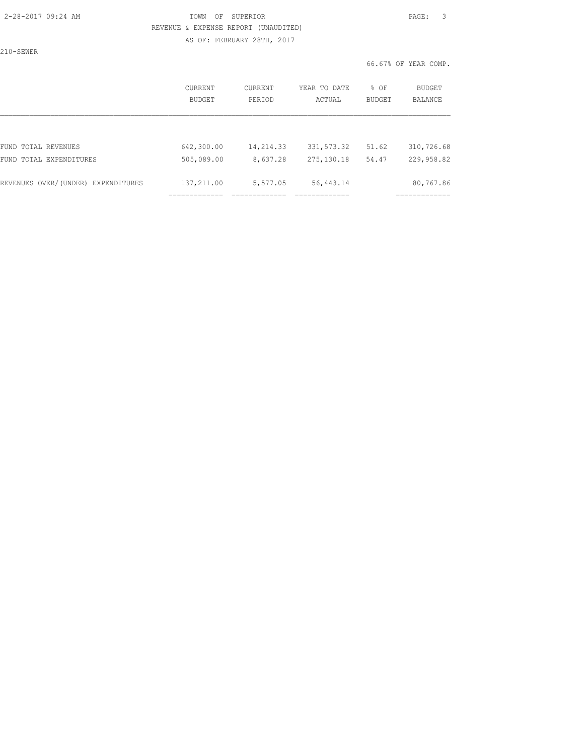TOWN OF SUPERIOR
REVENUE & EXPENSE REPORT (UNAUDITED)
AS OF: FEBRUARY 28TH, 2017

210-SEWER

66.67% OF YEAR COMP.

| | CURRENT BUDGET | CURRENT PERIOD | YEAR TO DATE ACTUAL | % OF BUDGET | BUDGET BALANCE |
|---|---|---|---|---|---|
| FUND TOTAL REVENUES | 642,300.00 | 14,214.33 | 331,573.32 | 51.62 | 310,726.68 |
| FUND TOTAL EXPENDITURES | 505,089.00 | 8,637.28 | 275,130.18 | 54.47 | 229,958.82 |
| REVENUES OVER/(UNDER) EXPENDITURES | 137,211.00 | 5,577.05 | 56,443.14 | | 80,767.86 |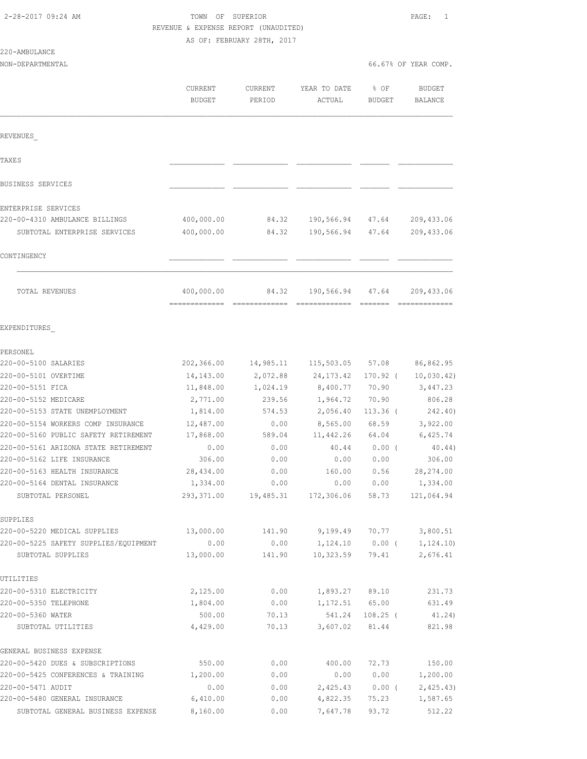2-28-2017 09:24 AM

TOWN OF SUPERIOR

REVENUE & EXPENSE REPORT (UNAUDITED)

AS OF: FEBRUARY 28TH, 2017

220-AMBULANCE

NON-DEPARTMENTAL

66.67% OF YEAR COMP.

| | CURRENT BUDGET | CURRENT PERIOD | YEAR TO DATE ACTUAL | % OF BUDGET | BUDGET BALANCE |
|---|---|---|---|---|---|
| **REVENUES_** | | | | | |
| TAXES | | | | | |
| BUSINESS SERVICES | | | | | |
| ENTERPRISE SERVICES | | | | | |
| 220-00-4310 AMBULANCE BILLINGS | 400,000.00 | 84.32 | 190,566.94 | 47.64 | 209,433.06 |
| SUBTOTAL ENTERPRISE SERVICES | 400,000.00 | 84.32 | 190,566.94 | 47.64 | 209,433.06 |
| CONTINGENCY | | | | | |
| TOTAL REVENUES | 400,000.00 | 84.32 | 190,566.94 | 47.64 | 209,433.06 |
| **EXPENDITURES_** | | | | | |
| PERSONEL | | | | | |
| 220-00-5100 SALARIES | 202,366.00 | 14,985.11 | 115,503.05 | 57.08 | 86,862.95 |
| 220-00-5101 OVERTIME | 14,143.00 | 2,072.88 | 24,173.42 | 170.92 | ( 10,030.42) |
| 220-00-5151 FICA | 11,848.00 | 1,024.19 | 8,400.77 | 70.90 | 3,447.23 |
| 220-00-5152 MEDICARE | 2,771.00 | 239.56 | 1,964.72 | 70.90 | 806.28 |
| 220-00-5153 STATE UNEMPLOYMENT | 1,814.00 | 574.53 | 2,056.40 | 113.36 | ( 242.40) |
| 220-00-5154 WORKERS COMP INSURANCE | 12,487.00 | 0.00 | 8,565.00 | 68.59 | 3,922.00 |
| 220-00-5160 PUBLIC SAFETY RETIREMENT | 17,868.00 | 589.04 | 11,442.26 | 64.04 | 6,425.74 |
| 220-00-5161 ARIZONA STATE RETIREMENT | 0.00 | 0.00 | 40.44 | 0.00 | ( 40.44) |
| 220-00-5162 LIFE INSURANCE | 306.00 | 0.00 | 0.00 | 0.00 | 306.00 |
| 220-00-5163 HEALTH INSURANCE | 28,434.00 | 0.00 | 160.00 | 0.56 | 28,274.00 |
| 220-00-5164 DENTAL INSURANCE | 1,334.00 | 0.00 | 0.00 | 0.00 | 1,334.00 |
| SUBTOTAL PERSONEL | 293,371.00 | 19,485.31 | 172,306.06 | 58.73 | 121,064.94 |
| SUPPLIES | | | | | |
| 220-00-5220 MEDICAL SUPPLIES | 13,000.00 | 141.90 | 9,199.49 | 70.77 | 3,800.51 |
| 220-00-5225 SAFETY SUPPLIES/EQUIPMENT | 0.00 | 0.00 | 1,124.10 | 0.00 | ( 1,124.10) |
| SUBTOTAL SUPPLIES | 13,000.00 | 141.90 | 10,323.59 | 79.41 | 2,676.41 |
| UTILITIES | | | | | |
| 220-00-5310 ELECTRICITY | 2,125.00 | 0.00 | 1,893.27 | 89.10 | 231.73 |
| 220-00-5350 TELEPHONE | 1,804.00 | 0.00 | 1,172.51 | 65.00 | 631.49 |
| 220-00-5360 WATER | 500.00 | 70.13 | 541.24 | 108.25 | ( 41.24) |
| SUBTOTAL UTILITIES | 4,429.00 | 70.13 | 3,607.02 | 81.44 | 821.98 |
| GENERAL BUSINESS EXPENSE | | | | | |
| 220-00-5420 DUES & SUBSCRIPTIONS | 550.00 | 0.00 | 400.00 | 72.73 | 150.00 |
| 220-00-5425 CONFERENCES & TRAINING | 1,200.00 | 0.00 | 0.00 | 0.00 | 1,200.00 |
| 220-00-5471 AUDIT | 0.00 | 0.00 | 2,425.43 | 0.00 | ( 2,425.43) |
| 220-00-5480 GENERAL INSURANCE | 6,410.00 | 0.00 | 4,822.35 | 75.23 | 1,587.65 |
| SUBTOTAL GENERAL BUSINESS EXPENSE | 8,160.00 | 0.00 | 7,647.78 | 93.72 | 512.22 |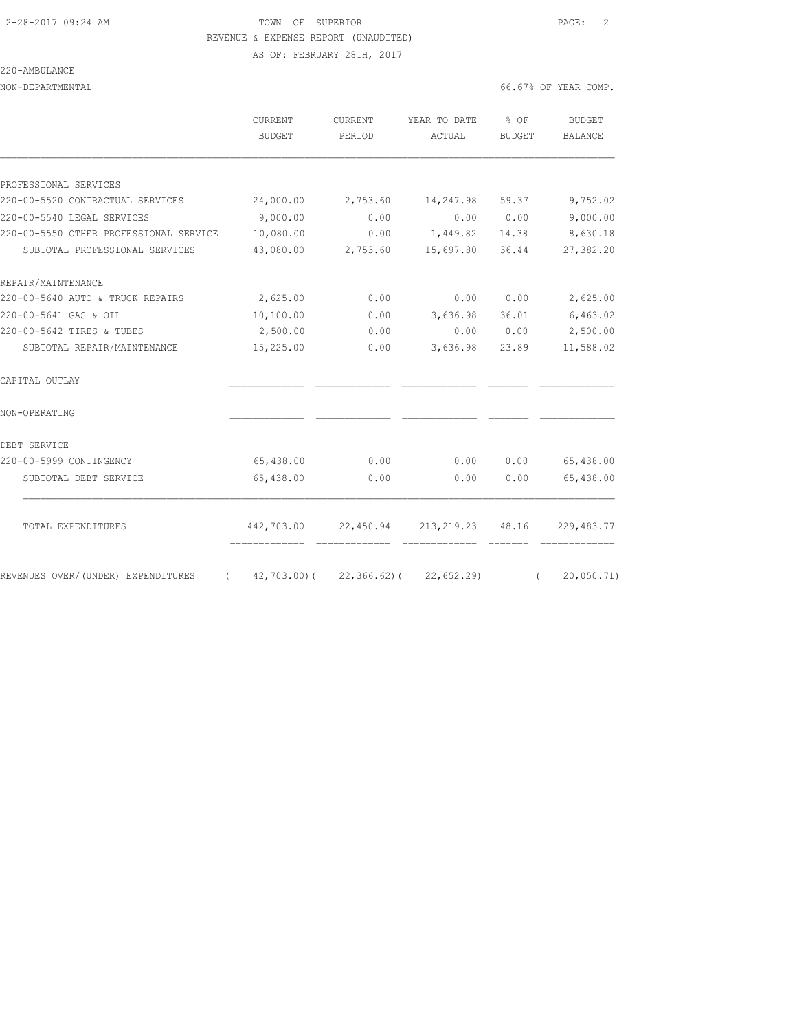TOWN OF SUPERIOR

REVENUE & EXPENSE REPORT (UNAUDITED)

AS OF: FEBRUARY 28TH, 2017

220-AMBULANCE

NON-DEPARTMENTAL — 66.67% OF YEAR COMP.

| | CURRENT BUDGET | CURRENT PERIOD | YEAR TO DATE ACTUAL | % OF BUDGET | BUDGET BALANCE |
|---|---|---|---|---|---|
| PROFESSIONAL SERVICES | | | | | |
| 220-00-5520 CONTRACTUAL SERVICES | 24,000.00 | 2,753.60 | 14,247.98 | 59.37 | 9,752.02 |
| 220-00-5540 LEGAL SERVICES | 9,000.00 | 0.00 | 0.00 | 0.00 | 9,000.00 |
| 220-00-5550 OTHER PROFESSIONAL SERVICE | 10,080.00 | 0.00 | 1,449.82 | 14.38 | 8,630.18 |
| SUBTOTAL PROFESSIONAL SERVICES | 43,080.00 | 2,753.60 | 15,697.80 | 36.44 | 27,382.20 |
| REPAIR/MAINTENANCE | | | | | |
| 220-00-5640 AUTO & TRUCK REPAIRS | 2,625.00 | 0.00 | 0.00 | 0.00 | 2,625.00 |
| 220-00-5641 GAS & OIL | 10,100.00 | 0.00 | 3,636.98 | 36.01 | 6,463.02 |
| 220-00-5642 TIRES & TUBES | 2,500.00 | 0.00 | 0.00 | 0.00 | 2,500.00 |
| SUBTOTAL REPAIR/MAINTENANCE | 15,225.00 | 0.00 | 3,636.98 | 23.89 | 11,588.02 |
| CAPITAL OUTLAY | | | | | |
| NON-OPERATING | | | | | |
| DEBT SERVICE | | | | | |
| 220-00-5999 CONTINGENCY | 65,438.00 | 0.00 | 0.00 | 0.00 | 65,438.00 |
| SUBTOTAL DEBT SERVICE | 65,438.00 | 0.00 | 0.00 | 0.00 | 65,438.00 |
| TOTAL EXPENDITURES | 442,703.00 | 22,450.94 | 213,219.23 | 48.16 | 229,483.77 |
| REVENUES OVER/(UNDER) EXPENDITURES | ( 42,703.00) | ( 22,366.62) | ( 22,652.29) | | ( 20,050.71) |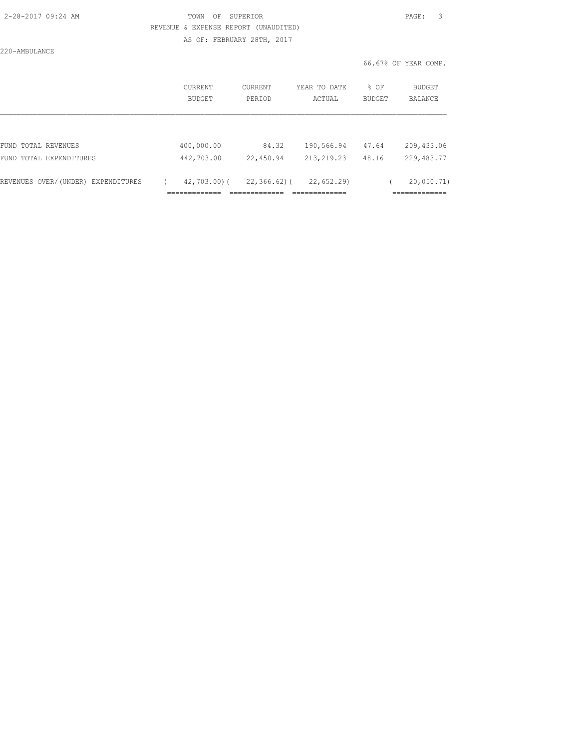TOWN OF SUPERIOR

REVENUE & EXPENSE REPORT (UNAUDITED)

AS OF: FEBRUARY 28TH, 2017

220-AMBULANCE

66.67% OF YEAR COMP.

| | CURRENT BUDGET | CURRENT PERIOD | YEAR TO DATE ACTUAL | % OF BUDGET | BUDGET BALANCE |
|---|---|---|---|---|---|
| FUND TOTAL REVENUES | 400,000.00 | 84.32 | 190,566.94 | 47.64 | 209,433.06 |
| FUND TOTAL EXPENDITURES | 442,703.00 | 22,450.94 | 213,219.23 | 48.16 | 229,483.77 |
| REVENUES OVER/(UNDER) EXPENDITURES | ( 42,703.00) | ( 22,366.62) | ( 22,652.29) | | ( 20,050.71) |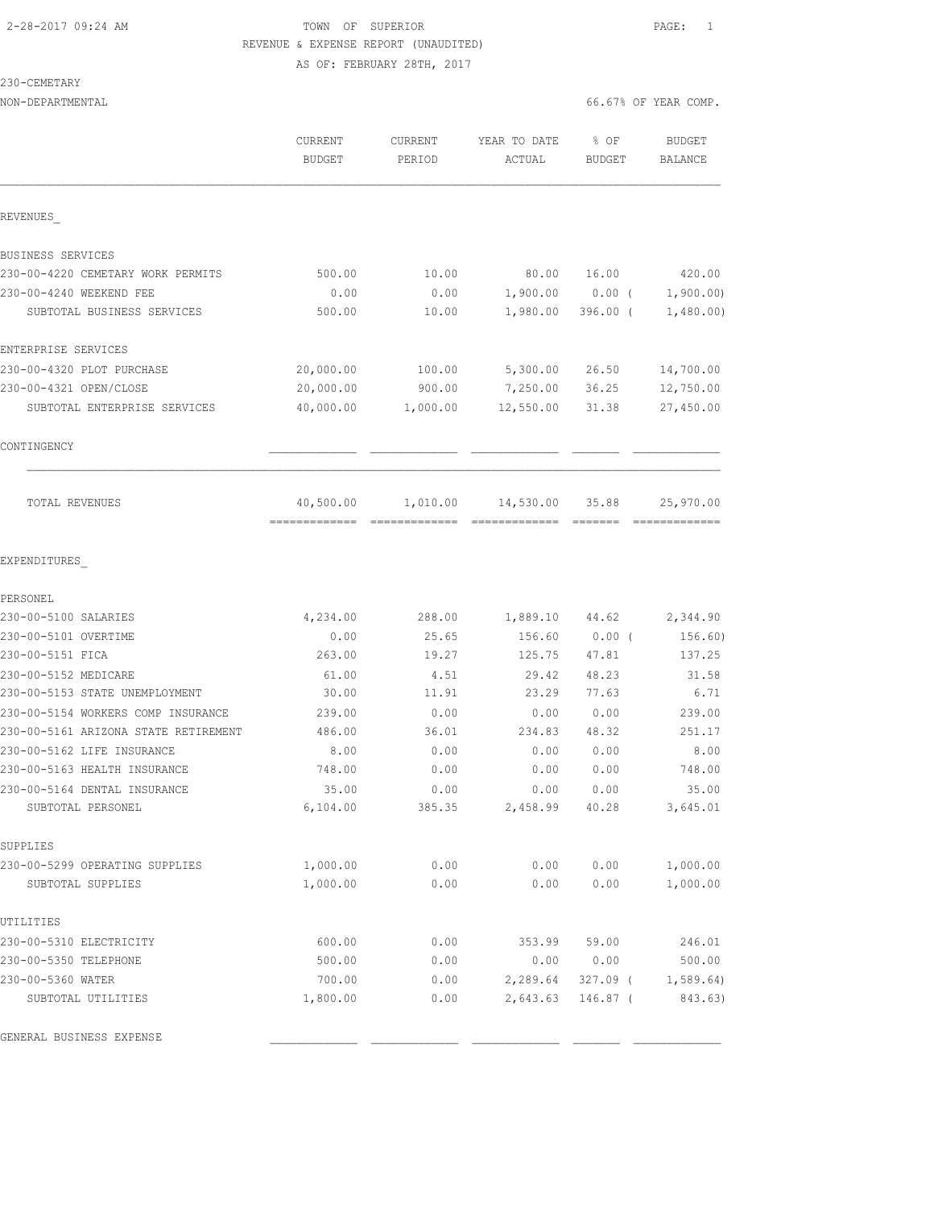2-28-2017 09:24 AM TOWN OF SUPERIOR

REVENUE & EXPENSE REPORT (UNAUDITED)

AS OF: FEBRUARY 28TH, 2017

230-CEMETARY

NON-DEPARTMENTAL 66.67% OF YEAR COMP.

| | CURRENT BUDGET | CURRENT PERIOD | YEAR TO DATE ACTUAL | % OF BUDGET | BUDGET BALANCE |
|---|---|---|---|---|---|
| REVENUES_ | | | | | |
| BUSINESS SERVICES | | | | | |
| 230-00-4220 CEMETARY WORK PERMITS | 500.00 | 10.00 | 80.00 | 16.00 | 420.00 |
| 230-00-4240 WEEKEND FEE | 0.00 | 0.00 | 1,900.00 | 0.00 ( | 1,900.00) |
| SUBTOTAL BUSINESS SERVICES | 500.00 | 10.00 | 1,980.00 | 396.00 ( | 1,480.00) |
| ENTERPRISE SERVICES | | | | | |
| 230-00-4320 PLOT PURCHASE | 20,000.00 | 100.00 | 5,300.00 | 26.50 | 14,700.00 |
| 230-00-4321 OPEN/CLOSE | 20,000.00 | 900.00 | 7,250.00 | 36.25 | 12,750.00 |
| SUBTOTAL ENTERPRISE SERVICES | 40,000.00 | 1,000.00 | 12,550.00 | 31.38 | 27,450.00 |
| CONTINGENCY | | | | | |
| TOTAL REVENUES | 40,500.00 | 1,010.00 | 14,530.00 | 35.88 | 25,970.00 |
| EXPENDITURES_ | | | | | |
| PERSONEL | | | | | |
| 230-00-5100 SALARIES | 4,234.00 | 288.00 | 1,889.10 | 44.62 | 2,344.90 |
| 230-00-5101 OVERTIME | 0.00 | 25.65 | 156.60 | 0.00 ( | 156.60) |
| 230-00-5151 FICA | 263.00 | 19.27 | 125.75 | 47.81 | 137.25 |
| 230-00-5152 MEDICARE | 61.00 | 4.51 | 29.42 | 48.23 | 31.58 |
| 230-00-5153 STATE UNEMPLOYMENT | 30.00 | 11.91 | 23.29 | 77.63 | 6.71 |
| 230-00-5154 WORKERS COMP INSURANCE | 239.00 | 0.00 | 0.00 | 0.00 | 239.00 |
| 230-00-5161 ARIZONA STATE RETIREMENT | 486.00 | 36.01 | 234.83 | 48.32 | 251.17 |
| 230-00-5162 LIFE INSURANCE | 8.00 | 0.00 | 0.00 | 0.00 | 8.00 |
| 230-00-5163 HEALTH INSURANCE | 748.00 | 0.00 | 0.00 | 0.00 | 748.00 |
| 230-00-5164 DENTAL INSURANCE | 35.00 | 0.00 | 0.00 | 0.00 | 35.00 |
| SUBTOTAL PERSONEL | 6,104.00 | 385.35 | 2,458.99 | 40.28 | 3,645.01 |
| SUPPLIES | | | | | |
| 230-00-5299 OPERATING SUPPLIES | 1,000.00 | 0.00 | 0.00 | 0.00 | 1,000.00 |
| SUBTOTAL SUPPLIES | 1,000.00 | 0.00 | 0.00 | 0.00 | 1,000.00 |
| UTILITIES | | | | | |
| 230-00-5310 ELECTRICITY | 600.00 | 0.00 | 353.99 | 59.00 | 246.01 |
| 230-00-5350 TELEPHONE | 500.00 | 0.00 | 0.00 | 0.00 | 500.00 |
| 230-00-5360 WATER | 700.00 | 0.00 | 2,289.64 | 327.09 ( | 1,589.64) |
| SUBTOTAL UTILITIES | 1,800.00 | 0.00 | 2,643.63 | 146.87 ( | 843.63) |
| GENERAL BUSINESS EXPENSE | | | | | |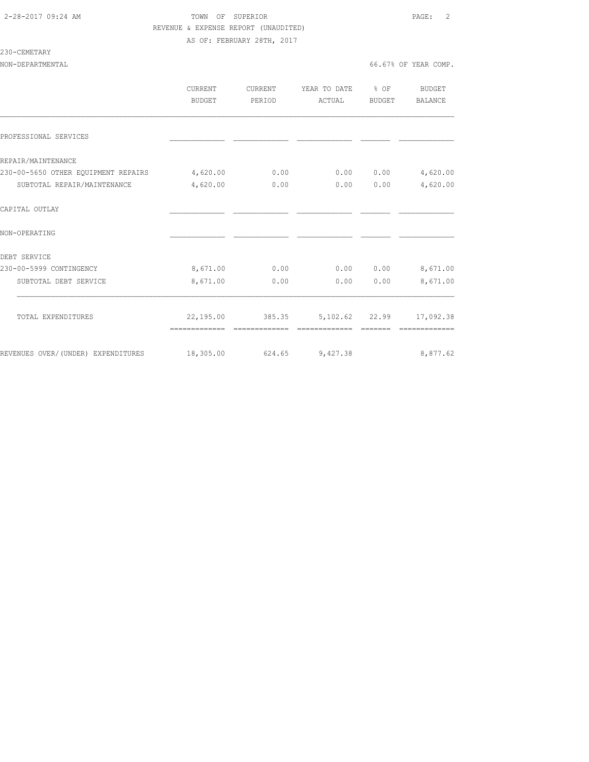TOWN OF SUPERIOR

REVENUE & EXPENSE REPORT (UNAUDITED)

AS OF: FEBRUARY 28TH, 2017

230-CEMETARY

NON-DEPARTMENTAL — 66.67% OF YEAR COMP.

| | CURRENT BUDGET | CURRENT PERIOD | YEAR TO DATE ACTUAL | % OF BUDGET | BUDGET BALANCE |
|---|---|---|---|---|---|
| PROFESSIONAL SERVICES | | | | | |
| REPAIR/MAINTENANCE | | | | | |
| 230-00-5650 OTHER EQUIPMENT REPAIRS | 4,620.00 | 0.00 | 0.00 | 0.00 | 4,620.00 |
| SUBTOTAL REPAIR/MAINTENANCE | 4,620.00 | 0.00 | 0.00 | 0.00 | 4,620.00 |
| CAPITAL OUTLAY | | | | | |
| NON-OPERATING | | | | | |
| DEBT SERVICE | | | | | |
| 230-00-5999 CONTINGENCY | 8,671.00 | 0.00 | 0.00 | 0.00 | 8,671.00 |
| SUBTOTAL DEBT SERVICE | 8,671.00 | 0.00 | 0.00 | 0.00 | 8,671.00 |
| TOTAL EXPENDITURES | 22,195.00 | 385.35 | 5,102.62 | 22.99 | 17,092.38 |
| REVENUES OVER/(UNDER) EXPENDITURES | 18,305.00 | 624.65 | 9,427.38 | | 8,877.62 |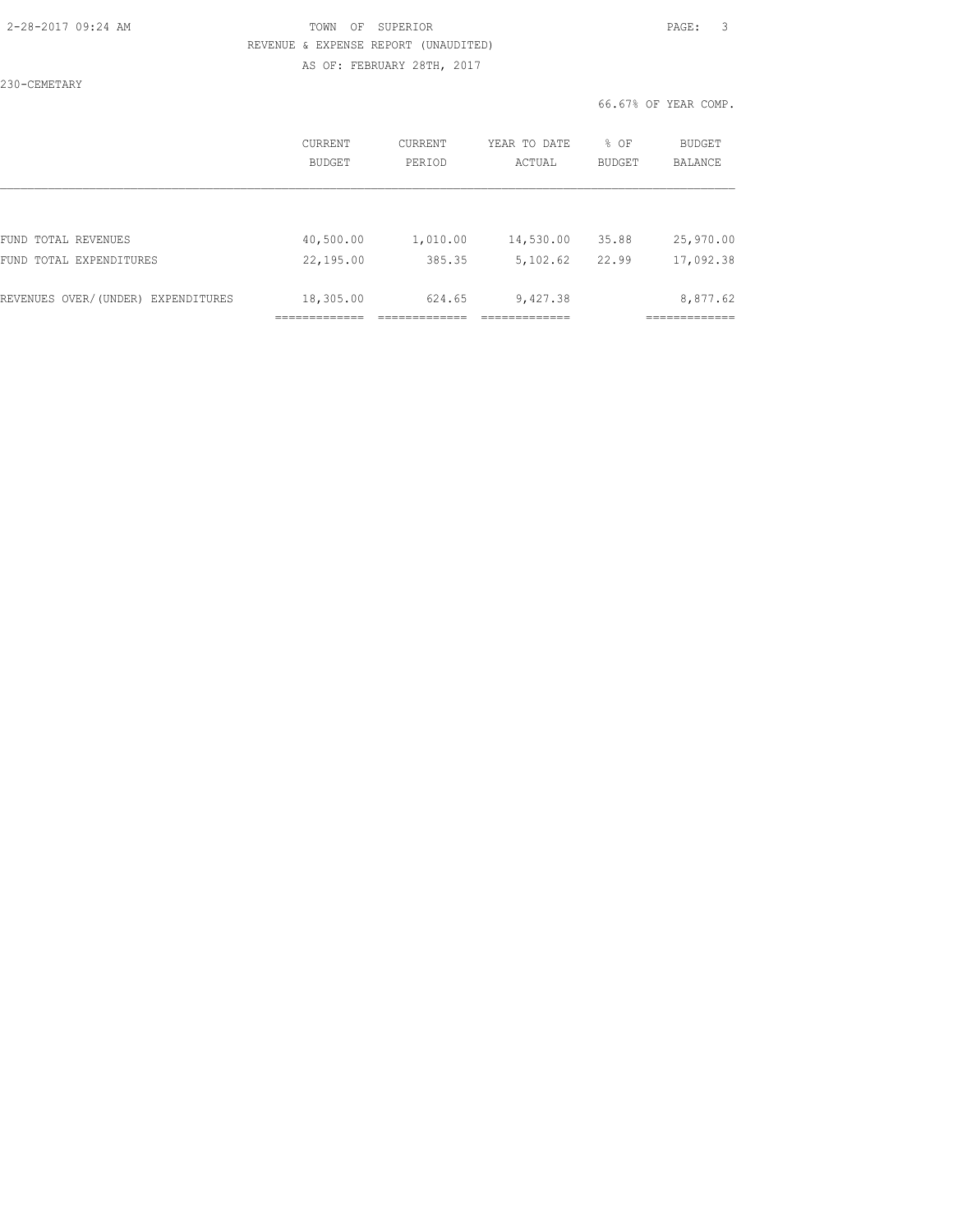TOWN OF SUPERIOR

REVENUE & EXPENSE REPORT (UNAUDITED)

AS OF: FEBRUARY 28TH, 2017

230-CEMETARY

66.67% OF YEAR COMP.

| | CURRENT BUDGET | CURRENT PERIOD | YEAR TO DATE ACTUAL | % OF BUDGET | BUDGET BALANCE |
|---|---|---|---|---|---|
| FUND TOTAL REVENUES | 40,500.00 | 1,010.00 | 14,530.00 | 35.88 | 25,970.00 |
| FUND TOTAL EXPENDITURES | 22,195.00 | 385.35 | 5,102.62 | 22.99 | 17,092.38 |
| REVENUES OVER/(UNDER) EXPENDITURES | 18,305.00 | 624.65 | 9,427.38 | | 8,877.62 |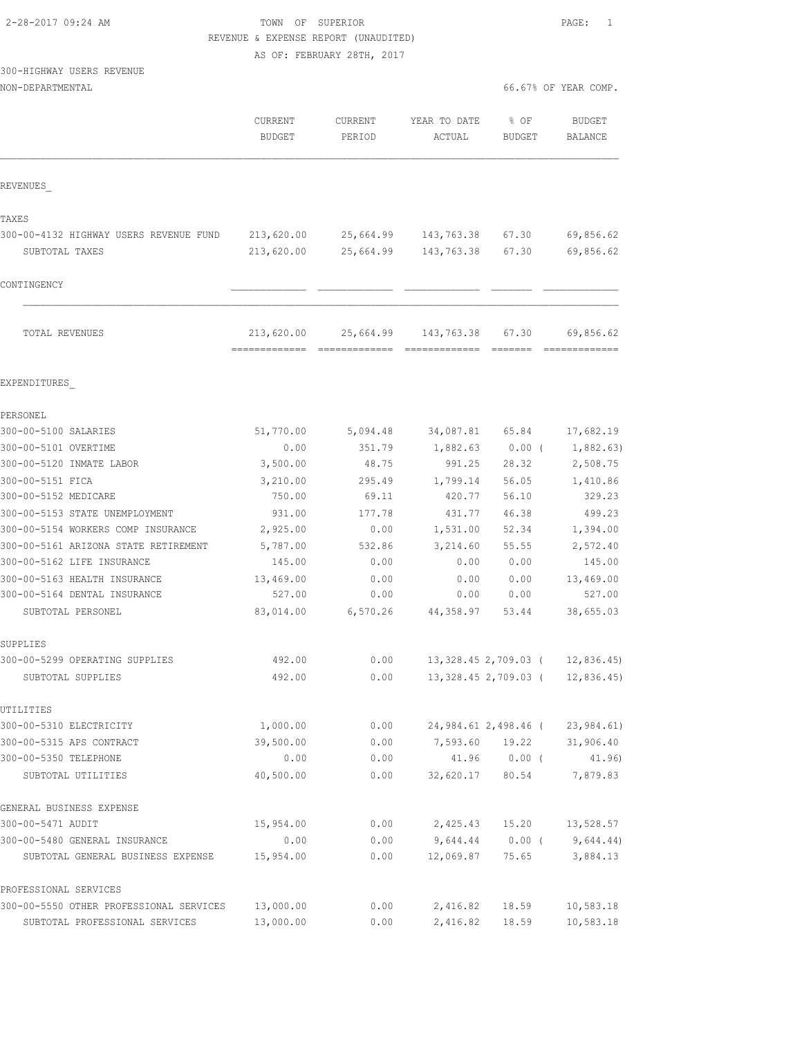2-28-2017 09:24 AM — TOWN OF SUPERIOR — PAGE: 1

REVENUE & EXPENSE REPORT (UNAUDITED)

AS OF: FEBRUARY 28TH, 2017

300-HIGHWAY USERS REVENUE

NON-DEPARTMENTAL — 66.67% OF YEAR COMP.

| | CURRENT BUDGET | CURRENT PERIOD | YEAR TO DATE ACTUAL | % OF BUDGET | BUDGET BALANCE |
|---|---|---|---|---|---|
| **REVENUES** | | | | | |
| **TAXES** | | | | | |
| 300-00-4132 HIGHWAY USERS REVENUE FUND | 213,620.00 | 25,664.99 | 143,763.38 | 67.30 | 69,856.62 |
| SUBTOTAL TAXES | 213,620.00 | 25,664.99 | 143,763.38 | 67.30 | 69,856.62 |
| **CONTINGENCY** | | | | | |
| TOTAL REVENUES | 213,620.00 | 25,664.99 | 143,763.38 | 67.30 | 69,856.62 |
| **EXPENDITURES** | | | | | |
| **PERSONEL** | | | | | |
| 300-00-5100 SALARIES | 51,770.00 | 5,094.48 | 34,087.81 | 65.84 | 17,682.19 |
| 300-00-5101 OVERTIME | 0.00 | 351.79 | 1,882.63 | 0.00 | ( 1,882.63) |
| 300-00-5120 INMATE LABOR | 3,500.00 | 48.75 | 991.25 | 28.32 | 2,508.75 |
| 300-00-5151 FICA | 3,210.00 | 295.49 | 1,799.14 | 56.05 | 1,410.86 |
| 300-00-5152 MEDICARE | 750.00 | 69.11 | 420.77 | 56.10 | 329.23 |
| 300-00-5153 STATE UNEMPLOYMENT | 931.00 | 177.78 | 431.77 | 46.38 | 499.23 |
| 300-00-5154 WORKERS COMP INSURANCE | 2,925.00 | 0.00 | 1,531.00 | 52.34 | 1,394.00 |
| 300-00-5161 ARIZONA STATE RETIREMENT | 5,787.00 | 532.86 | 3,214.60 | 55.55 | 2,572.40 |
| 300-00-5162 LIFE INSURANCE | 145.00 | 0.00 | 0.00 | 0.00 | 145.00 |
| 300-00-5163 HEALTH INSURANCE | 13,469.00 | 0.00 | 0.00 | 0.00 | 13,469.00 |
| 300-00-5164 DENTAL INSURANCE | 527.00 | 0.00 | 0.00 | 0.00 | 527.00 |
| SUBTOTAL PERSONEL | 83,014.00 | 6,570.26 | 44,358.97 | 53.44 | 38,655.03 |
| **SUPPLIES** | | | | | |
| 300-00-5299 OPERATING SUPPLIES | 492.00 | 0.00 | 13,328.45 | 2,709.03 | ( 12,836.45) |
| SUBTOTAL SUPPLIES | 492.00 | 0.00 | 13,328.45 | 2,709.03 | ( 12,836.45) |
| **UTILITIES** | | | | | |
| 300-00-5310 ELECTRICITY | 1,000.00 | 0.00 | 24,984.61 | 2,498.46 | ( 23,984.61) |
| 300-00-5315 APS CONTRACT | 39,500.00 | 0.00 | 7,593.60 | 19.22 | 31,906.40 |
| 300-00-5350 TELEPHONE | 0.00 | 0.00 | 41.96 | 0.00 | ( 41.96) |
| SUBTOTAL UTILITIES | 40,500.00 | 0.00 | 32,620.17 | 80.54 | 7,879.83 |
| **GENERAL BUSINESS EXPENSE** | | | | | |
| 300-00-5471 AUDIT | 15,954.00 | 0.00 | 2,425.43 | 15.20 | 13,528.57 |
| 300-00-5480 GENERAL INSURANCE | 0.00 | 0.00 | 9,644.44 | 0.00 | ( 9,644.44) |
| SUBTOTAL GENERAL BUSINESS EXPENSE | 15,954.00 | 0.00 | 12,069.87 | 75.65 | 3,884.13 |
| **PROFESSIONAL SERVICES** | | | | | |
| 300-00-5550 OTHER PROFESSIONAL SERVICES | 13,000.00 | 0.00 | 2,416.82 | 18.59 | 10,583.18 |
| SUBTOTAL PROFESSIONAL SERVICES | 13,000.00 | 0.00 | 2,416.82 | 18.59 | 10,583.18 |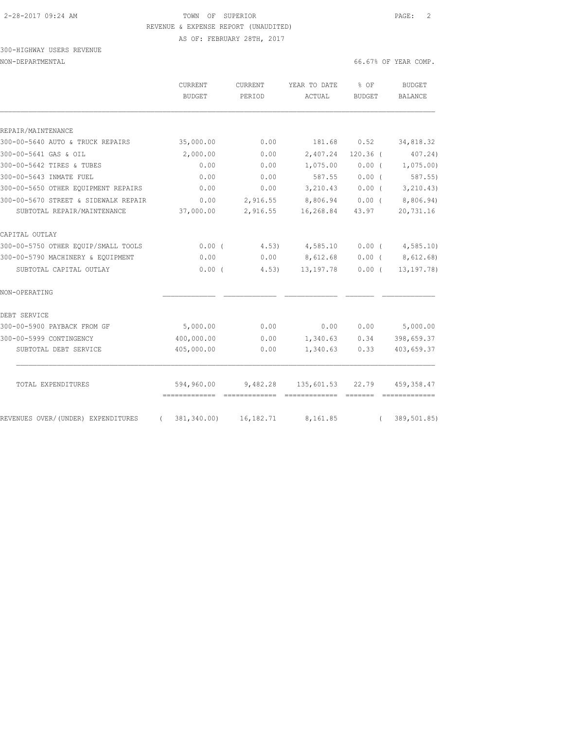TOWN OF SUPERIOR

REVENUE & EXPENSE REPORT (UNAUDITED)

AS OF: FEBRUARY 28TH, 2017

300-HIGHWAY USERS REVENUE

NON-DEPARTMENTAL — 66.67% OF YEAR COMP.

| | CURRENT BUDGET | CURRENT PERIOD | YEAR TO DATE ACTUAL | % OF BUDGET | BUDGET BALANCE |
|---|---|---|---|---|---|
| REPAIR/MAINTENANCE | | | | | |
| 300-00-5640 AUTO & TRUCK REPAIRS | 35,000.00 | 0.00 | 181.68 | 0.52 | 34,818.32 |
| 300-00-5641 GAS & OIL | 2,000.00 | 0.00 | 2,407.24 | 120.36 | ( 407.24) |
| 300-00-5642 TIRES & TUBES | 0.00 | 0.00 | 1,075.00 | 0.00 | ( 1,075.00) |
| 300-00-5643 INMATE FUEL | 0.00 | 0.00 | 587.55 | 0.00 | ( 587.55) |
| 300-00-5650 OTHER EQUIPMENT REPAIRS | 0.00 | 0.00 | 3,210.43 | 0.00 | ( 3,210.43) |
| 300-00-5670 STREET & SIDEWALK REPAIR | 0.00 | 2,916.55 | 8,806.94 | 0.00 | ( 8,806.94) |
| SUBTOTAL REPAIR/MAINTENANCE | 37,000.00 | 2,916.55 | 16,268.84 | 43.97 | 20,731.16 |
| CAPITAL OUTLAY | | | | | |
| 300-00-5750 OTHER EQUIP/SMALL TOOLS | 0.00 | ( 4.53) | 4,585.10 | 0.00 | ( 4,585.10) |
| 300-00-5790 MACHINERY & EQUIPMENT | 0.00 | 0.00 | 8,612.68 | 0.00 | ( 8,612.68) |
| SUBTOTAL CAPITAL OUTLAY | 0.00 | ( 4.53) | 13,197.78 | 0.00 | ( 13,197.78) |
| NON-OPERATING | | | | | |
| DEBT SERVICE | | | | | |
| 300-00-5900 PAYBACK FROM GF | 5,000.00 | 0.00 | 0.00 | 0.00 | 5,000.00 |
| 300-00-5999 CONTINGENCY | 400,000.00 | 0.00 | 1,340.63 | 0.34 | 398,659.37 |
| SUBTOTAL DEBT SERVICE | 405,000.00 | 0.00 | 1,340.63 | 0.33 | 403,659.37 |
| TOTAL EXPENDITURES | 594,960.00 | 9,482.28 | 135,601.53 | 22.79 | 459,358.47 |
| REVENUES OVER/(UNDER) EXPENDITURES | ( 381,340.00) | 16,182.71 | 8,161.85 | | ( 389,501.85) |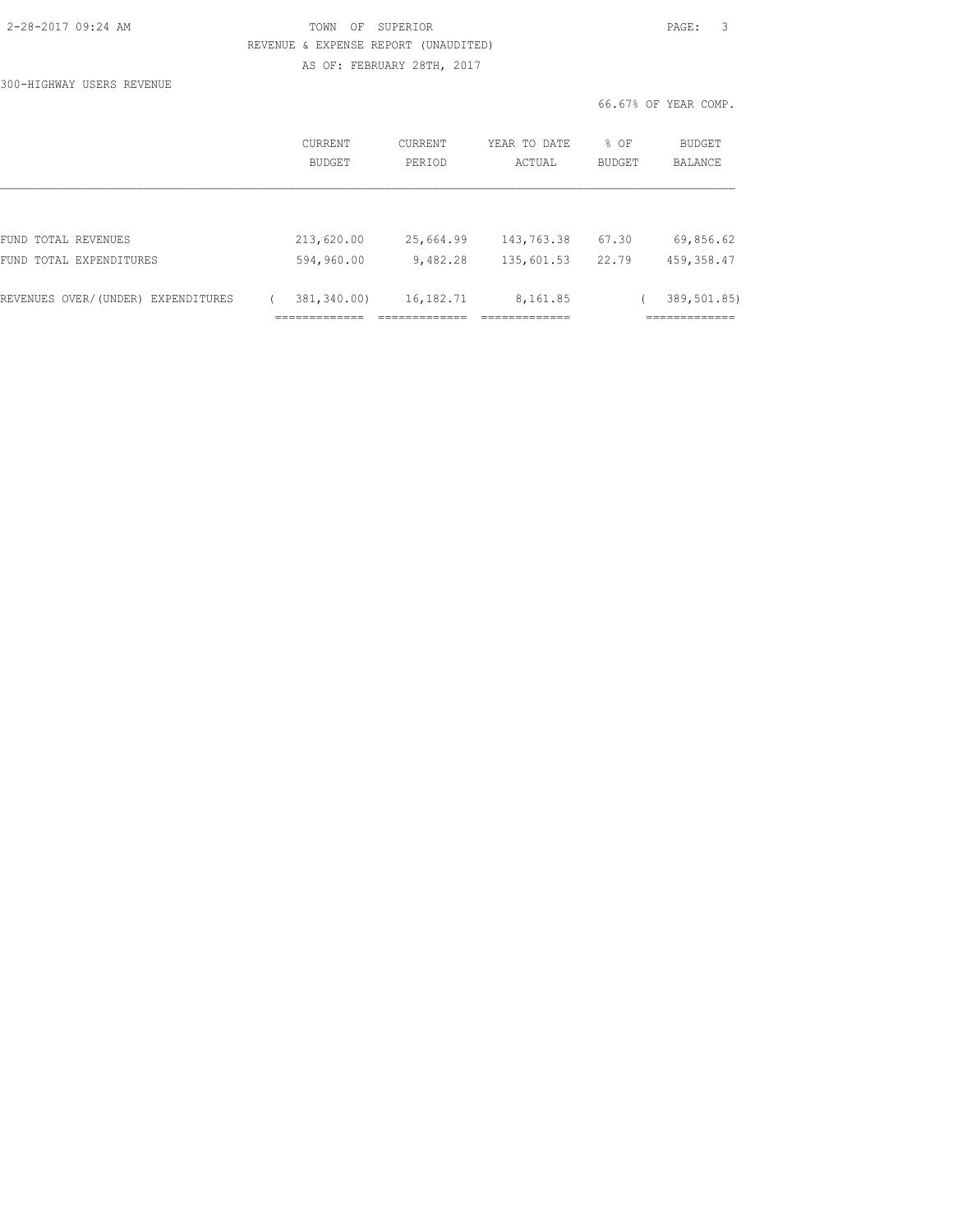TOWN OF SUPERIOR
REVENUE & EXPENSE REPORT (UNAUDITED)
AS OF: FEBRUARY 28TH, 2017

300-HIGHWAY USERS REVENUE

66.67% OF YEAR COMP.

| | CURRENT BUDGET | CURRENT PERIOD | YEAR TO DATE ACTUAL | % OF BUDGET | BUDGET BALANCE |
|---|---|---|---|---|---|
| FUND TOTAL REVENUES | 213,620.00 | 25,664.99 | 143,763.38 | 67.30 | 69,856.62 |
| FUND TOTAL EXPENDITURES | 594,960.00 | 9,482.28 | 135,601.53 | 22.79 | 459,358.47 |
| REVENUES OVER/(UNDER) EXPENDITURES | ( 381,340.00) | 16,182.71 | 8,161.85 | | ( 389,501.85) |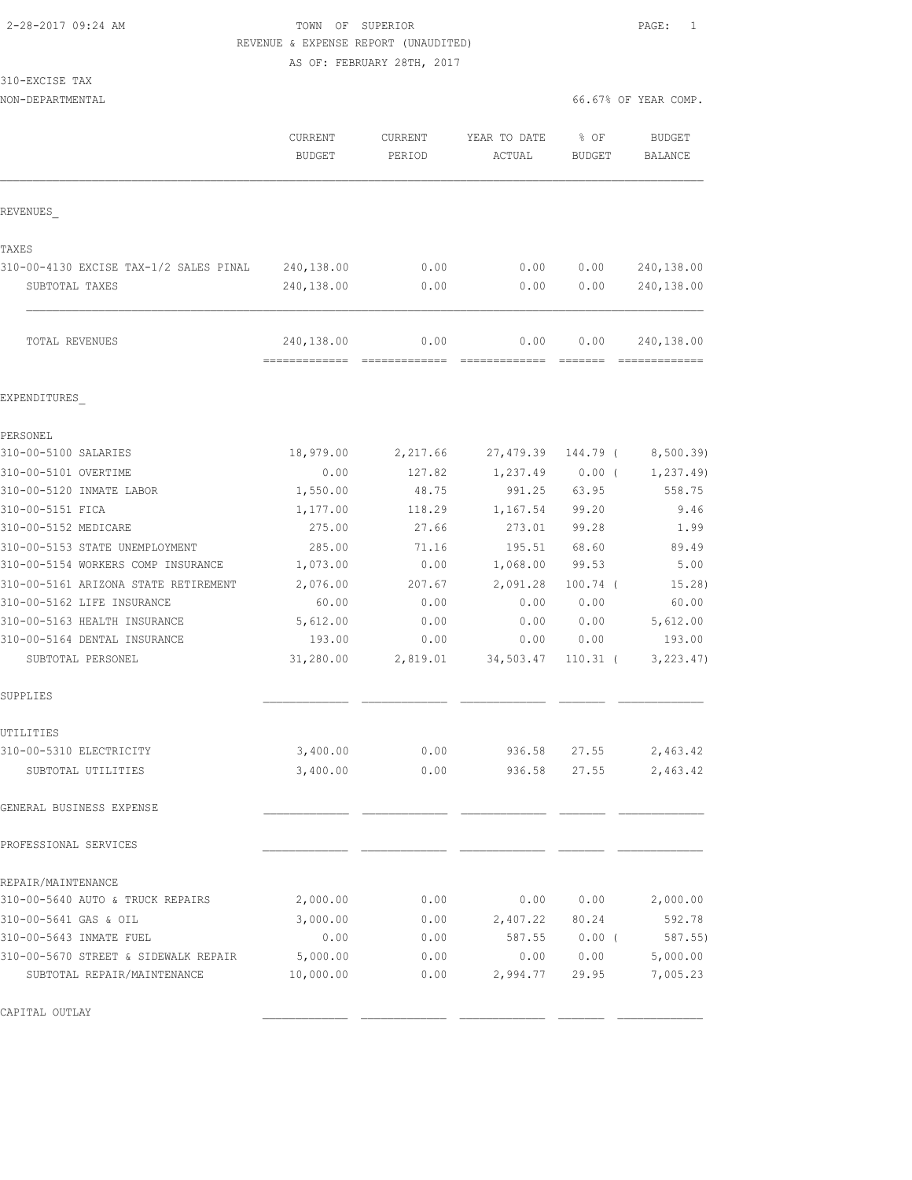TOWN OF SUPERIOR

REVENUE & EXPENSE REPORT (UNAUDITED)

AS OF: FEBRUARY 28TH, 2017

310-EXCISE TAX

NON-DEPARTMENTAL — 66.67% OF YEAR COMP.

| | CURRENT BUDGET | CURRENT PERIOD | YEAR TO DATE ACTUAL | % OF BUDGET | BUDGET BALANCE |
|---|---|---|---|---|---|
| **REVENUES_** | | | | | |
| TAXES | | | | | |
| 310-00-4130 EXCISE TAX-1/2 SALES PINAL | 240,138.00 | 0.00 | 0.00 | 0.00 | 240,138.00 |
| SUBTOTAL TAXES | 240,138.00 | 0.00 | 0.00 | 0.00 | 240,138.00 |
| TOTAL REVENUES | 240,138.00 | 0.00 | 0.00 | 0.00 | 240,138.00 |
| **EXPENDITURES_** | | | | | |
| PERSONEL | | | | | |
| 310-00-5100 SALARIES | 18,979.00 | 2,217.66 | 27,479.39 | 144.79 | ( 8,500.39) |
| 310-00-5101 OVERTIME | 0.00 | 127.82 | 1,237.49 | 0.00 | ( 1,237.49) |
| 310-00-5120 INMATE LABOR | 1,550.00 | 48.75 | 991.25 | 63.95 | 558.75 |
| 310-00-5151 FICA | 1,177.00 | 118.29 | 1,167.54 | 99.20 | 9.46 |
| 310-00-5152 MEDICARE | 275.00 | 27.66 | 273.01 | 99.28 | 1.99 |
| 310-00-5153 STATE UNEMPLOYMENT | 285.00 | 71.16 | 195.51 | 68.60 | 89.49 |
| 310-00-5154 WORKERS COMP INSURANCE | 1,073.00 | 0.00 | 1,068.00 | 99.53 | 5.00 |
| 310-00-5161 ARIZONA STATE RETIREMENT | 2,076.00 | 207.67 | 2,091.28 | 100.74 | ( 15.28) |
| 310-00-5162 LIFE INSURANCE | 60.00 | 0.00 | 0.00 | 0.00 | 60.00 |
| 310-00-5163 HEALTH INSURANCE | 5,612.00 | 0.00 | 0.00 | 0.00 | 5,612.00 |
| 310-00-5164 DENTAL INSURANCE | 193.00 | 0.00 | 0.00 | 0.00 | 193.00 |
| SUBTOTAL PERSONEL | 31,280.00 | 2,819.01 | 34,503.47 | 110.31 | ( 3,223.47) |
| SUPPLIES | | | | | |
| UTILITIES | | | | | |
| 310-00-5310 ELECTRICITY | 3,400.00 | 0.00 | 936.58 | 27.55 | 2,463.42 |
| SUBTOTAL UTILITIES | 3,400.00 | 0.00 | 936.58 | 27.55 | 2,463.42 |
| GENERAL BUSINESS EXPENSE | | | | | |
| PROFESSIONAL SERVICES | | | | | |
| REPAIR/MAINTENANCE | | | | | |
| 310-00-5640 AUTO & TRUCK REPAIRS | 2,000.00 | 0.00 | 0.00 | 0.00 | 2,000.00 |
| 310-00-5641 GAS & OIL | 3,000.00 | 0.00 | 2,407.22 | 80.24 | 592.78 |
| 310-00-5643 INMATE FUEL | 0.00 | 0.00 | 587.55 | 0.00 | ( 587.55) |
| 310-00-5670 STREET & SIDEWALK REPAIR | 5,000.00 | 0.00 | 0.00 | 0.00 | 5,000.00 |
| SUBTOTAL REPAIR/MAINTENANCE | 10,000.00 | 0.00 | 2,994.77 | 29.95 | 7,005.23 |
| CAPITAL OUTLAY | | | | | |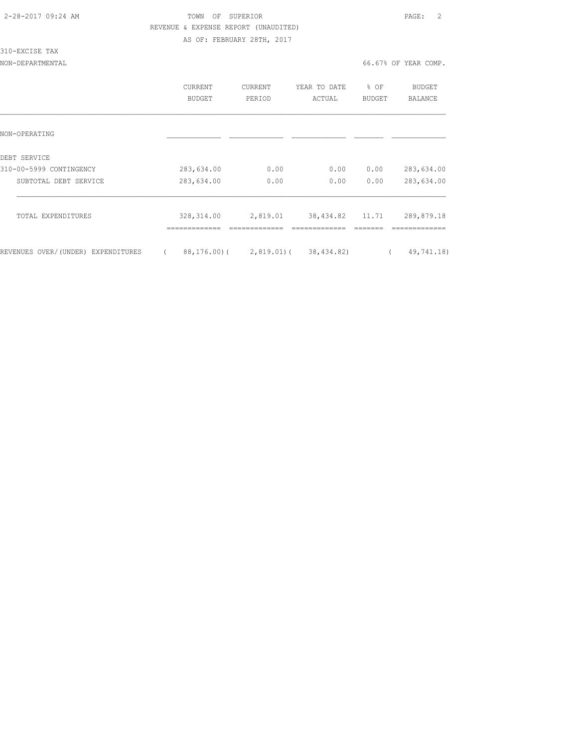TOWN OF SUPERIOR
REVENUE & EXPENSE REPORT (UNAUDITED)
AS OF: FEBRUARY 28TH, 2017

310-EXCISE TAX
NON-DEPARTMENTAL

66.67% OF YEAR COMP.

| | CURRENT BUDGET | CURRENT PERIOD | YEAR TO DATE ACTUAL | % OF BUDGET | BUDGET BALANCE |
|---|---|---|---|---|---|
| NON-OPERATING | | | | | |
| DEBT SERVICE | | | | | |
| 310-00-5999 CONTINGENCY | 283,634.00 | 0.00 | 0.00 | 0.00 | 283,634.00 |
| SUBTOTAL DEBT SERVICE | 283,634.00 | 0.00 | 0.00 | 0.00 | 283,634.00 |
| TOTAL EXPENDITURES | 328,314.00 | 2,819.01 | 38,434.82 | 11.71 | 289,879.18 |
| REVENUES OVER/(UNDER) EXPENDITURES | ( 88,176.00) | ( 2,819.01) | ( 38,434.82) | | ( 49,741.18) |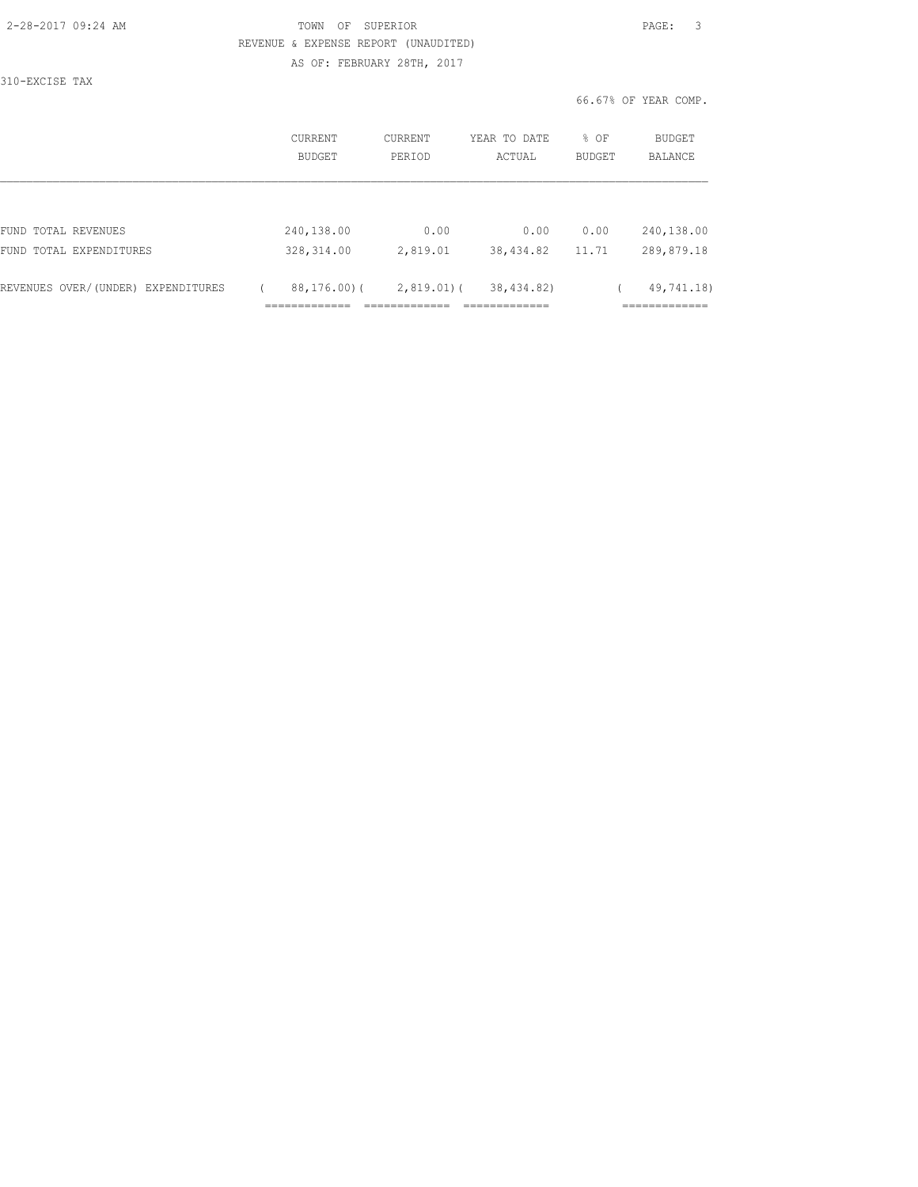TOWN OF SUPERIOR

REVENUE & EXPENSE REPORT (UNAUDITED)

AS OF: FEBRUARY 28TH, 2017

310-EXCISE TAX

66.67% OF YEAR COMP.

| | CURRENT BUDGET | CURRENT PERIOD | YEAR TO DATE ACTUAL | % OF BUDGET | BUDGET BALANCE |
|---|---|---|---|---|---|
| FUND TOTAL REVENUES | 240,138.00 | 0.00 | 0.00 | 0.00 | 240,138.00 |
| FUND TOTAL EXPENDITURES | 328,314.00 | 2,819.01 | 38,434.82 | 11.71 | 289,879.18 |
| REVENUES OVER/(UNDER) EXPENDITURES | ( 88,176.00) | ( 2,819.01) | ( 38,434.82) | | ( 49,741.18) |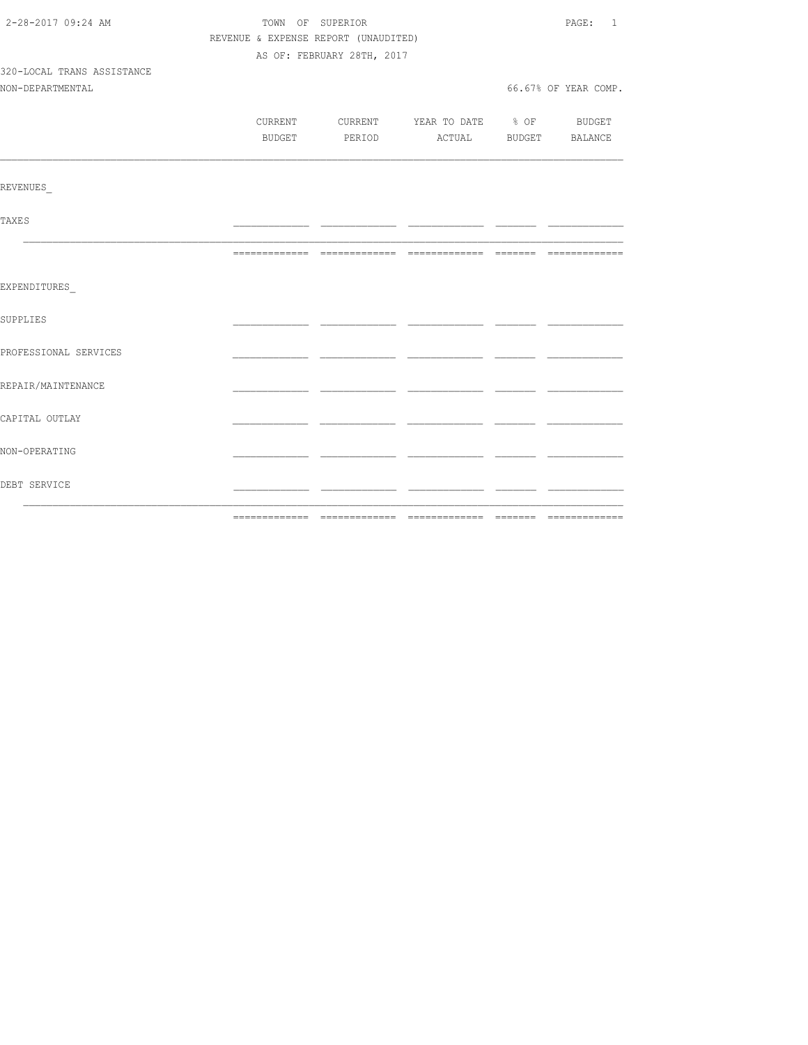TOWN OF SUPERIOR

REVENUE & EXPENSE REPORT (UNAUDITED)

AS OF: FEBRUARY 28TH, 2017

2-28-2017 09:24 AM

320-LOCAL TRANS ASSISTANCE

NON-DEPARTMENTAL

66.67% OF YEAR COMP.

| | CURRENT BUDGET | CURRENT PERIOD | YEAR TO DATE ACTUAL | % OF BUDGET | BUDGET BALANCE |
|---|---|---|---|---|---|
| REVENUES_ | | | | | |
| TAXES | | | | | |
| EXPENDITURES_ | | | | | |
| SUPPLIES | | | | | |
| PROFESSIONAL SERVICES | | | | | |
| REPAIR/MAINTENANCE | | | | | |
| CAPITAL OUTLAY | | | | | |
| NON-OPERATING | | | | | |
| DEBT SERVICE | | | | | |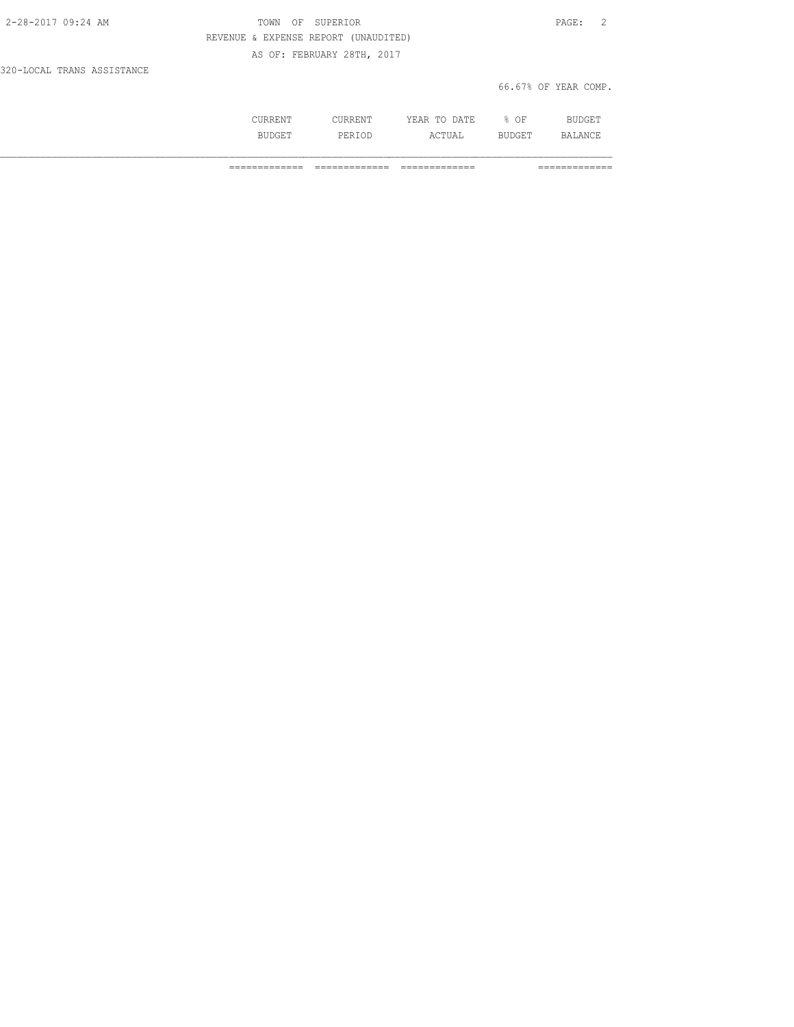TOWN OF SUPERIOR

REVENUE & EXPENSE REPORT (UNAUDITED)

AS OF: FEBRUARY 28TH, 2017

320-LOCAL TRANS ASSISTANCE

66.67% OF YEAR COMP.

| | CURRENT BUDGET | CURRENT PERIOD | YEAR TO DATE ACTUAL | % OF BUDGET | BUDGET BALANCE |
|---|---|---|---|---|---|
| | ============= | ============= | ============= | | ============= |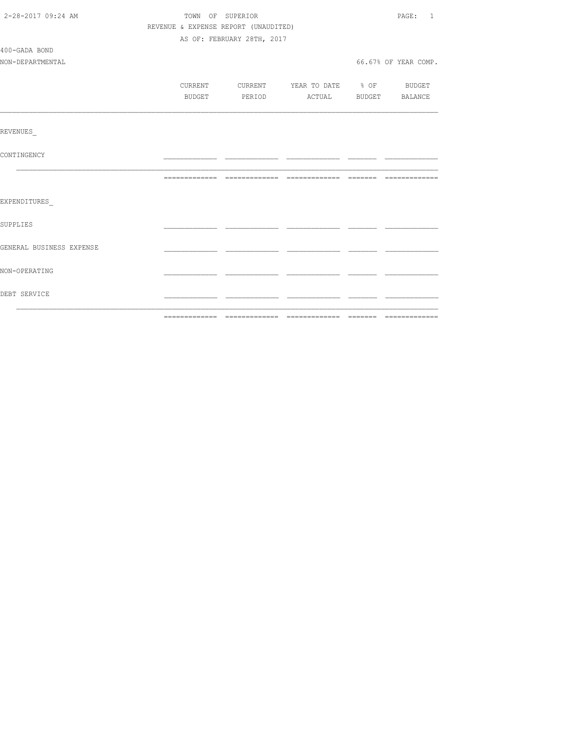TOWN OF SUPERIOR

REVENUE & EXPENSE REPORT (UNAUDITED)

AS OF: FEBRUARY 28TH, 2017

400-GADA BOND

NON-DEPARTMENTAL

66.67% OF YEAR COMP.

| | CURRENT BUDGET | CURRENT PERIOD | YEAR TO DATE ACTUAL | % OF BUDGET | BUDGET BALANCE |
|---|---|---|---|---|---|
| REVENUES_ | | | | | |
| CONTINGENCY | | | | | |
| EXPENDITURES_ | | | | | |
| SUPPLIES | | | | | |
| GENERAL BUSINESS EXPENSE | | | | | |
| NON-OPERATING | | | | | |
| DEBT SERVICE | | | | | |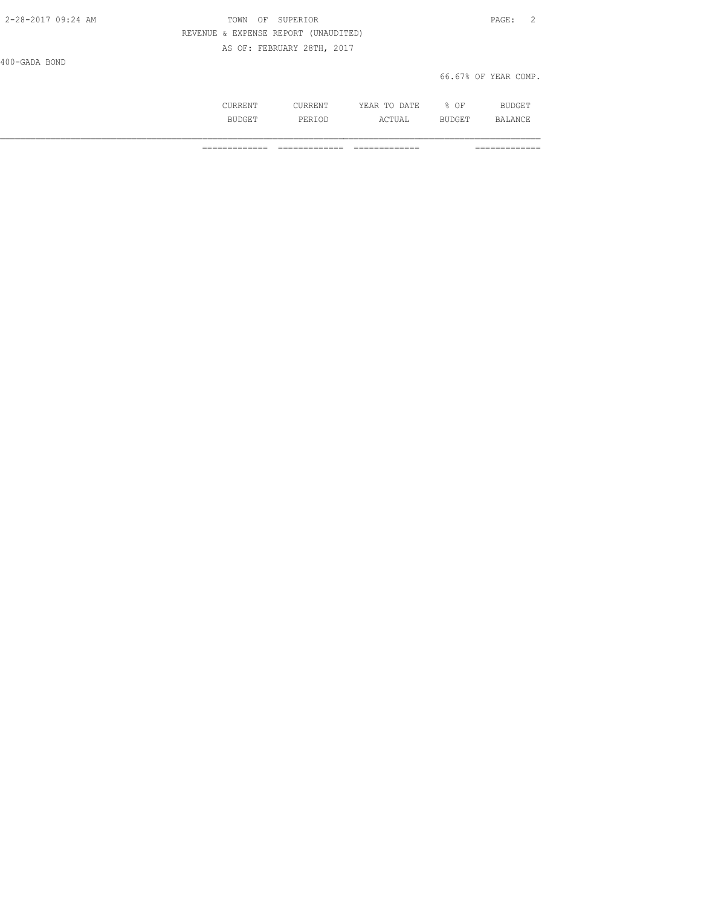REVENUE & EXPENSE REPORT (UNAUDITED)

AS OF: FEBRUARY 28TH, 2017

400-GADA BOND

66.67% OF YEAR COMP.

| | CURRENT BUDGET | CURRENT PERIOD | YEAR TO DATE ACTUAL | % OF BUDGET | BUDGET BALANCE |
|---|---|---|---|---|---|
| | ============= | ============= | ============= | | ============= |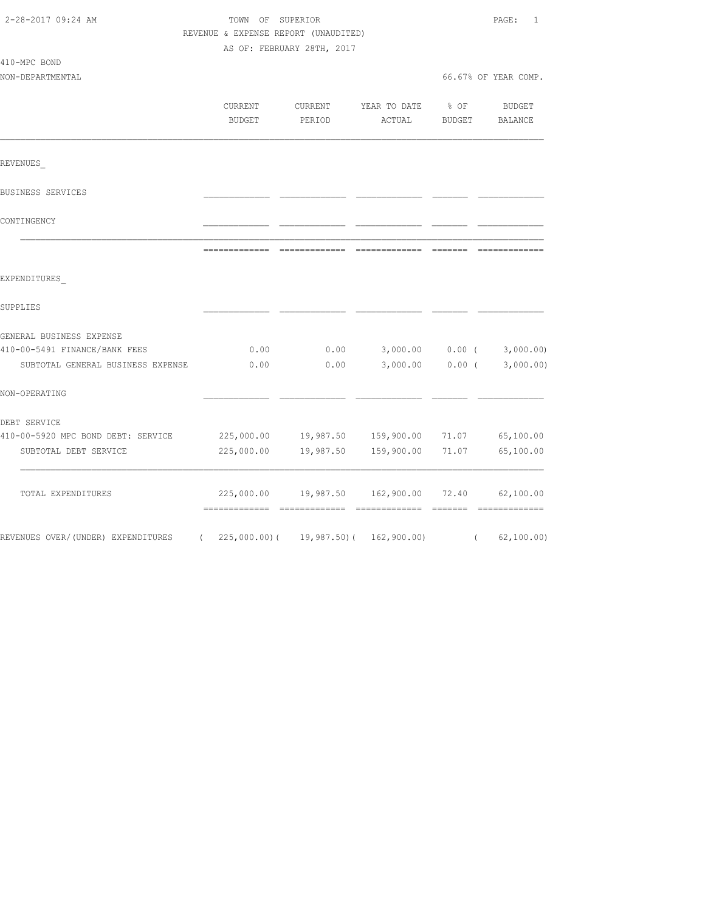2-28-2017 09:24 AM

TOWN OF SUPERIOR

REVENUE & EXPENSE REPORT (UNAUDITED)

AS OF: FEBRUARY 28TH, 2017

410-MPC BOND

NON-DEPARTMENTAL

66.67% OF YEAR COMP.

| | CURRENT BUDGET | CURRENT PERIOD | YEAR TO DATE ACTUAL | % OF BUDGET | BUDGET BALANCE |
|---|---|---|---|---|---|
| REVENUES_ | | | | | |
| BUSINESS SERVICES | | | | | |
| CONTINGENCY | | | | | |
| EXPENDITURES_ | | | | | |
| SUPPLIES | | | | | |
| GENERAL BUSINESS EXPENSE | | | | | |
| 410-00-5491 FINANCE/BANK FEES | 0.00 | 0.00 | 3,000.00 | 0.00 | ( 3,000.00) |
| SUBTOTAL GENERAL BUSINESS EXPENSE | 0.00 | 0.00 | 3,000.00 | 0.00 | ( 3,000.00) |
| NON-OPERATING | | | | | |
| DEBT SERVICE | | | | | |
| 410-00-5920 MPC BOND DEBT: SERVICE | 225,000.00 | 19,987.50 | 159,900.00 | 71.07 | 65,100.00 |
| SUBTOTAL DEBT SERVICE | 225,000.00 | 19,987.50 | 159,900.00 | 71.07 | 65,100.00 |
| TOTAL EXPENDITURES | 225,000.00 | 19,987.50 | 162,900.00 | 72.40 | 62,100.00 |
| REVENUES OVER/(UNDER) EXPENDITURES | ( 225,000.00) | ( 19,987.50) | ( 162,900.00) | | ( 62,100.00) |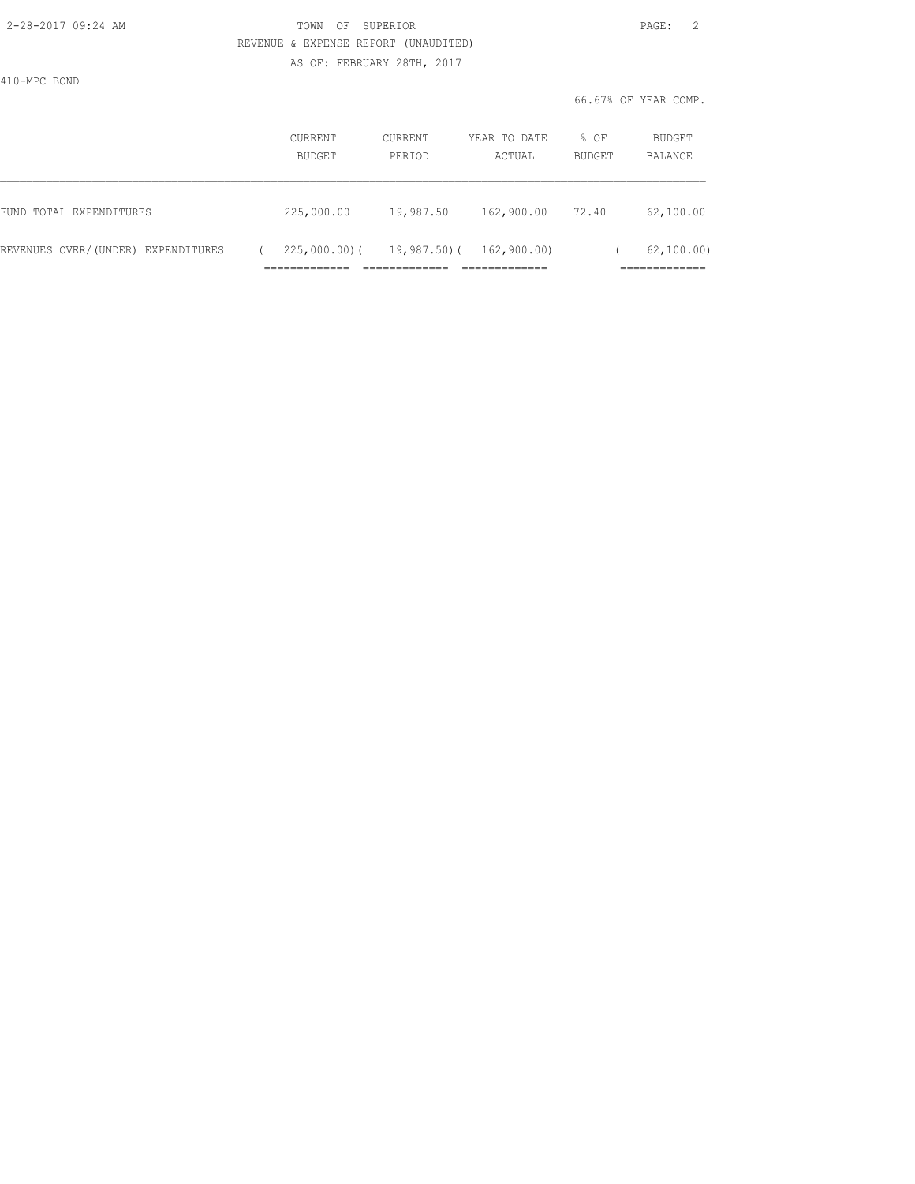TOWN OF SUPERIOR

REVENUE & EXPENSE REPORT (UNAUDITED)

AS OF: FEBRUARY 28TH, 2017

410-MPC BOND

66.67% OF YEAR COMP.

| | CURRENT BUDGET | CURRENT PERIOD | YEAR TO DATE ACTUAL | % OF BUDGET | BUDGET BALANCE |
|---|---|---|---|---|---|
| FUND TOTAL EXPENDITURES | 225,000.00 | 19,987.50 | 162,900.00 | 72.40 | 62,100.00 |
| REVENUES OVER/(UNDER) EXPENDITURES | ( 225,000.00) | ( 19,987.50) | ( 162,900.00) | | ( 62,100.00) |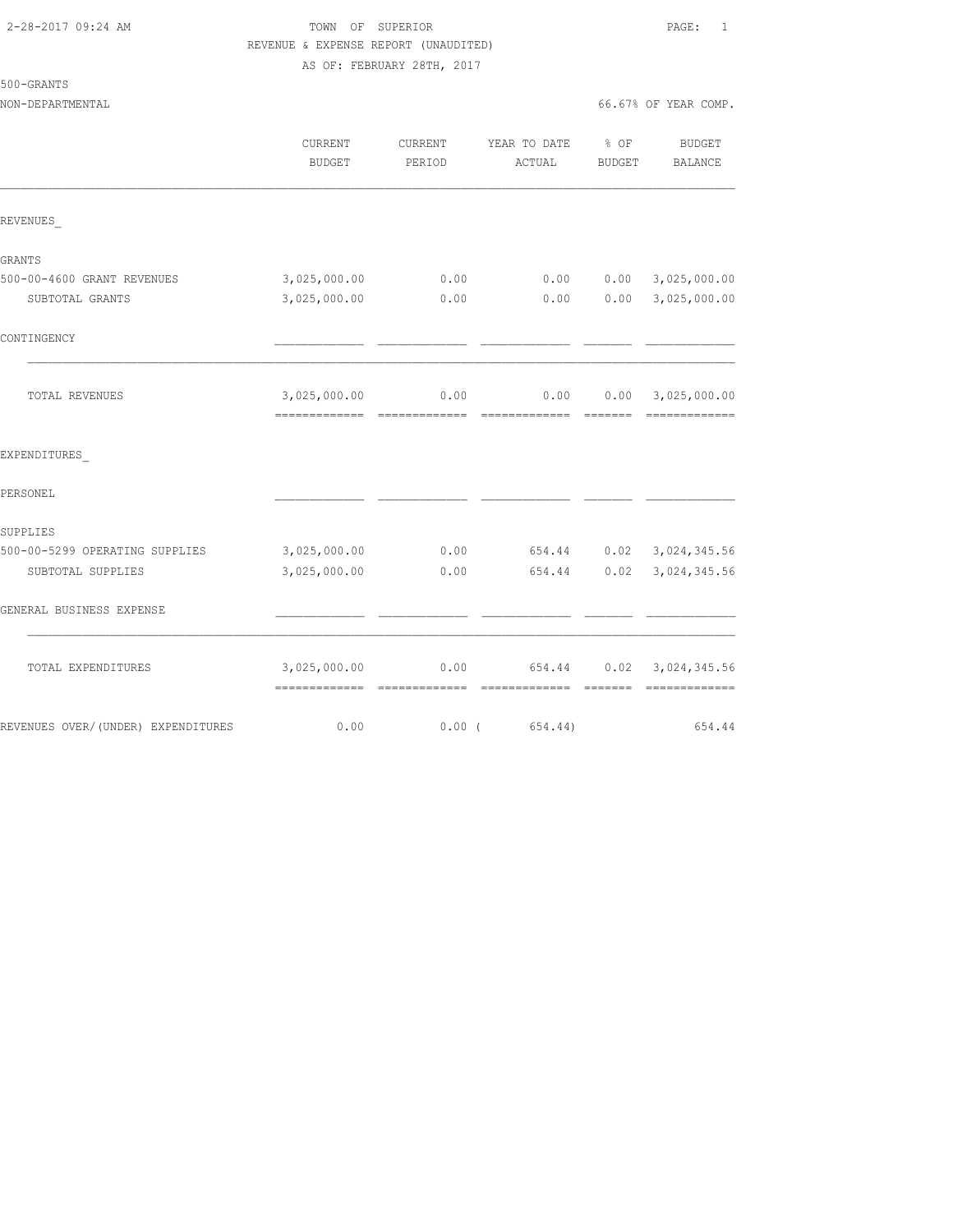2-28-2017 09:24 AM

TOWN OF SUPERIOR

REVENUE & EXPENSE REPORT (UNAUDITED)

AS OF: FEBRUARY 28TH, 2017

500-GRANTS

NON-DEPARTMENTAL

66.67% OF YEAR COMP.

| | CURRENT BUDGET | CURRENT PERIOD | YEAR TO DATE ACTUAL | % OF BUDGET | BUDGET BALANCE |
|---|---|---|---|---|---|
| REVENUES_ | | | | | |
| GRANTS | | | | | |
| 500-00-4600 GRANT REVENUES | 3,025,000.00 | 0.00 | 0.00 | 0.00 | 3,025,000.00 |
| SUBTOTAL GRANTS | 3,025,000.00 | 0.00 | 0.00 | 0.00 | 3,025,000.00 |
| CONTINGENCY | | | | | |
| TOTAL REVENUES | 3,025,000.00 | 0.00 | 0.00 | 0.00 | 3,025,000.00 |
| EXPENDITURES_ | | | | | |
| PERSONEL | | | | | |
| SUPPLIES | | | | | |
| 500-00-5299 OPERATING SUPPLIES | 3,025,000.00 | 0.00 | 654.44 | 0.02 | 3,024,345.56 |
| SUBTOTAL SUPPLIES | 3,025,000.00 | 0.00 | 654.44 | 0.02 | 3,024,345.56 |
| GENERAL BUSINESS EXPENSE | | | | | |
| TOTAL EXPENDITURES | 3,025,000.00 | 0.00 | 654.44 | 0.02 | 3,024,345.56 |
| REVENUES OVER/(UNDER) EXPENDITURES | 0.00 | 0.00 | ( 654.44) | | 654.44 |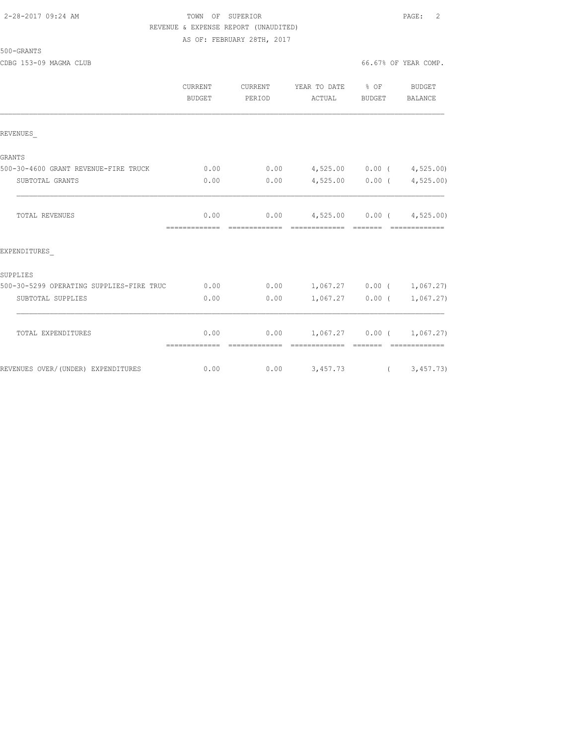TOWN OF SUPERIOR
REVENUE & EXPENSE REPORT (UNAUDITED)
AS OF: FEBRUARY 28TH, 2017

500-GRANTS
CDBG 153-09 MAGMA CLUB

66.67% OF YEAR COMP.

| | CURRENT BUDGET | CURRENT PERIOD | YEAR TO DATE ACTUAL | % OF BUDGET | BUDGET BALANCE |
|---|---|---|---|---|---|
| REVENUES_ | | | | | |
| GRANTS | | | | | |
| 500-30-4600 GRANT REVENUE-FIRE TRUCK | 0.00 | 0.00 | 4,525.00 | 0.00 | ( 4,525.00) |
| SUBTOTAL GRANTS | 0.00 | 0.00 | 4,525.00 | 0.00 | ( 4,525.00) |
| TOTAL REVENUES | 0.00 | 0.00 | 4,525.00 | 0.00 | ( 4,525.00) |
| EXPENDITURES_ | | | | | |
| SUPPLIES | | | | | |
| 500-30-5299 OPERATING SUPPLIES-FIRE TRUC | 0.00 | 0.00 | 1,067.27 | 0.00 | ( 1,067.27) |
| SUBTOTAL SUPPLIES | 0.00 | 0.00 | 1,067.27 | 0.00 | ( 1,067.27) |
| TOTAL EXPENDITURES | 0.00 | 0.00 | 1,067.27 | 0.00 | ( 1,067.27) |
| REVENUES OVER/(UNDER) EXPENDITURES | 0.00 | 0.00 | 3,457.73 | | ( 3,457.73) |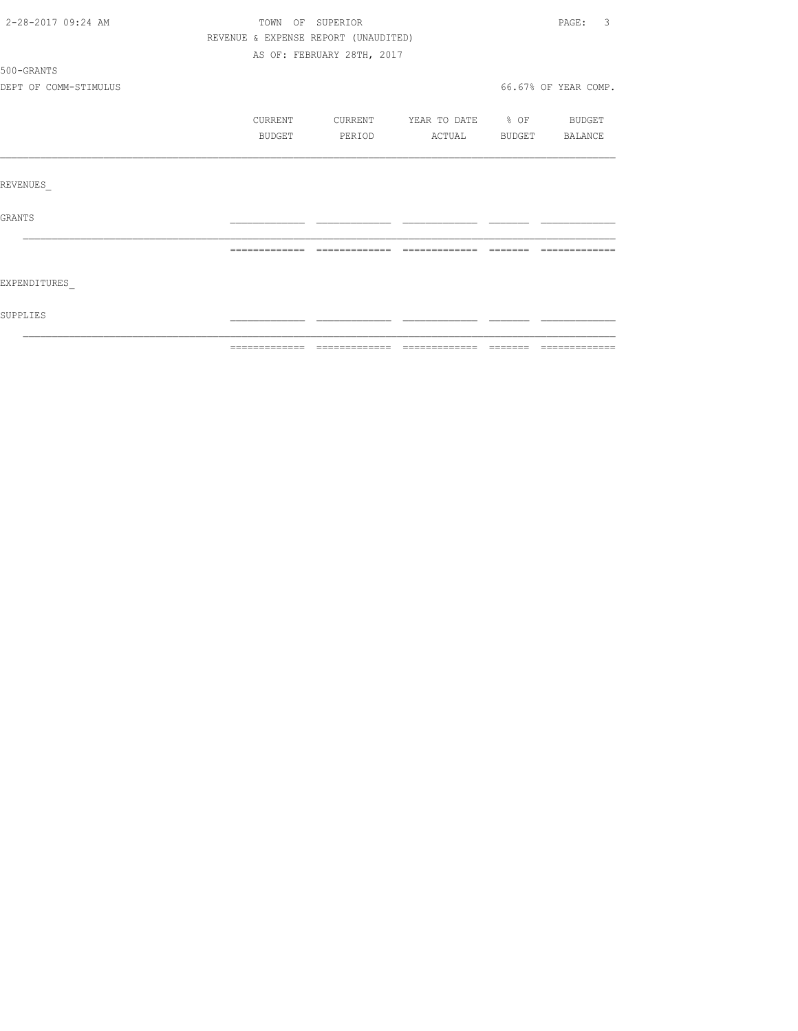TOWN OF SUPERIOR

REVENUE & EXPENSE REPORT (UNAUDITED)

AS OF: FEBRUARY 28TH, 2017

500-GRANTS

DEPT OF COMM-STIMULUS

66.67% OF YEAR COMP.

| | CURRENT BUDGET | CURRENT PERIOD | YEAR TO DATE ACTUAL | % OF BUDGET | BUDGET BALANCE |
|---|---|---|---|---|---|
| REVENUES_ | | | | | |
| GRANTS | | | | | |
| EXPENDITURES_ | | | | | |
| SUPPLIES | | | | | |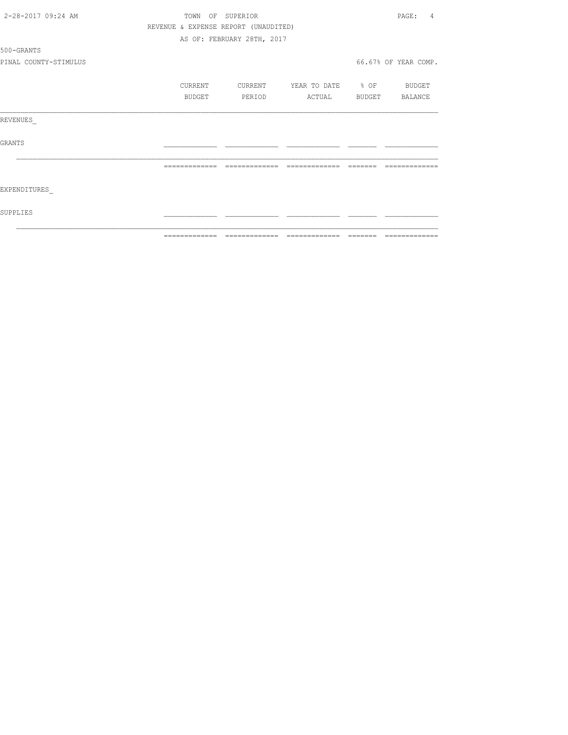TOWN OF SUPERIOR

REVENUE & EXPENSE REPORT (UNAUDITED)

AS OF: FEBRUARY 28TH, 2017

500-GRANTS

PINAL COUNTY-STIMULUS

66.67% OF YEAR COMP.

| | CURRENT BUDGET | CURRENT PERIOD | YEAR TO DATE ACTUAL | % OF BUDGET | BUDGET BALANCE |
|---|---|---|---|---|---|
| REVENUES_ | | | | | |
| GRANTS | | | | | |
| EXPENDITURES_ | | | | | |
| SUPPLIES | | | | | |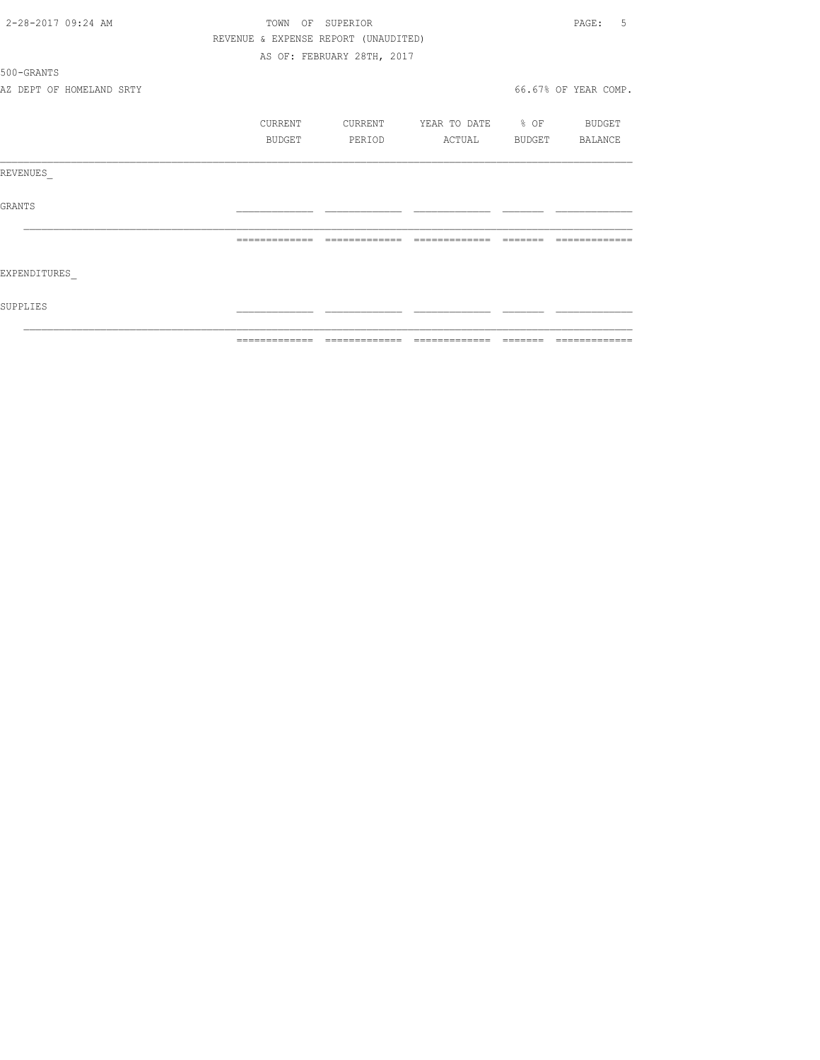TOWN OF SUPERIOR

REVENUE & EXPENSE REPORT (UNAUDITED)

AS OF: FEBRUARY 28TH, 2017

500-GRANTS

AZ DEPT OF HOMELAND SRTY

66.67% OF YEAR COMP.

| | CURRENT BUDGET | CURRENT PERIOD | YEAR TO DATE ACTUAL | % OF BUDGET | BUDGET BALANCE |
|---|---|---|---|---|---|
| REVENUES_ | | | | | |
| GRANTS | | | | | |
| EXPENDITURES_ | | | | | |
| SUPPLIES | | | | | |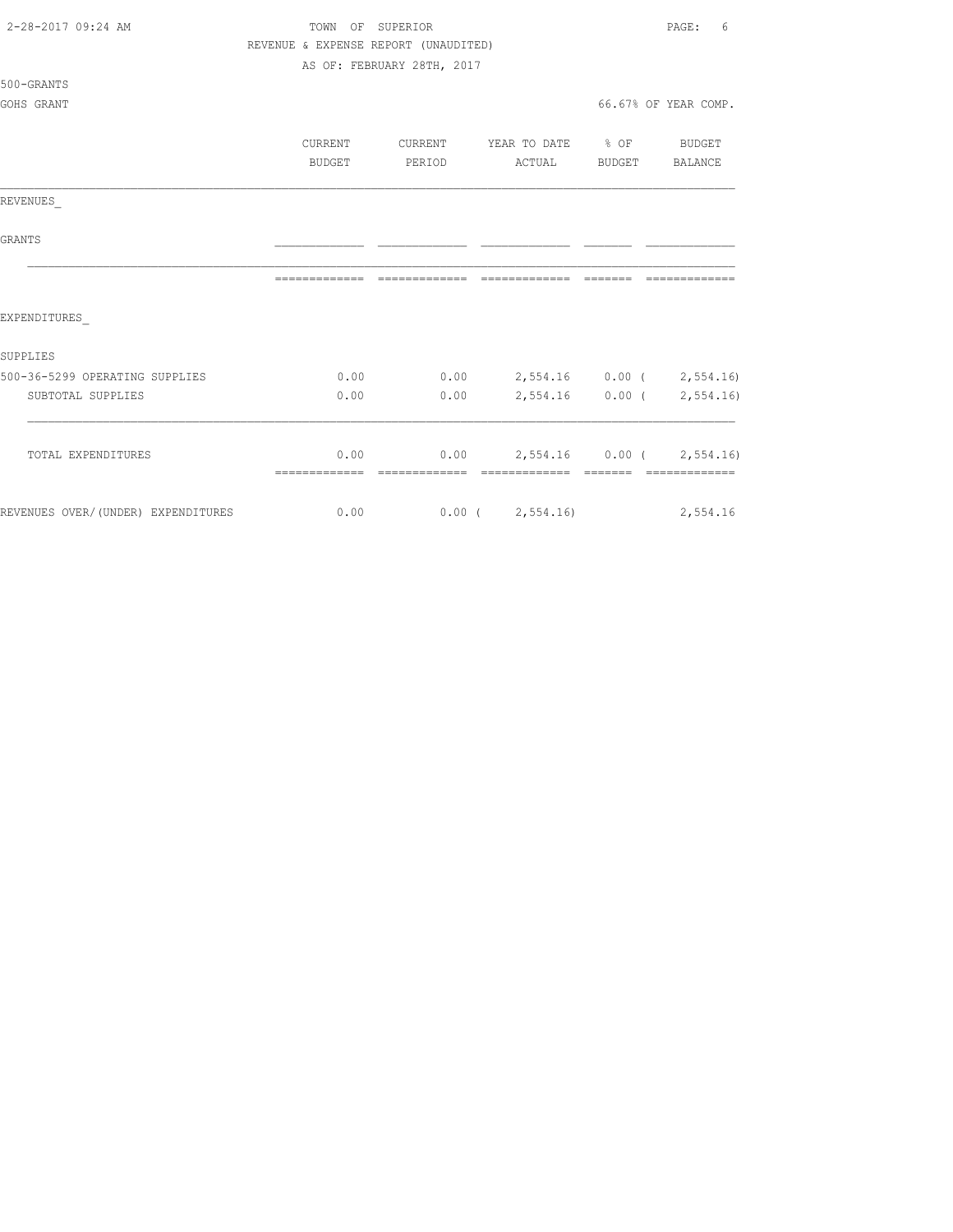TOWN OF SUPERIOR

REVENUE & EXPENSE REPORT (UNAUDITED)

AS OF: FEBRUARY 28TH, 2017

500-GRANTS

GOHS GRANT

66.67% OF YEAR COMP.

| | CURRENT BUDGET | CURRENT PERIOD | YEAR TO DATE ACTUAL | % OF BUDGET | BUDGET BALANCE |
|---|---|---|---|---|---|
| REVENUES_ | | | | | |
| GRANTS | | | | | |
| EXPENDITURES_ | | | | | |
| SUPPLIES | | | | | |
| 500-36-5299 OPERATING SUPPLIES | 0.00 | 0.00 | 2,554.16 | 0.00 | ( 2,554.16) |
| SUBTOTAL SUPPLIES | 0.00 | 0.00 | 2,554.16 | 0.00 | ( 2,554.16) |
| TOTAL EXPENDITURES | 0.00 | 0.00 | 2,554.16 | 0.00 | ( 2,554.16) |
| REVENUES OVER/(UNDER) EXPENDITURES | 0.00 | 0.00 | ( 2,554.16) | | 2,554.16 |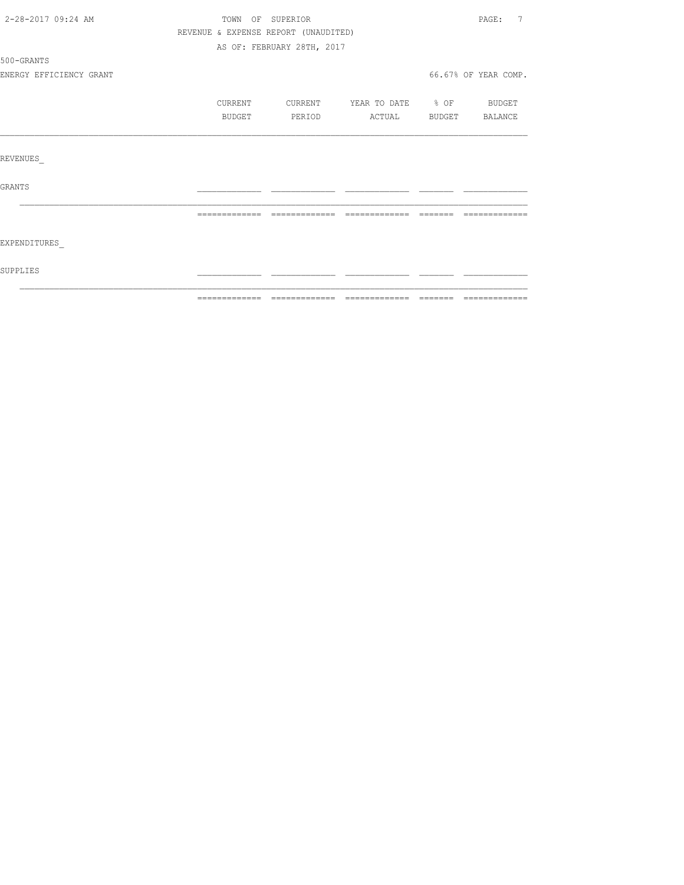TOWN OF SUPERIOR

REVENUE & EXPENSE REPORT (UNAUDITED)

AS OF: FEBRUARY 28TH, 2017

500-GRANTS

ENERGY EFFICIENCY GRANT

66.67% OF YEAR COMP.

| | CURRENT BUDGET | CURRENT PERIOD | YEAR TO DATE ACTUAL | % OF BUDGET | BUDGET BALANCE |
|---|---|---|---|---|---|
| REVENUES_ | | | | | |
| GRANTS | | | | | |
| EXPENDITURES_ | | | | | |
| SUPPLIES | | | | | |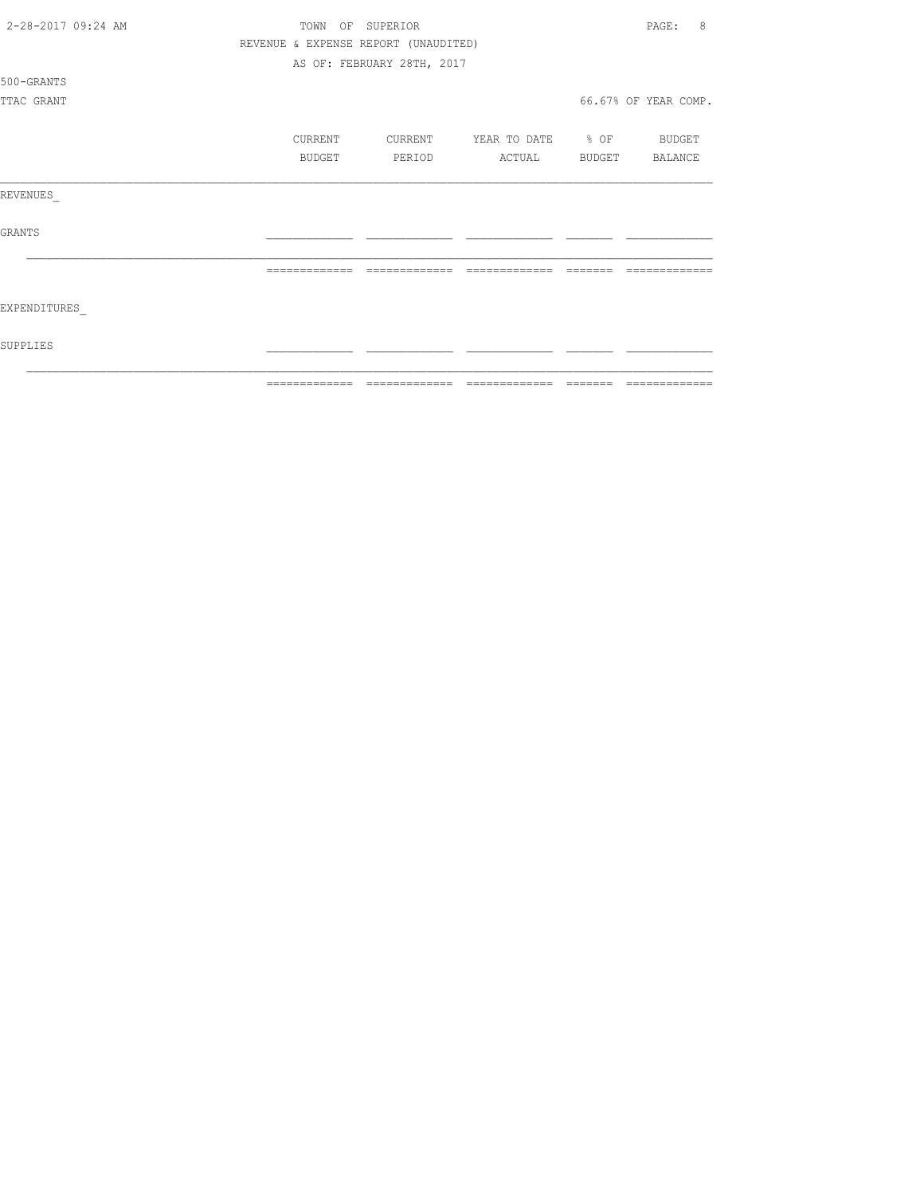TOWN OF SUPERIOR

REVENUE & EXPENSE REPORT (UNAUDITED)

AS OF: FEBRUARY 28TH, 2017

500-GRANTS

TTAC GRANT

66.67% OF YEAR COMP.

| | CURRENT BUDGET | CURRENT PERIOD | YEAR TO DATE ACTUAL | % OF BUDGET | BUDGET BALANCE |
|---|---|---|---|---|---|
| REVENUES_ | | | | | |
| GRANTS | | | | | |
| | | | | | |
| EXPENDITURES_ | | | | | |
| SUPPLIES | | | | | |
| | | | | | |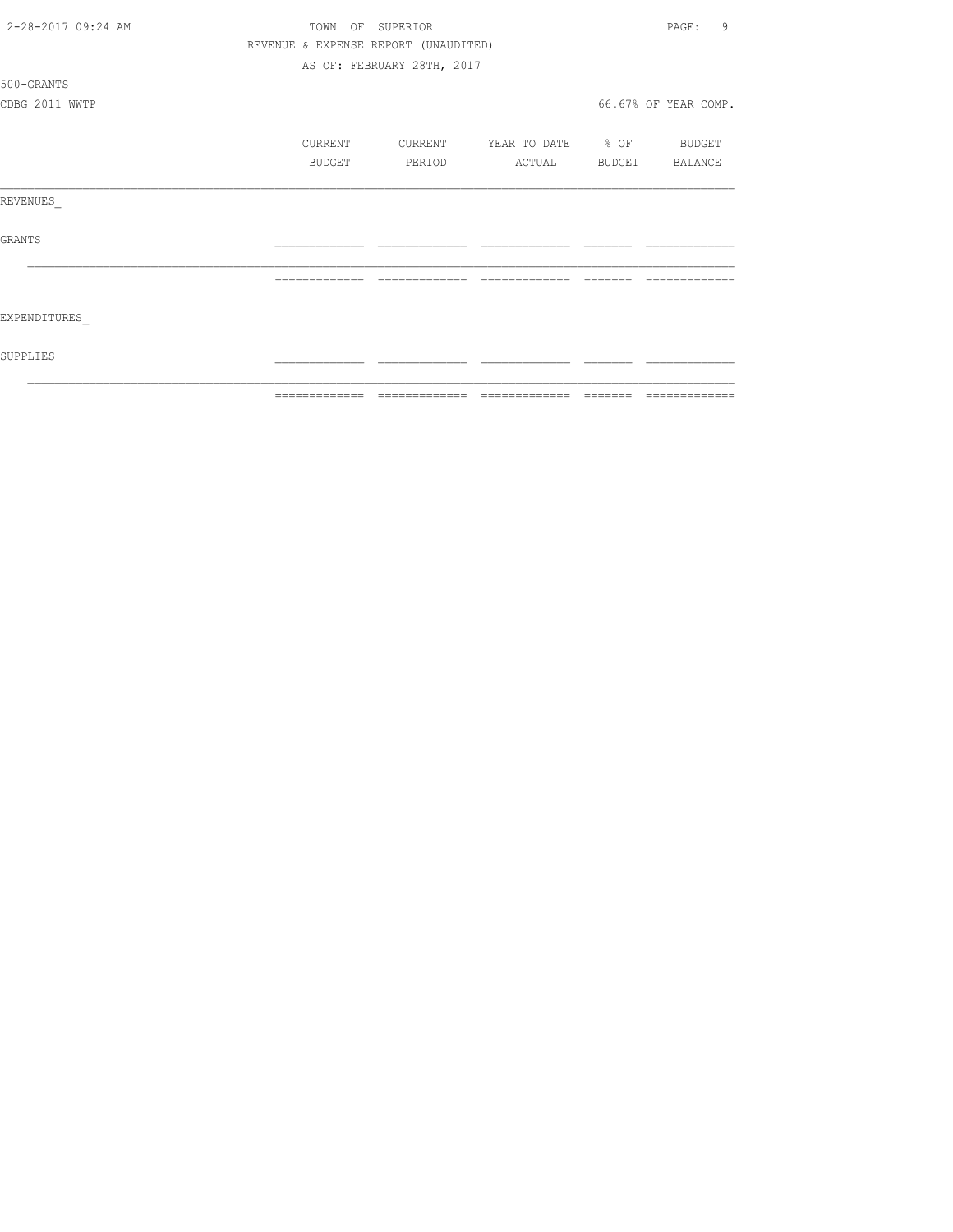TOWN OF SUPERIOR

REVENUE & EXPENSE REPORT (UNAUDITED)

AS OF: FEBRUARY 28TH, 2017

500-GRANTS

CDBG 2011 WWTP

66.67% OF YEAR COMP.

| | CURRENT BUDGET | CURRENT PERIOD | YEAR TO DATE ACTUAL | % OF BUDGET | BUDGET BALANCE |
|---|---|---|---|---|---|
| REVENUES_ | | | | | |
| GRANTS | | | | | |
| | | | | | |
| EXPENDITURES_ | | | | | |
| SUPPLIES | | | | | |
| | | | | | |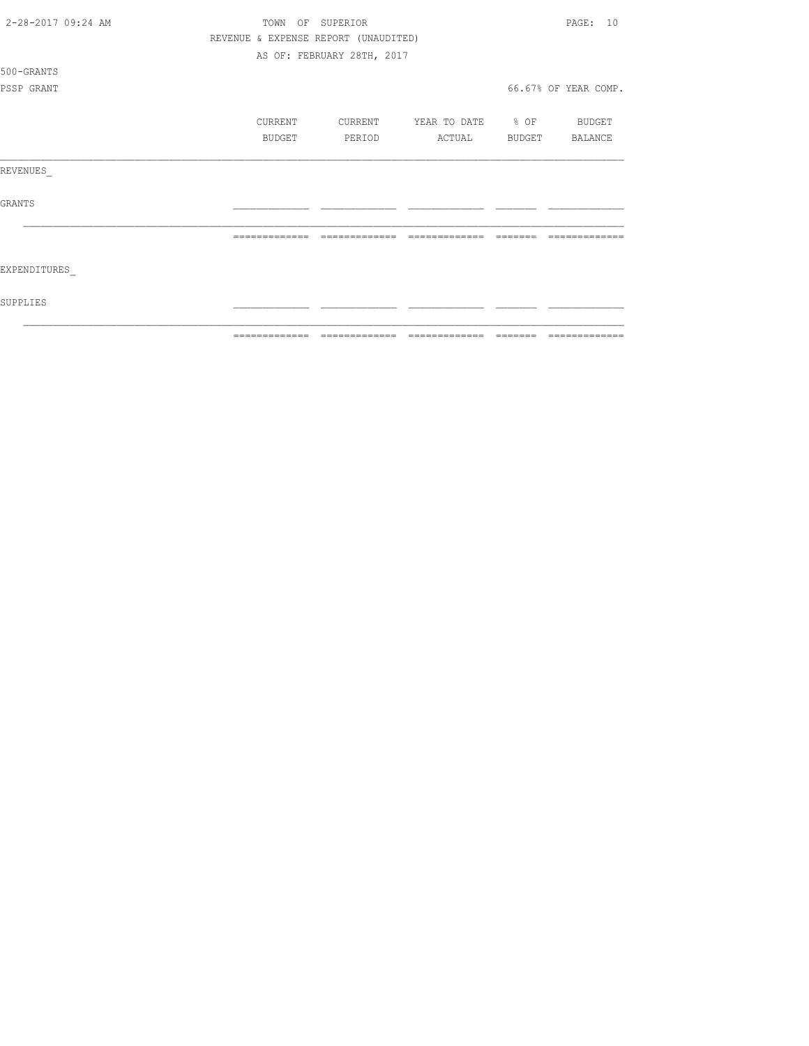TOWN OF SUPERIOR

REVENUE & EXPENSE REPORT (UNAUDITED)

AS OF: FEBRUARY 28TH, 2017

500-GRANTS

PSSP GRANT

66.67% OF YEAR COMP.

| | CURRENT BUDGET | CURRENT PERIOD | YEAR TO DATE ACTUAL | % OF BUDGET | BUDGET BALANCE |
|---|---|---|---|---|---|
| REVENUES_ | | | | | |
| GRANTS | | | | | |
| | | | | | |
| EXPENDITURES_ | | | | | |
| SUPPLIES | | | | | |
| | | | | | |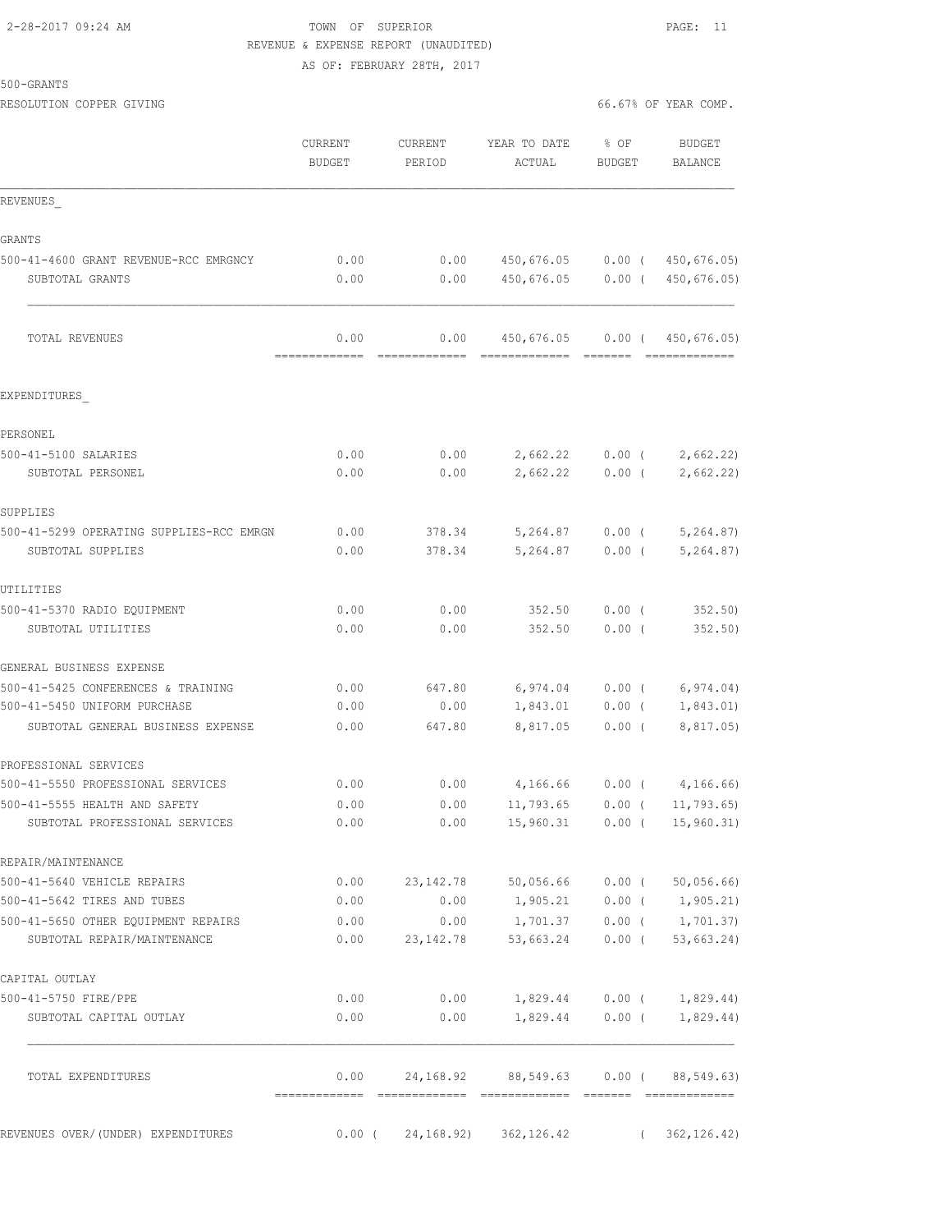2-28-2017 09:24 AM TOWN OF SUPERIOR

REVENUE & EXPENSE REPORT (UNAUDITED)

AS OF: FEBRUARY 28TH, 2017

500-GRANTS

RESOLUTION COPPER GIVING — 66.67% OF YEAR COMP.

| | CURRENT BUDGET | CURRENT PERIOD | YEAR TO DATE ACTUAL | % OF BUDGET | BUDGET BALANCE |
|---|---|---|---|---|---|
| **REVENUES** | | | | | |
| GRANTS | | | | | |
| 500-41-4600 GRANT REVENUE-RCC EMRGNCY | 0.00 | 0.00 | 450,676.05 | 0.00 | ( 450,676.05) |
| SUBTOTAL GRANTS | 0.00 | 0.00 | 450,676.05 | 0.00 | ( 450,676.05) |
| TOTAL REVENUES | 0.00 | 0.00 | 450,676.05 | 0.00 | ( 450,676.05) |
| **EXPENDITURES** | | | | | |
| PERSONEL | | | | | |
| 500-41-5100 SALARIES | 0.00 | 0.00 | 2,662.22 | 0.00 | ( 2,662.22) |
| SUBTOTAL PERSONEL | 0.00 | 0.00 | 2,662.22 | 0.00 | ( 2,662.22) |
| SUPPLIES | | | | | |
| 500-41-5299 OPERATING SUPPLIES-RCC EMRGN | 0.00 | 378.34 | 5,264.87 | 0.00 | ( 5,264.87) |
| SUBTOTAL SUPPLIES | 0.00 | 378.34 | 5,264.87 | 0.00 | ( 5,264.87) |
| UTILITIES | | | | | |
| 500-41-5370 RADIO EQUIPMENT | 0.00 | 0.00 | 352.50 | 0.00 | ( 352.50) |
| SUBTOTAL UTILITIES | 0.00 | 0.00 | 352.50 | 0.00 | ( 352.50) |
| GENERAL BUSINESS EXPENSE | | | | | |
| 500-41-5425 CONFERENCES & TRAINING | 0.00 | 647.80 | 6,974.04 | 0.00 | ( 6,974.04) |
| 500-41-5450 UNIFORM PURCHASE | 0.00 | 0.00 | 1,843.01 | 0.00 | ( 1,843.01) |
| SUBTOTAL GENERAL BUSINESS EXPENSE | 0.00 | 647.80 | 8,817.05 | 0.00 | ( 8,817.05) |
| PROFESSIONAL SERVICES | | | | | |
| 500-41-5550 PROFESSIONAL SERVICES | 0.00 | 0.00 | 4,166.66 | 0.00 | ( 4,166.66) |
| 500-41-5555 HEALTH AND SAFETY | 0.00 | 0.00 | 11,793.65 | 0.00 | ( 11,793.65) |
| SUBTOTAL PROFESSIONAL SERVICES | 0.00 | 0.00 | 15,960.31 | 0.00 | ( 15,960.31) |
| REPAIR/MAINTENANCE | | | | | |
| 500-41-5640 VEHICLE REPAIRS | 0.00 | 23,142.78 | 50,056.66 | 0.00 | ( 50,056.66) |
| 500-41-5642 TIRES AND TUBES | 0.00 | 0.00 | 1,905.21 | 0.00 | ( 1,905.21) |
| 500-41-5650 OTHER EQUIPMENT REPAIRS | 0.00 | 0.00 | 1,701.37 | 0.00 | ( 1,701.37) |
| SUBTOTAL REPAIR/MAINTENANCE | 0.00 | 23,142.78 | 53,663.24 | 0.00 | ( 53,663.24) |
| CAPITAL OUTLAY | | | | | |
| 500-41-5750 FIRE/PPE | 0.00 | 0.00 | 1,829.44 | 0.00 | ( 1,829.44) |
| SUBTOTAL CAPITAL OUTLAY | 0.00 | 0.00 | 1,829.44 | 0.00 | ( 1,829.44) |
| TOTAL EXPENDITURES | 0.00 | 24,168.92 | 88,549.63 | 0.00 | ( 88,549.63) |
| REVENUES OVER/(UNDER) EXPENDITURES | 0.00 | ( 24,168.92) | 362,126.42 | | ( 362,126.42) |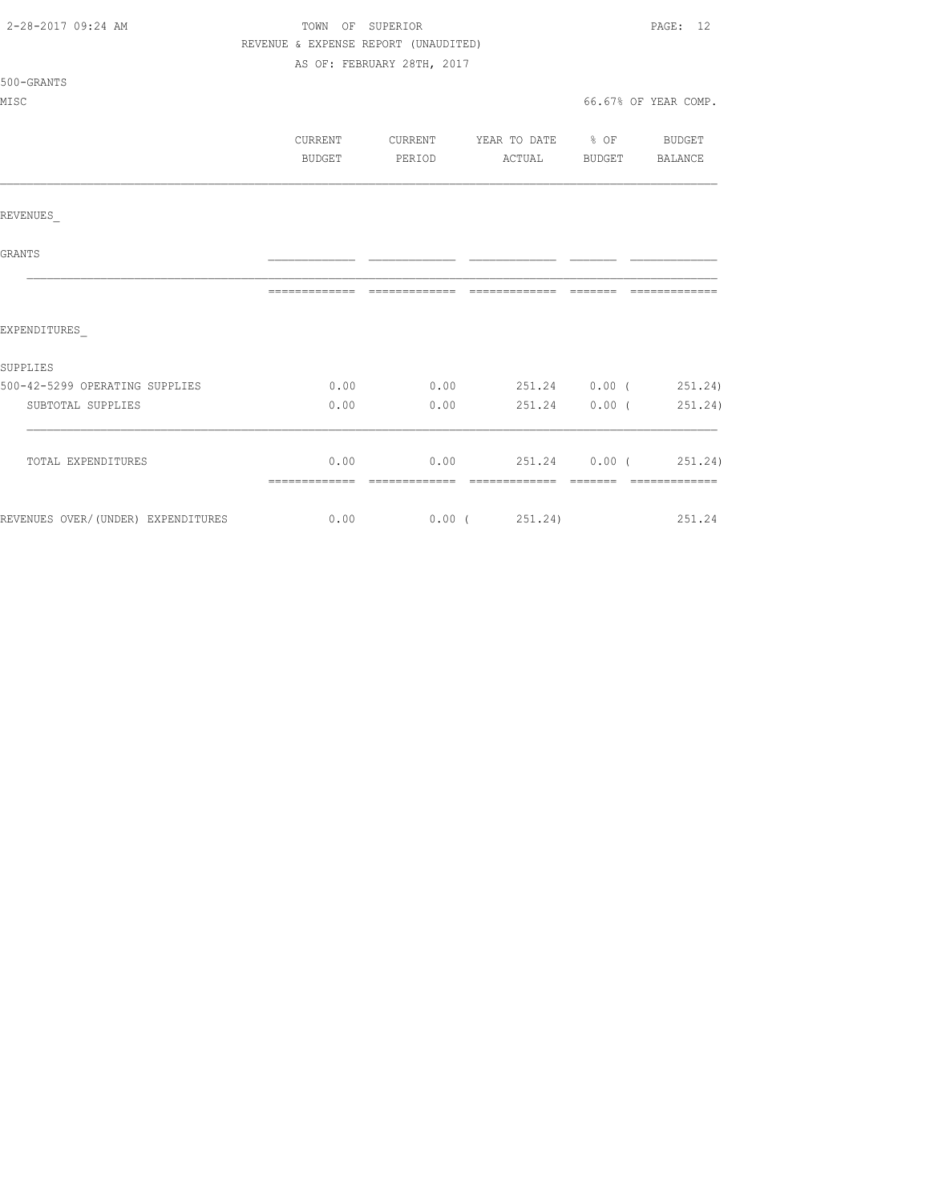TOWN OF SUPERIOR

REVENUE & EXPENSE REPORT (UNAUDITED)

AS OF: FEBRUARY 28TH, 2017

500-GRANTS

MISC

66.67% OF YEAR COMP.

| | CURRENT BUDGET | CURRENT PERIOD | YEAR TO DATE ACTUAL | % OF BUDGET | BUDGET BALANCE |
|---|---|---|---|---|---|
| REVENUES_ | | | | | |
| GRANTS | | | | | |
| EXPENDITURES_ | | | | | |
| SUPPLIES | | | | | |
| 500-42-5299 OPERATING SUPPLIES | 0.00 | 0.00 | 251.24 | 0.00 | ( 251.24) |
| SUBTOTAL SUPPLIES | 0.00 | 0.00 | 251.24 | 0.00 | ( 251.24) |
| TOTAL EXPENDITURES | 0.00 | 0.00 | 251.24 | 0.00 | ( 251.24) |
| REVENUES OVER/(UNDER) EXPENDITURES | 0.00 | 0.00 | ( 251.24) | | 251.24 |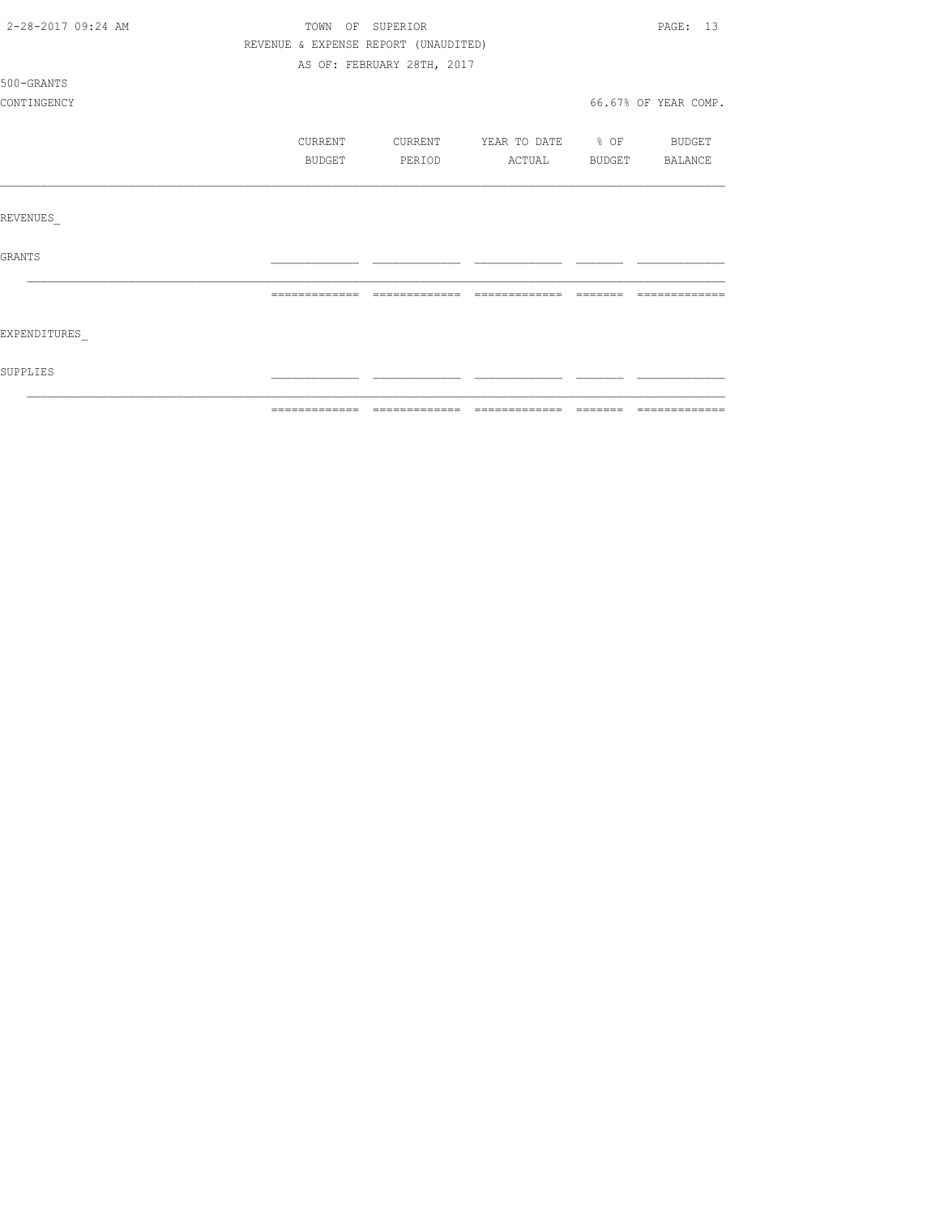TOWN OF SUPERIOR

REVENUE & EXPENSE REPORT (UNAUDITED)

AS OF: FEBRUARY 28TH, 2017

500-GRANTS

CONTINGENCY

66.67% OF YEAR COMP.

| | CURRENT BUDGET | CURRENT PERIOD | YEAR TO DATE ACTUAL | % OF BUDGET | BUDGET BALANCE |
|---|---|---|---|---|---|
| REVENUES_ | | | | | |
| GRANTS | | | | | |
| EXPENDITURES_ | | | | | |
| SUPPLIES | | | | | |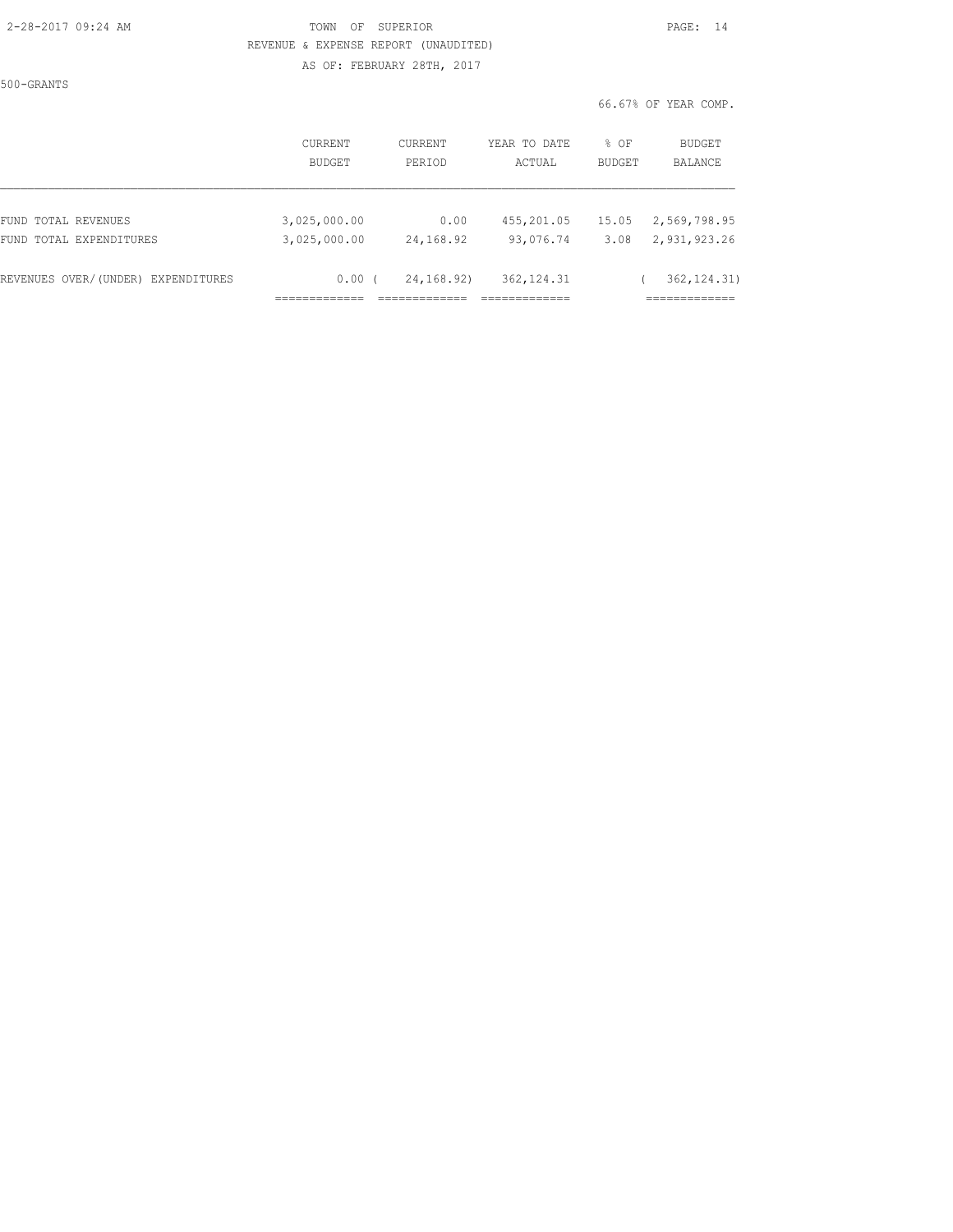TOWN OF SUPERIOR

REVENUE & EXPENSE REPORT (UNAUDITED)

AS OF: FEBRUARY 28TH, 2017

500-GRANTS

66.67% OF YEAR COMP.

| | CURRENT BUDGET | CURRENT PERIOD | YEAR TO DATE ACTUAL | % OF BUDGET | BUDGET BALANCE |
|---|---|---|---|---|---|
| FUND TOTAL REVENUES | 3,025,000.00 | 0.00 | 455,201.05 | 15.05 | 2,569,798.95 |
| FUND TOTAL EXPENDITURES | 3,025,000.00 | 24,168.92 | 93,076.74 | 3.08 | 2,931,923.26 |
| REVENUES OVER/(UNDER) EXPENDITURES | 0.00 | ( 24,168.92) | 362,124.31 | | ( 362,124.31) |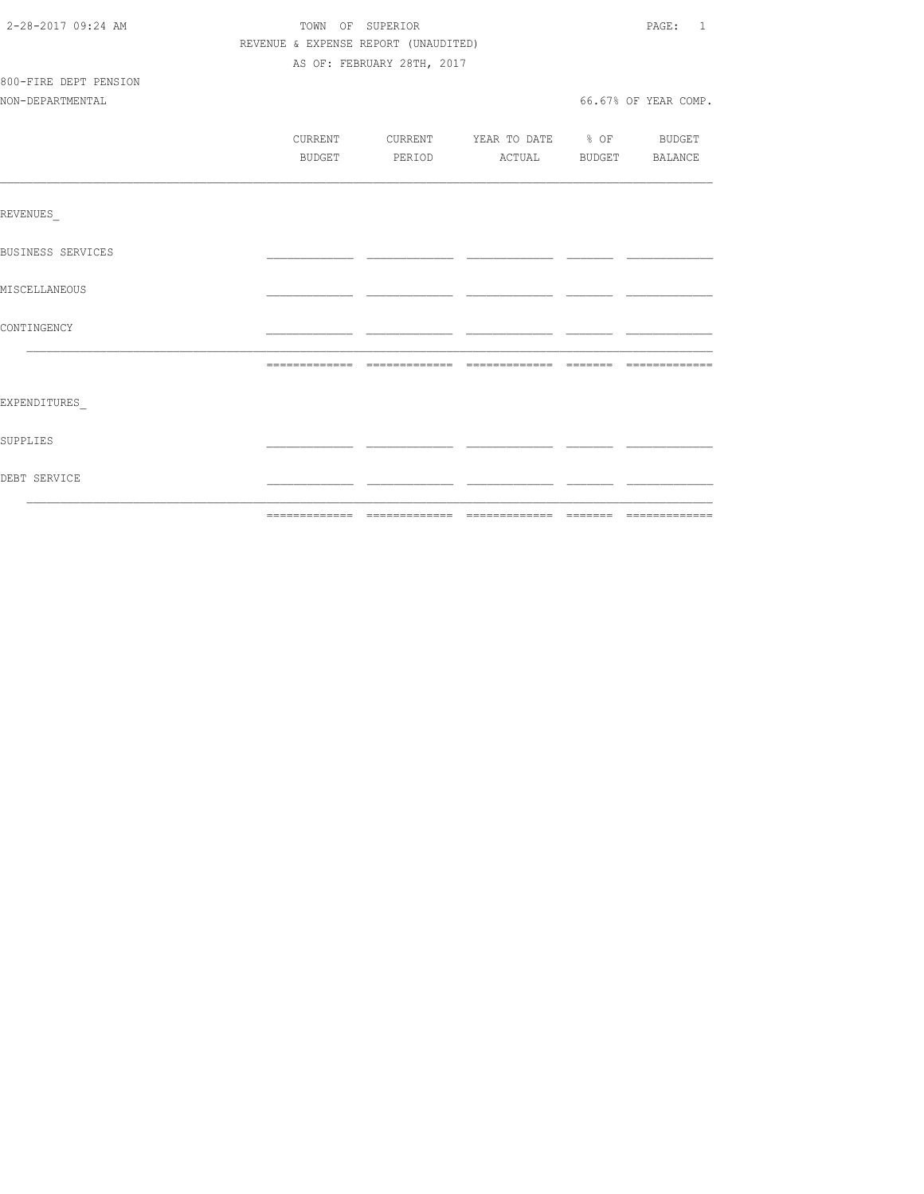TOWN OF SUPERIOR

REVENUE & EXPENSE REPORT (UNAUDITED)

AS OF: FEBRUARY 28TH, 2017

800-FIRE DEPT PENSION

NON-DEPARTMENTAL

66.67% OF YEAR COMP.

| | CURRENT BUDGET | CURRENT PERIOD | YEAR TO DATE ACTUAL | % OF BUDGET | BUDGET BALANCE |
|---|---|---|---|---|---|
| REVENUES_ | | | | | |
| BUSINESS SERVICES | | | | | |
| MISCELLANEOUS | | | | | |
| CONTINGENCY | | | | | |
| | | | | | |
| EXPENDITURES_ | | | | | |
| SUPPLIES | | | | | |
| DEBT SERVICE | | | | | |
| | | | | | |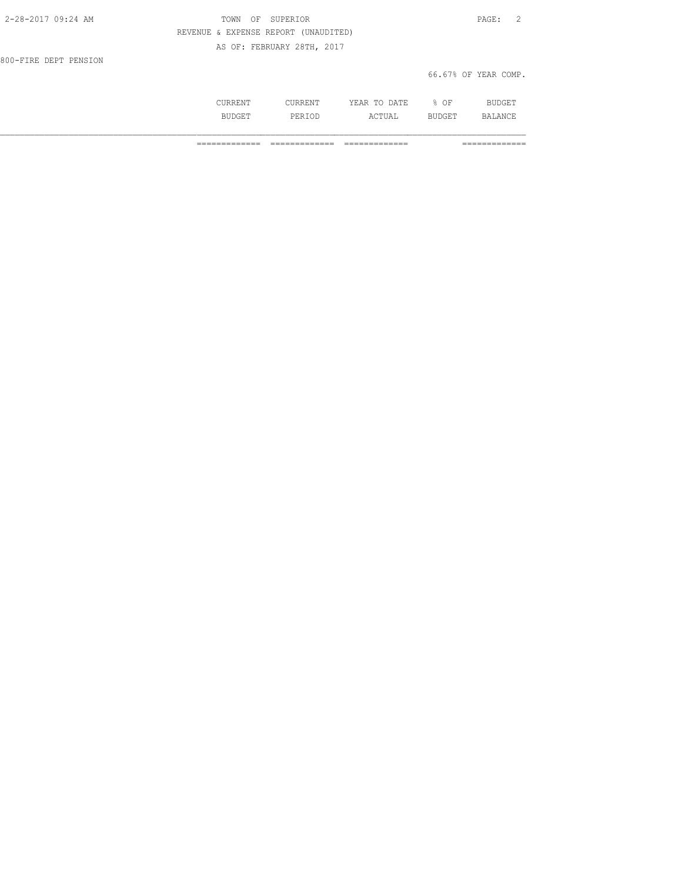TOWN OF SUPERIOR

REVENUE & EXPENSE REPORT (UNAUDITED)

AS OF: FEBRUARY 28TH, 2017

800-FIRE DEPT PENSION

66.67% OF YEAR COMP.

| | CURRENT BUDGET | CURRENT PERIOD | YEAR TO DATE ACTUAL | % OF BUDGET | BUDGET BALANCE |
|---|---|---|---|---|---|
| | ============= | ============= | ============= | | ============= |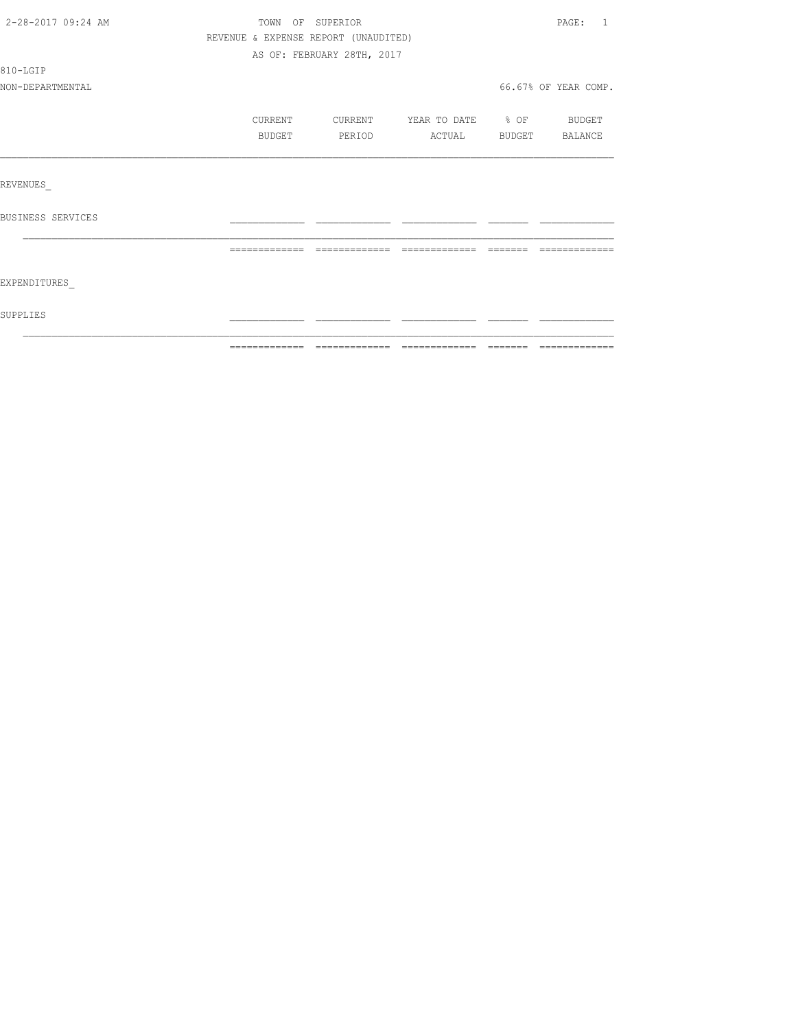# TOWN OF SUPERIOR

REVENUE & EXPENSE REPORT (UNAUDITED)

AS OF: FEBRUARY 28TH, 2017

810-LGIP

NON-DEPARTMENTAL

66.67% OF YEAR COMP.

| | CURRENT BUDGET | CURRENT PERIOD | YEAR TO DATE ACTUAL | % OF BUDGET | BUDGET BALANCE |
|---|---|---|---|---|---|
| REVENUES_ | | | | | |
| BUSINESS SERVICES | | | | | |
| | | | | | |
| EXPENDITURES_ | | | | | |
| SUPPLIES | | | | | |
| | | | | | |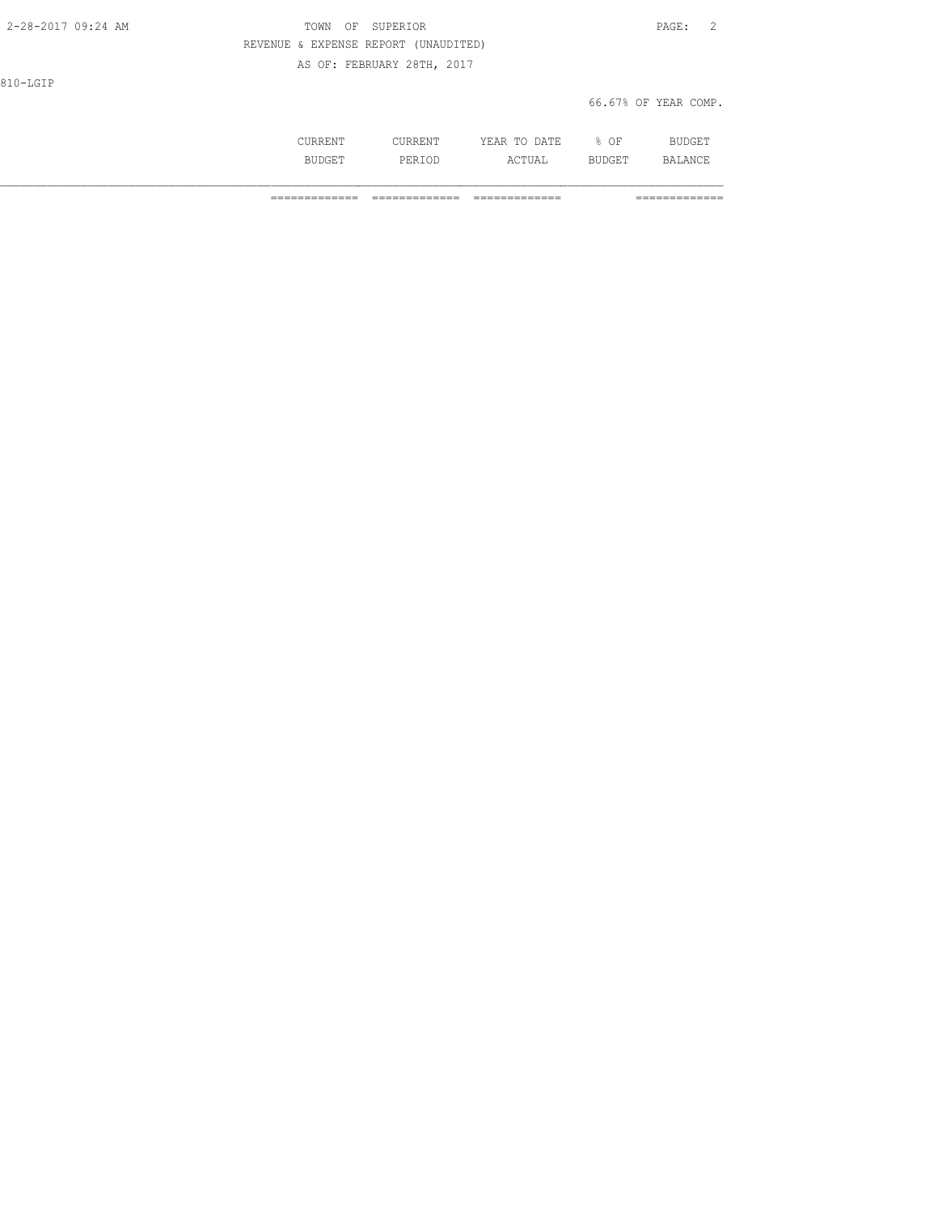810-LGIP

66.67% OF YEAR COMP.

| | CURRENT BUDGET | CURRENT PERIOD | YEAR TO DATE ACTUAL | % OF BUDGET | BUDGET BALANCE |
|---|---|---|---|---|---|
| | ============= | ============= | ============= | | ============= |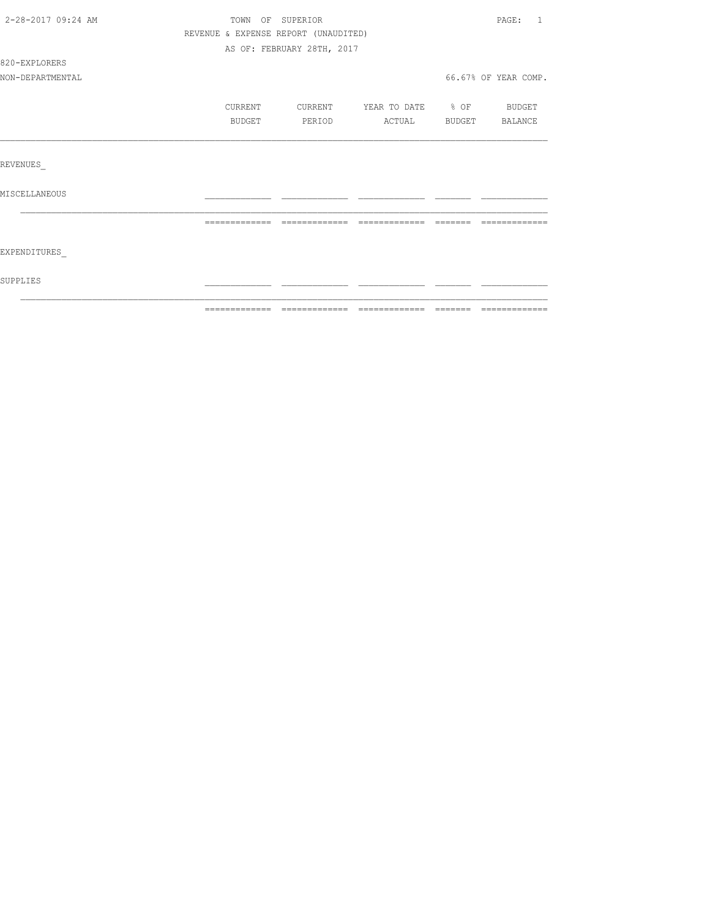TOWN OF SUPERIOR
REVENUE & EXPENSE REPORT (UNAUDITED)
AS OF: FEBRUARY 28TH, 2017

820-EXPLORERS

NON-DEPARTMENTAL — 66.67% OF YEAR COMP.

| | CURRENT BUDGET | CURRENT PERIOD | YEAR TO DATE ACTUAL | % OF BUDGET | BUDGET BALANCE |
|---|---|---|---|---|---|
| REVENUES_ | | | | | |
| MISCELLANEOUS | | | | | |
| | | | | | |
| EXPENDITURES_ | | | | | |
| SUPPLIES | | | | | |
| | | | | | |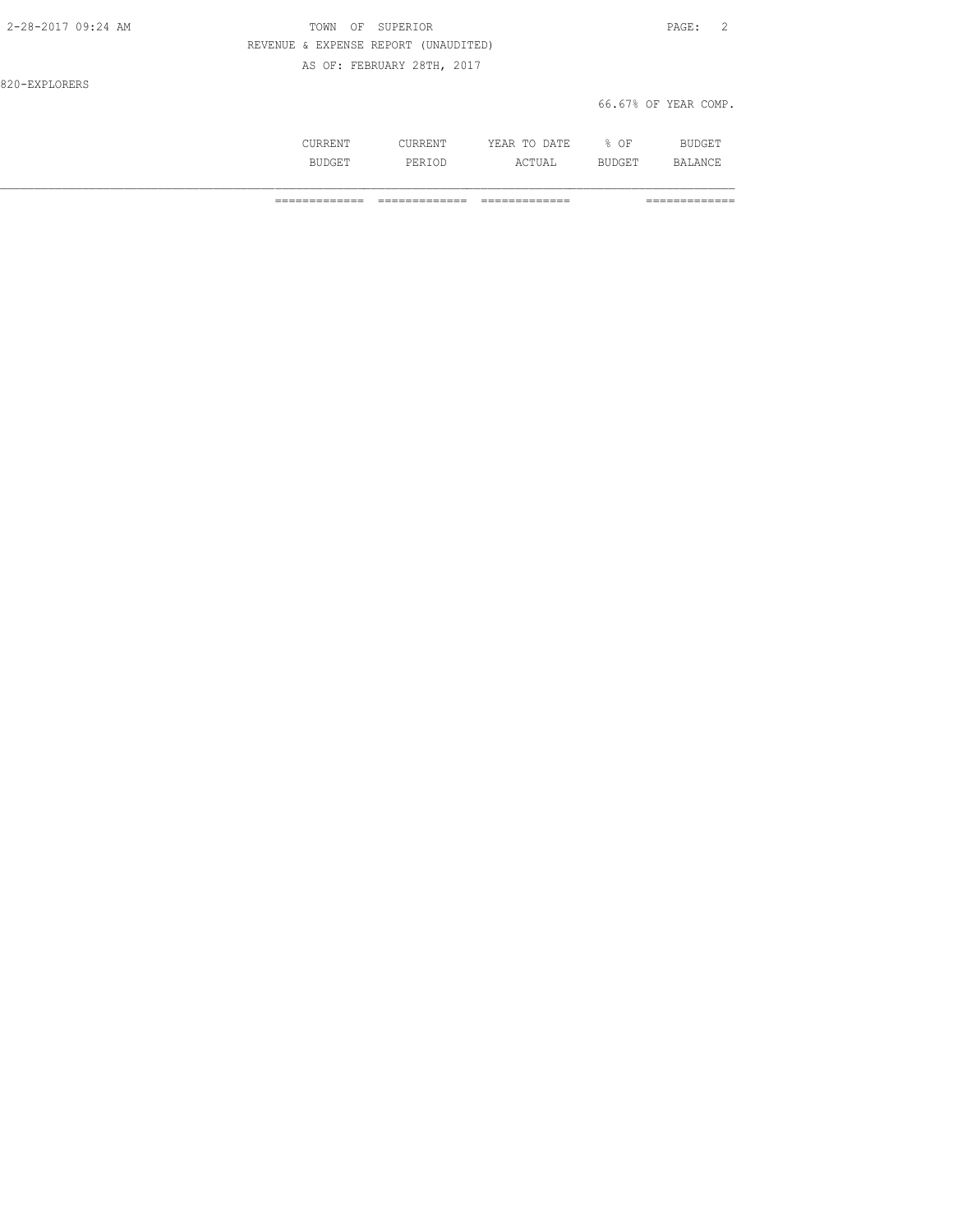820-EXPLORERS

66.67% OF YEAR COMP.

| | CURRENT BUDGET | CURRENT PERIOD | YEAR TO DATE ACTUAL | % OF BUDGET | BUDGET BALANCE |
|---|---|---|---|---|---|
| | ============= | ============= | ============= | | ============= |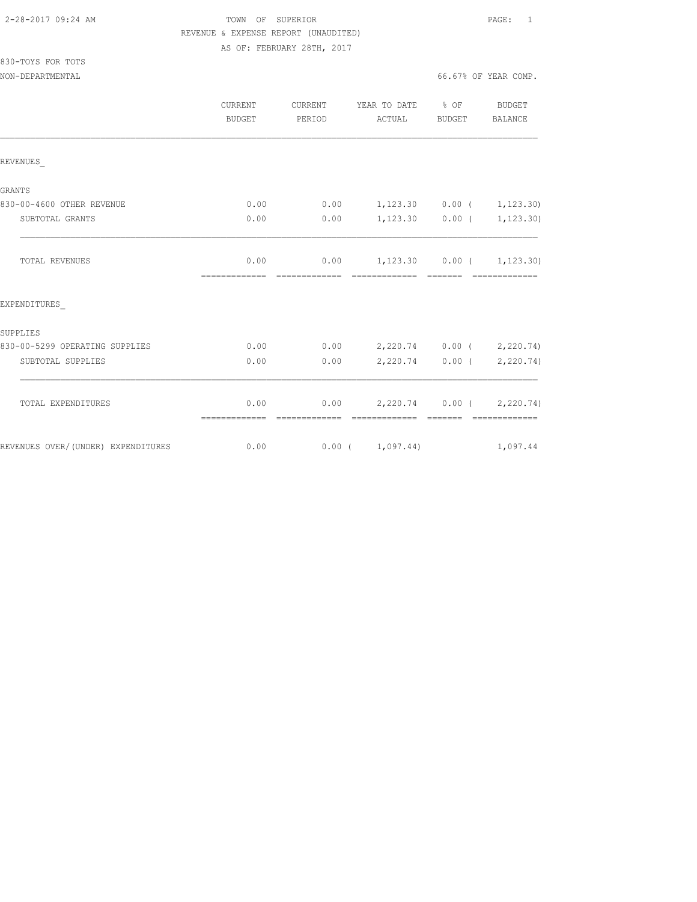TOWN OF SUPERIOR
REVENUE & EXPENSE REPORT (UNAUDITED)
AS OF: FEBRUARY 28TH, 2017

830-TOYS FOR TOTS
NON-DEPARTMENTAL

66.67% OF YEAR COMP.

| | CURRENT BUDGET | CURRENT PERIOD | YEAR TO DATE ACTUAL | % OF BUDGET | BUDGET BALANCE |
|---|---|---|---|---|---|
| REVENUES_ | | | | | |
| GRANTS | | | | | |
| 830-00-4600 OTHER REVENUE | 0.00 | 0.00 | 1,123.30 | 0.00 | ( 1,123.30) |
| SUBTOTAL GRANTS | 0.00 | 0.00 | 1,123.30 | 0.00 | ( 1,123.30) |
| TOTAL REVENUES | 0.00 | 0.00 | 1,123.30 | 0.00 | ( 1,123.30) |
| EXPENDITURES_ | | | | | |
| SUPPLIES | | | | | |
| 830-00-5299 OPERATING SUPPLIES | 0.00 | 0.00 | 2,220.74 | 0.00 | ( 2,220.74) |
| SUBTOTAL SUPPLIES | 0.00 | 0.00 | 2,220.74 | 0.00 | ( 2,220.74) |
| TOTAL EXPENDITURES | 0.00 | 0.00 | 2,220.74 | 0.00 | ( 2,220.74) |
| REVENUES OVER/(UNDER) EXPENDITURES | 0.00 | 0.00 | ( 1,097.44) | | 1,097.44 |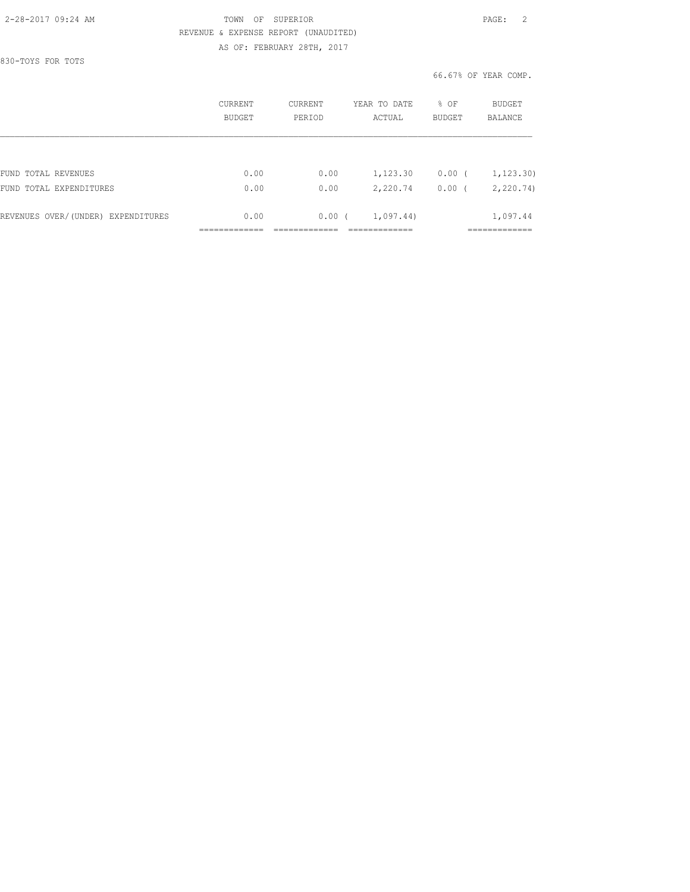TOWN OF SUPERIOR

REVENUE & EXPENSE REPORT (UNAUDITED)

AS OF: FEBRUARY 28TH, 2017

830-TOYS FOR TOTS

66.67% OF YEAR COMP.

|  | CURRENT BUDGET | CURRENT PERIOD | YEAR TO DATE ACTUAL | % OF BUDGET | BUDGET BALANCE |
|---|---|---|---|---|---|
| FUND TOTAL REVENUES | 0.00 | 0.00 | 1,123.30 | 0.00 | ( 1,123.30) |
| FUND TOTAL EXPENDITURES | 0.00 | 0.00 | 2,220.74 | 0.00 | ( 2,220.74) |
| REVENUES OVER/(UNDER) EXPENDITURES | 0.00 | 0.00 | ( 1,097.44) |  | 1,097.44 |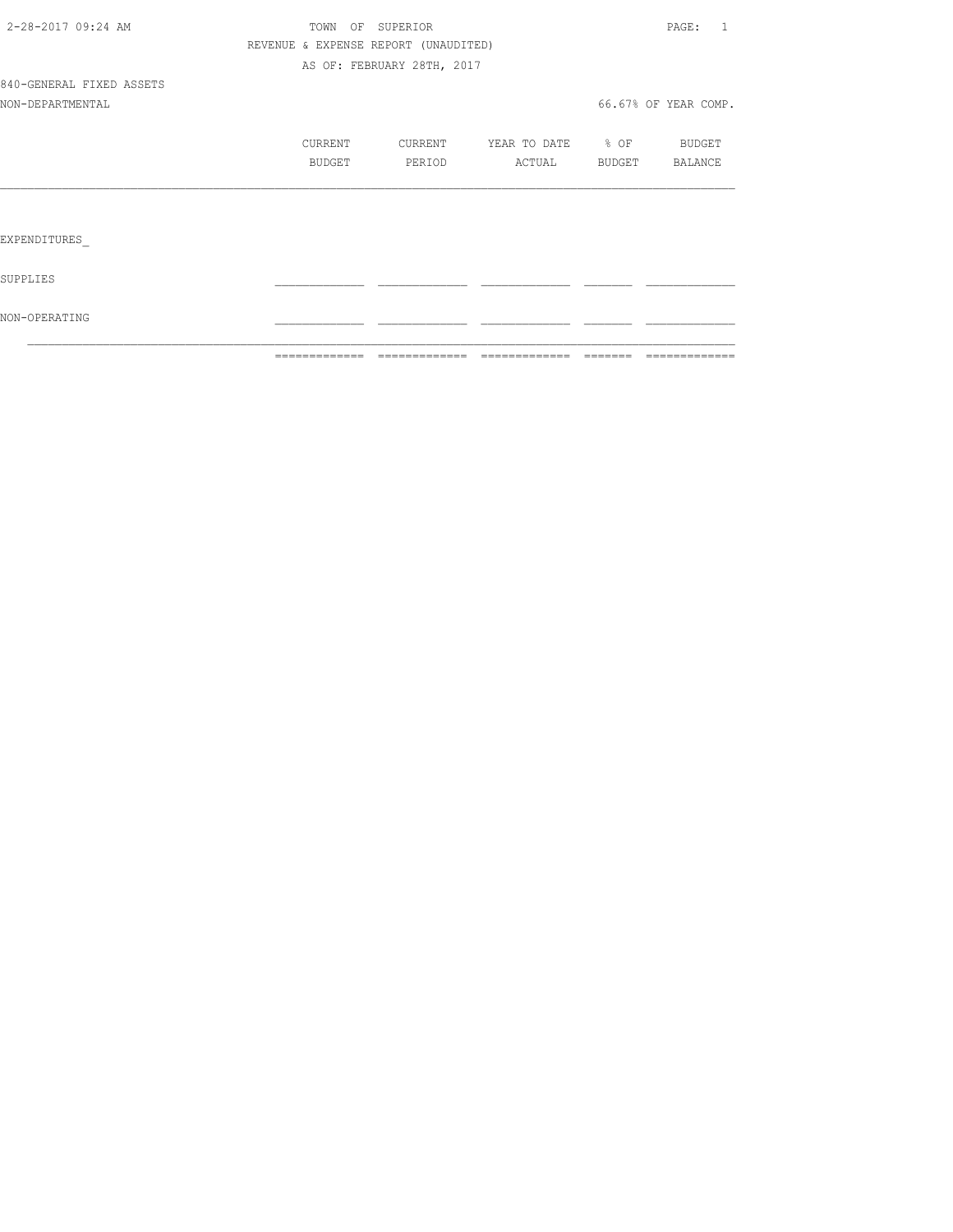TOWN OF SUPERIOR

REVENUE & EXPENSE REPORT (UNAUDITED)

AS OF: FEBRUARY 28TH, 2017

840-GENERAL FIXED ASSETS

NON-DEPARTMENTAL

66.67% OF YEAR COMP.

| | CURRENT BUDGET | CURRENT PERIOD | YEAR TO DATE ACTUAL | % OF BUDGET | BUDGET BALANCE |
|---|---|---|---|---|---|
| EXPENDITURES_ | | | | | |
| SUPPLIES | | | | | |
| NON-OPERATING | | | | | |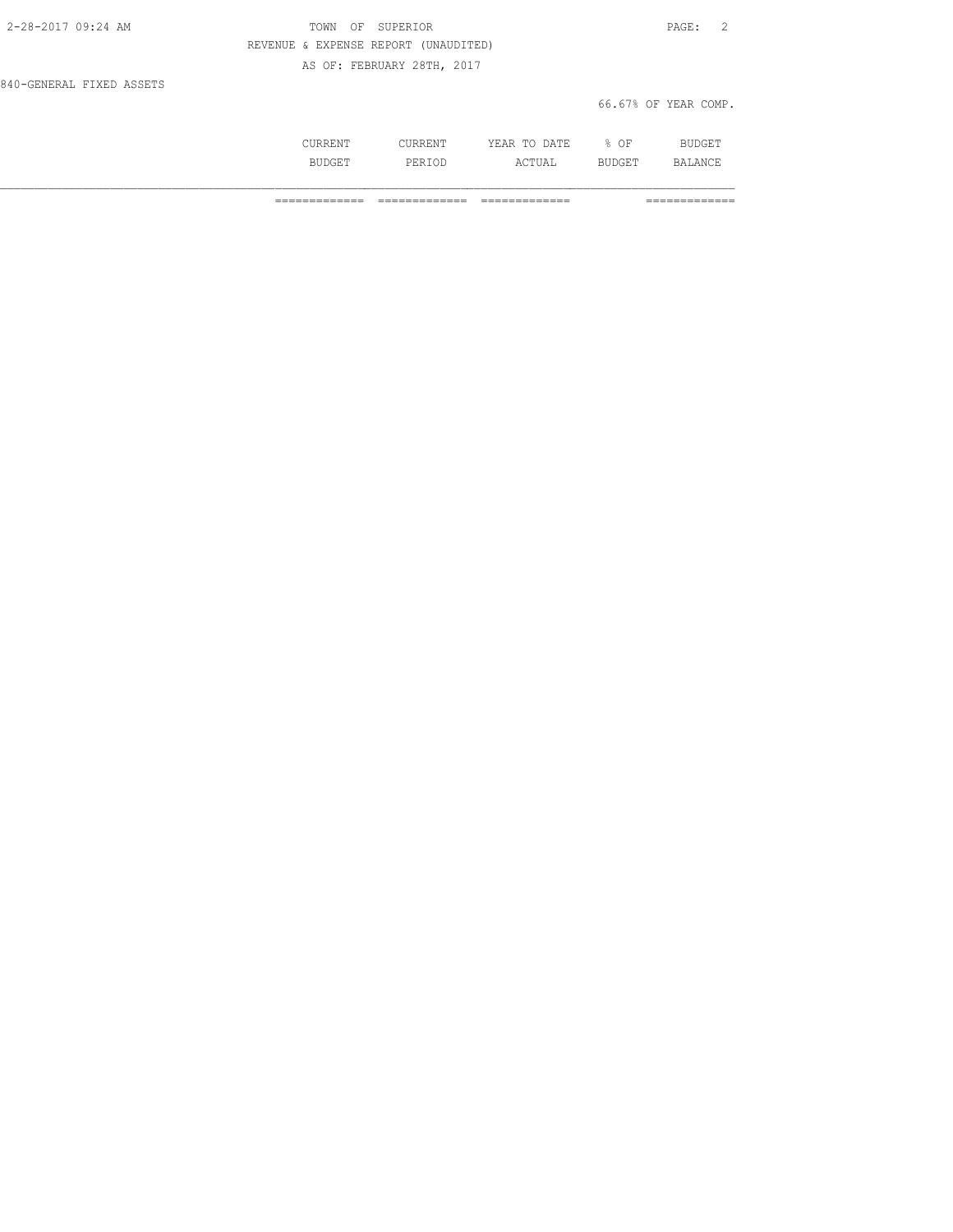TOWN OF SUPERIOR

REVENUE & EXPENSE REPORT (UNAUDITED)

AS OF: FEBRUARY 28TH, 2017

840-GENERAL FIXED ASSETS

66.67% OF YEAR COMP.

| | CURRENT BUDGET | CURRENT PERIOD | YEAR TO DATE ACTUAL | % OF BUDGET | BUDGET BALANCE |
|---|---|---|---|---|---|
| | ============= | ============= | ============= | | ============= |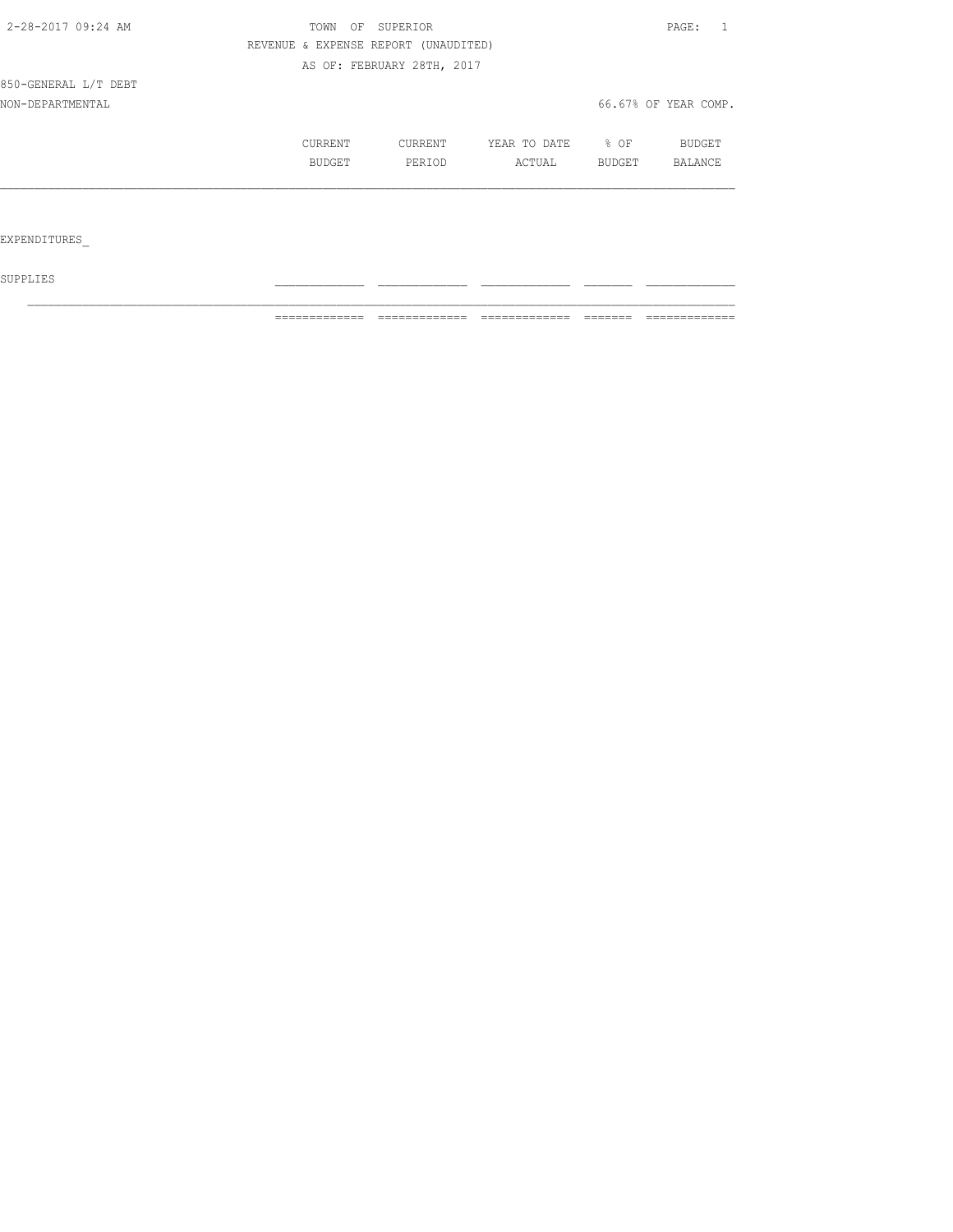2-28-2017 09:24 AM

TOWN OF SUPERIOR

REVENUE & EXPENSE REPORT (UNAUDITED)

AS OF: FEBRUARY 28TH, 2017

850-GENERAL L/T DEBT

NON-DEPARTMENTAL — 66.67% OF YEAR COMP.

| | CURRENT BUDGET | CURRENT PERIOD | YEAR TO DATE ACTUAL | % OF BUDGET | BUDGET BALANCE |
|---|---|---|---|---|---|
| EXPENDITURES_ | | | | | |
| SUPPLIES | | | | | |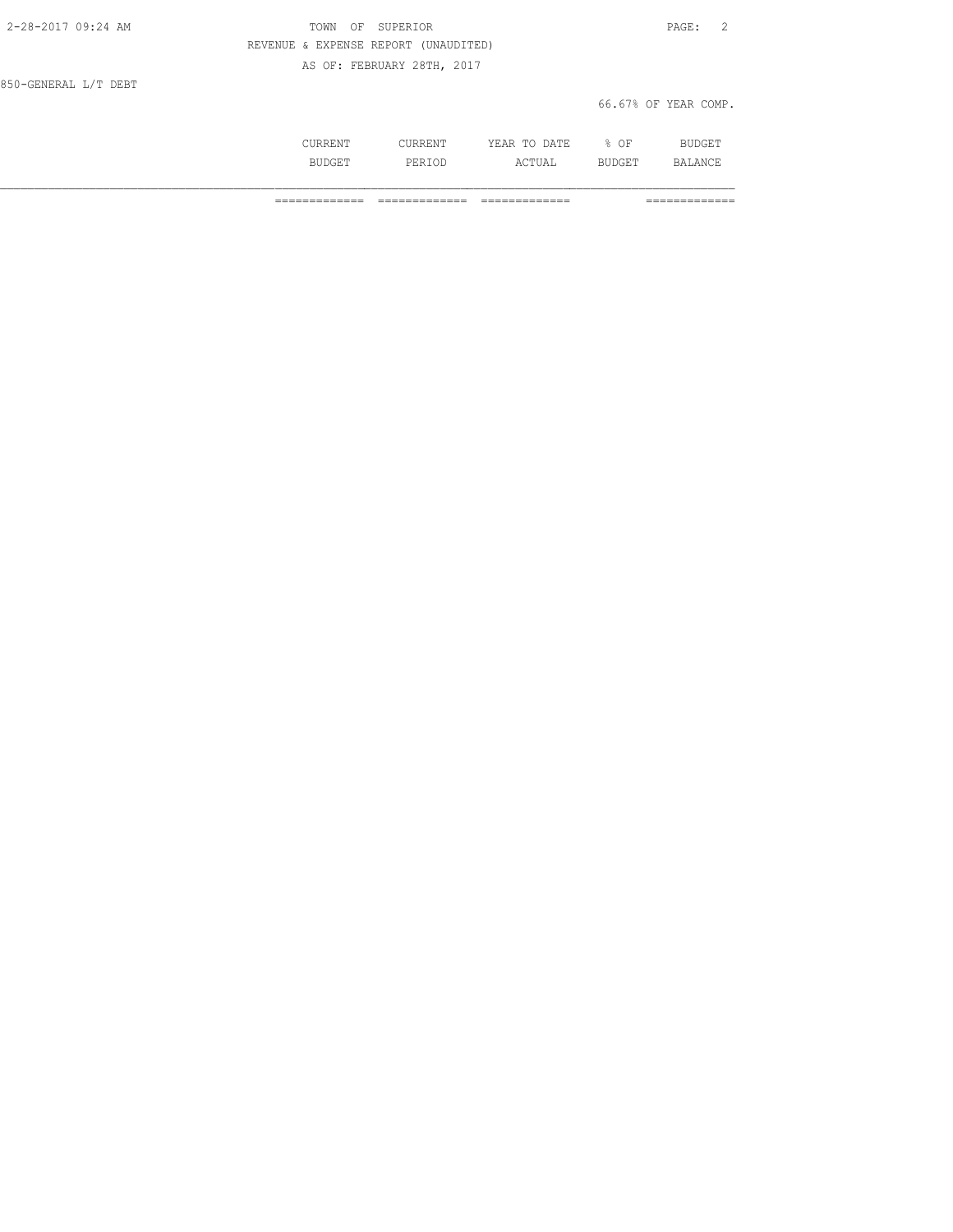850-GENERAL L/T DEBT

66.67% OF YEAR COMP.

| | CURRENT BUDGET | CURRENT PERIOD | YEAR TO DATE ACTUAL | % OF BUDGET | BUDGET BALANCE |
|---|---|---|---|---|---|
| | ============= | ============= | ============= | | ============= |